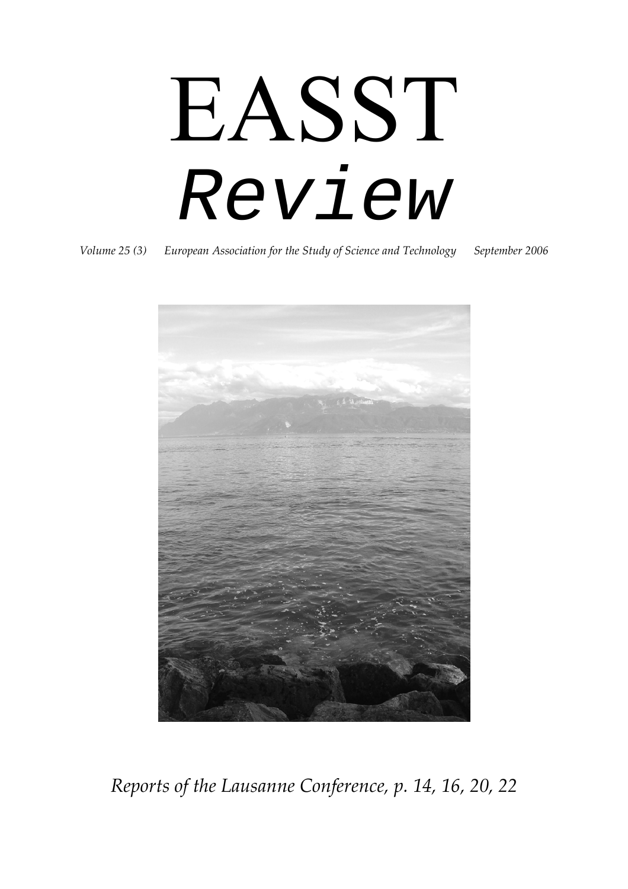# EASST

# *Review*

*Volume 25 (3) European Association for the Study of Science and Technology September 2006*

*Reports of the Lausanne Conference, p. 14, 16, 20, 22*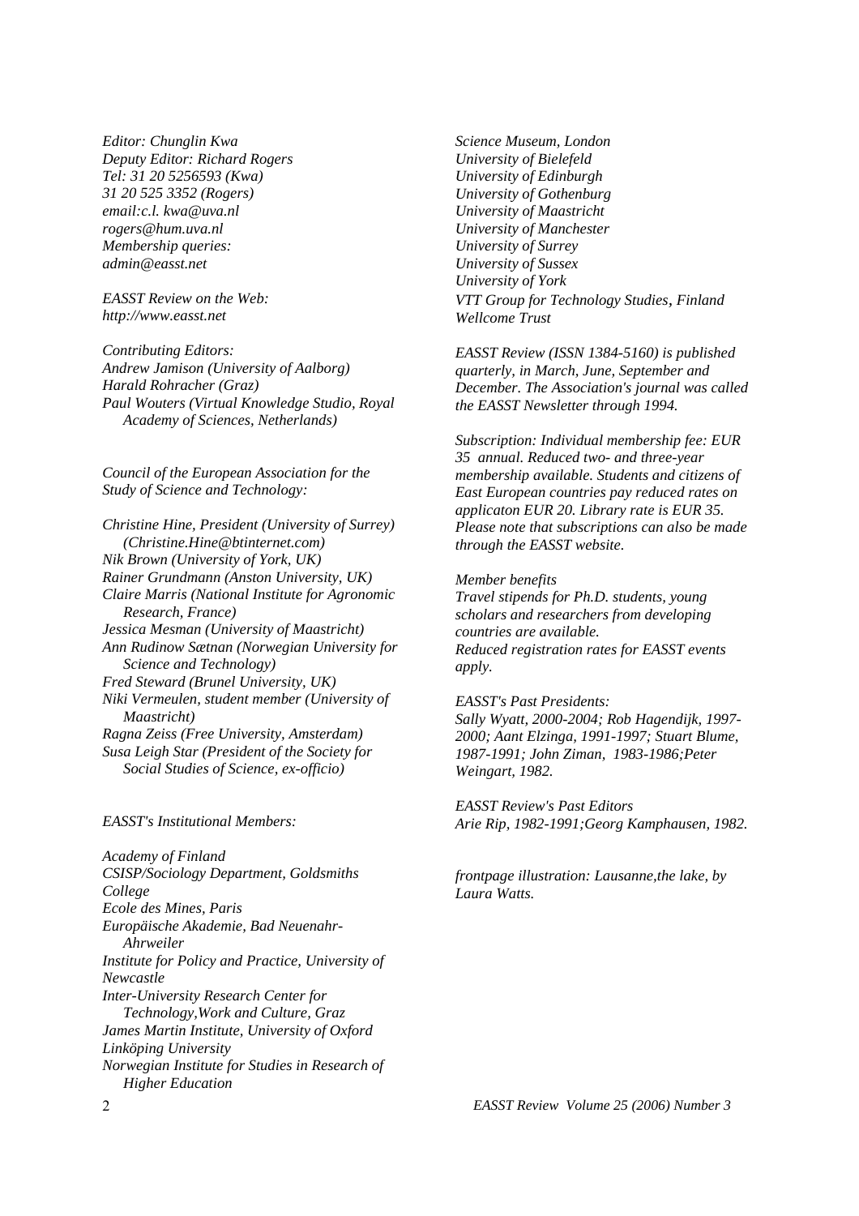*Editor: Chunglin Kwa*
*Deputy Editor: Richard Rogers*
*Tel: 31 20 5256593 (Kwa)*
*31 20 525 3352 (Rogers)*
*email:c.l. kwa@uva.nl*
*rogers@hum.uva.nl*
*Membership queries:*
*admin@easst.net*

*EASST Review on the Web:*
*http://www.easst.net*

*Contributing Editors:*
*Andrew Jamison (University of Aalborg)*
*Harald Rohracher (Graz)*
*Paul Wouters (Virtual Knowledge Studio, Royal Academy of Sciences, Netherlands)*

*Council of the European Association for the Study of Science and Technology:*

*Christine Hine, President (University of Surrey) (Christine.Hine@btinternet.com)*
*Nik Brown (University of York, UK)*
*Rainer Grundmann (Anston University, UK)*
*Claire Marris (National Institute for Agronomic Research, France)*
*Jessica Mesman (University of Maastricht)*
*Ann Rudinow Sætnan (Norwegian University for Science and Technology)*
*Fred Steward (Brunel University, UK)*
*Niki Vermeulen, student member (University of Maastricht)*
*Ragna Zeiss (Free University, Amsterdam)*
*Susa Leigh Star (President of the Society for Social Studies of Science, ex-officio)*

*EASST's Institutional Members:*

*Academy of Finland*
*CSISP/Sociology Department, Goldsmiths College*
*Ecole des Mines, Paris*
*Europäische Akademie, Bad Neuenahr-Ahrweiler*
*Institute for Policy and Practice, University of Newcastle*
*Inter-University Research Center for Technology,Work and Culture, Graz*
*James Martin Institute, University of Oxford*
*Linköping University*
*Norwegian Institute for Studies in Research of Higher Education*
*Science Museum, London*
*University of Bielefeld*
*University of Edinburgh*
*University of Gothenburg*
*University of Maastricht*
*University of Manchester*
*University of Surrey*
*University of Sussex*
*University of York*
*VTT Group for Technology Studies, Finland*
*Wellcome Trust*

*EASST Review (ISSN 1384-5160) is published quarterly, in March, June, September and December. The Association's journal was called the EASST Newsletter through 1994.*

*Subscription: Individual membership fee: EUR 35 annual. Reduced two- and three-year membership available. Students and citizens of East European countries pay reduced rates on applicaton EUR 20. Library rate is EUR 35. Please note that subscriptions can also be made through the EASST website.*

*Member benefits*
*Travel stipends for Ph.D. students, young scholars and researchers from developing countries are available.*
*Reduced registration rates for EASST events apply.*

*EASST's Past Presidents:*
*Sally Wyatt, 2000-2004; Rob Hagendijk, 1997-2000; Aant Elzinga, 1991-1997; Stuart Blume, 1987-1991; John Ziman, 1983-1986;Peter Weingart, 1982.*

*EASST Review's Past Editors*
*Arie Rip, 1982-1991;Georg Kamphausen, 1982.*

*frontpage illustration: Lausanne,the lake, by Laura Watts.*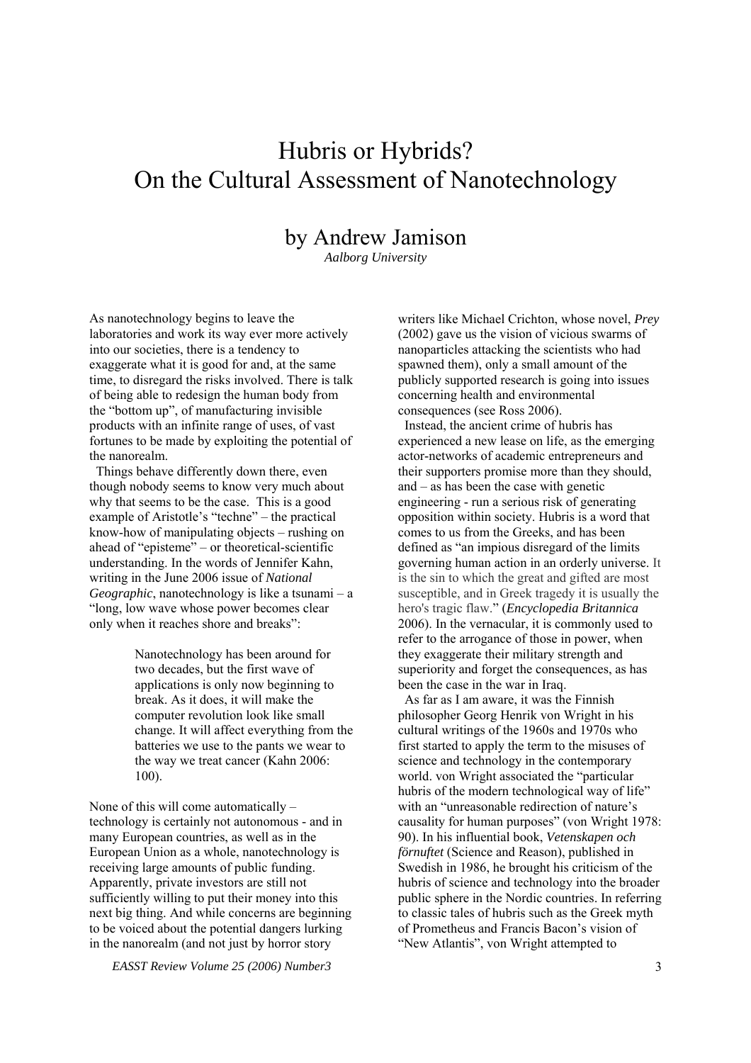# Hubris or Hybrids? On the Cultural Assessment of Nanotechnology

## by Andrew Jamison

*Aalborg University*

As nanotechnology begins to leave the laboratories and work its way ever more actively into our societies, there is a tendency to exaggerate what it is good for and, at the same time, to disregard the risks involved. There is talk of being able to redesign the human body from the "bottom up", of manufacturing invisible products with an infinite range of uses, of vast fortunes to be made by exploiting the potential of the nanorealm.

Things behave differently down there, even though nobody seems to know very much about why that seems to be the case. This is a good example of Aristotle's "techne" – the practical know-how of manipulating objects – rushing on ahead of "episteme" – or theoretical-scientific understanding. In the words of Jennifer Kahn, writing in the June 2006 issue of *National Geographic*, nanotechnology is like a tsunami – a "long, low wave whose power becomes clear only when it reaches shore and breaks":

> Nanotechnology has been around for two decades, but the first wave of applications is only now beginning to break. As it does, it will make the computer revolution look like small change. It will affect everything from the batteries we use to the pants we wear to the way we treat cancer (Kahn 2006: 100).

None of this will come automatically – technology is certainly not autonomous - and in many European countries, as well as in the European Union as a whole, nanotechnology is receiving large amounts of public funding. Apparently, private investors are still not sufficiently willing to put their money into this next big thing. And while concerns are beginning to be voiced about the potential dangers lurking in the nanorealm (and not just by horror story writers like Michael Crichton, whose novel, *Prey* (2002) gave us the vision of vicious swarms of nanoparticles attacking the scientists who had spawned them), only a small amount of the publicly supported research is going into issues concerning health and environmental consequences (see Ross 2006).

Instead, the ancient crime of hubris has experienced a new lease on life, as the emerging actor-networks of academic entrepreneurs and their supporters promise more than they should, and – as has been the case with genetic engineering - run a serious risk of generating opposition within society. Hubris is a word that comes to us from the Greeks, and has been defined as "an impious disregard of the limits governing human action in an orderly universe. It is the sin to which the great and gifted are most susceptible, and in Greek tragedy it is usually the hero's tragic flaw." (*Encyclopedia Britannica* 2006). In the vernacular, it is commonly used to refer to the arrogance of those in power, when they exaggerate their military strength and superiority and forget the consequences, as has been the case in the war in Iraq.

As far as I am aware, it was the Finnish philosopher Georg Henrik von Wright in his cultural writings of the 1960s and 1970s who first started to apply the term to the misuses of science and technology in the contemporary world. von Wright associated the "particular hubris of the modern technological way of life" with an "unreasonable redirection of nature's causality for human purposes" (von Wright 1978: 90). In his influential book, *Vetenskapen och förnuftet* (Science and Reason), published in Swedish in 1986, he brought his criticism of the hubris of science and technology into the broader public sphere in the Nordic countries. In referring to classic tales of hubris such as the Greek myth of Prometheus and Francis Bacon's vision of "New Atlantis", von Wright attempted to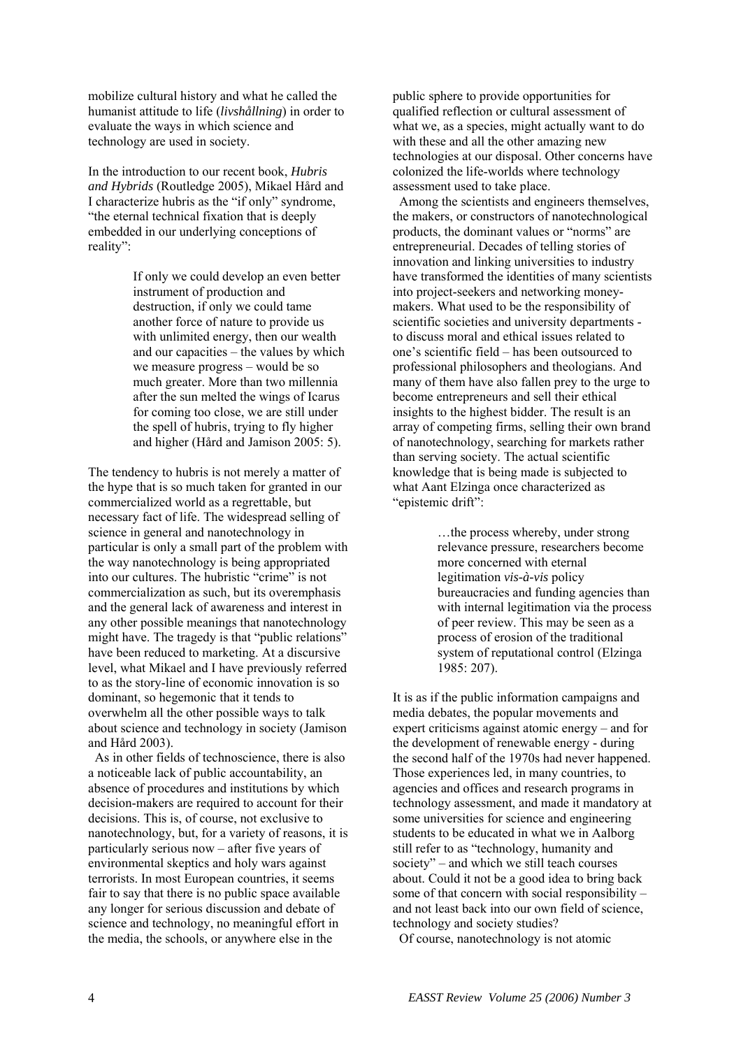mobilize cultural history and what he called the humanist attitude to life (*livshållning*) in order to evaluate the ways in which science and technology are used in society.

In the introduction to our recent book, *Hubris and Hybrids* (Routledge 2005), Mikael Hård and I characterize hubris as the "if only" syndrome, "the eternal technical fixation that is deeply embedded in our underlying conceptions of reality":

> If only we could develop an even better instrument of production and destruction, if only we could tame another force of nature to provide us with unlimited energy, then our wealth and our capacities – the values by which we measure progress – would be so much greater. More than two millennia after the sun melted the wings of Icarus for coming too close, we are still under the spell of hubris, trying to fly higher and higher (Hård and Jamison 2005: 5).

The tendency to hubris is not merely a matter of the hype that is so much taken for granted in our commercialized world as a regrettable, but necessary fact of life. The widespread selling of science in general and nanotechnology in particular is only a small part of the problem with the way nanotechnology is being appropriated into our cultures. The hubristic "crime" is not commercialization as such, but its overemphasis and the general lack of awareness and interest in any other possible meanings that nanotechnology might have. The tragedy is that "public relations" have been reduced to marketing. At a discursive level, what Mikael and I have previously referred to as the story-line of economic innovation is so dominant, so hegemonic that it tends to overwhelm all the other possible ways to talk about science and technology in society (Jamison and Hård 2003).

As in other fields of technoscience, there is also a noticeable lack of public accountability, an absence of procedures and institutions by which decision-makers are required to account for their decisions. This is, of course, not exclusive to nanotechnology, but, for a variety of reasons, it is particularly serious now – after five years of environmental skeptics and holy wars against terrorists. In most European countries, it seems fair to say that there is no public space available any longer for serious discussion and debate of science and technology, no meaningful effort in the media, the schools, or anywhere else in the public sphere to provide opportunities for qualified reflection or cultural assessment of what we, as a species, might actually want to do with these and all the other amazing new technologies at our disposal. Other concerns have colonized the life-worlds where technology assessment used to take place.

Among the scientists and engineers themselves, the makers, or constructors of nanotechnological products, the dominant values or "norms" are entrepreneurial. Decades of telling stories of innovation and linking universities to industry have transformed the identities of many scientists into project-seekers and networking money-makers. What used to be the responsibility of scientific societies and university departments - to discuss moral and ethical issues related to one's scientific field – has been outsourced to professional philosophers and theologians. And many of them have also fallen prey to the urge to become entrepreneurs and sell their ethical insights to the highest bidder. The result is an array of competing firms, selling their own brand of nanotechnology, searching for markets rather than serving society. The actual scientific knowledge that is being made is subjected to what Aant Elzinga once characterized as "epistemic drift":

> …the process whereby, under strong relevance pressure, researchers become more concerned with eternal legitimation *vis-à-vis* policy bureaucracies and funding agencies than with internal legitimation via the process of peer review. This may be seen as a process of erosion of the traditional system of reputational control (Elzinga 1985: 207).

It is as if the public information campaigns and media debates, the popular movements and expert criticisms against atomic energy – and for the development of renewable energy - during the second half of the 1970s had never happened. Those experiences led, in many countries, to agencies and offices and research programs in technology assessment, and made it mandatory at some universities for science and engineering students to be educated in what we in Aalborg still refer to as "technology, humanity and society" – and which we still teach courses about. Could it not be a good idea to bring back some of that concern with social responsibility – and not least back into our own field of science, technology and society studies?

Of course, nanotechnology is not atomic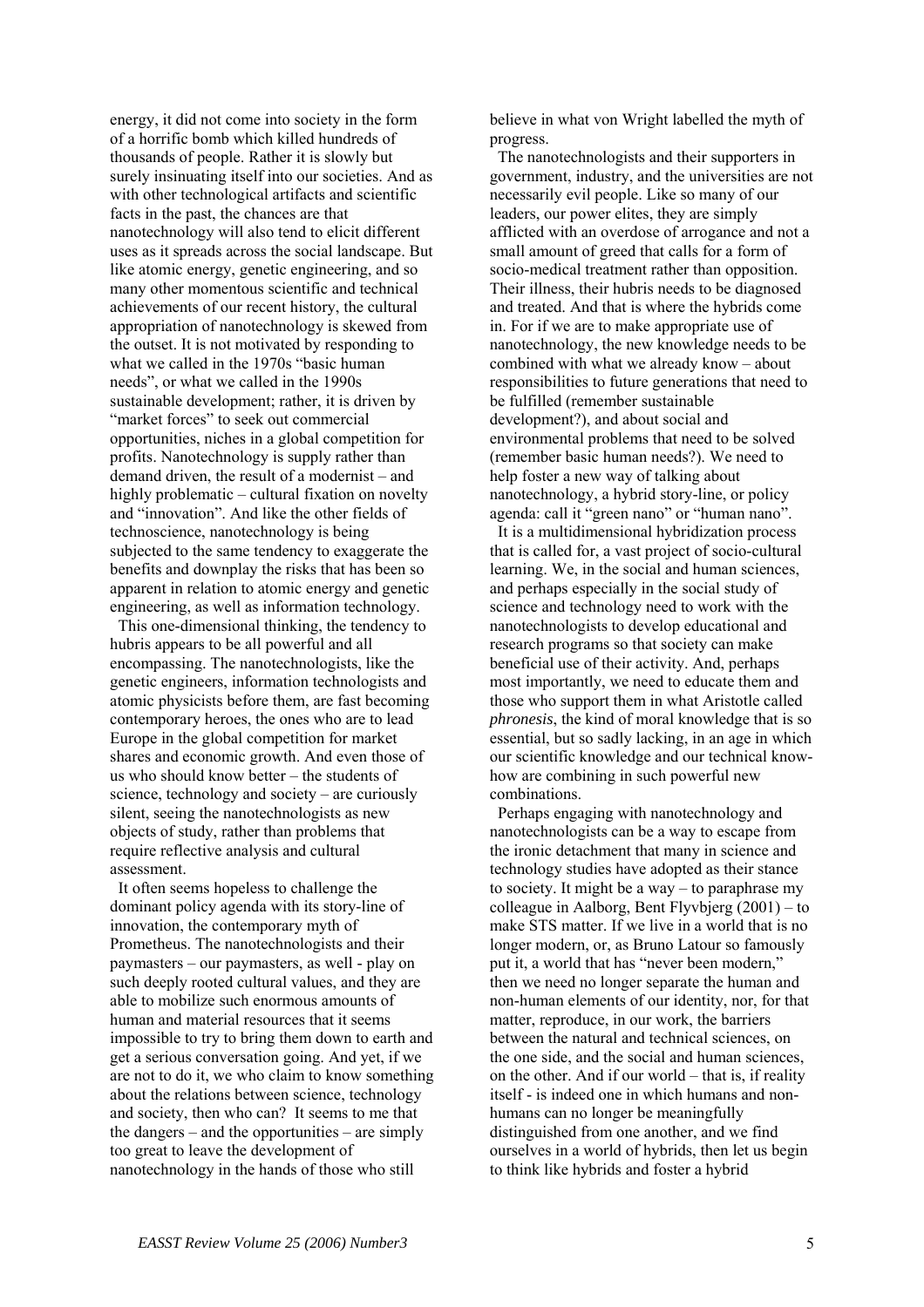energy, it did not come into society in the form of a horrific bomb which killed hundreds of thousands of people. Rather it is slowly but surely insinuating itself into our societies. And as with other technological artifacts and scientific facts in the past, the chances are that nanotechnology will also tend to elicit different uses as it spreads across the social landscape. But like atomic energy, genetic engineering, and so many other momentous scientific and technical achievements of our recent history, the cultural appropriation of nanotechnology is skewed from the outset. It is not motivated by responding to what we called in the 1970s "basic human needs", or what we called in the 1990s sustainable development; rather, it is driven by "market forces" to seek out commercial opportunities, niches in a global competition for profits. Nanotechnology is supply rather than demand driven, the result of a modernist – and highly problematic – cultural fixation on novelty and "innovation". And like the other fields of technoscience, nanotechnology is being subjected to the same tendency to exaggerate the benefits and downplay the risks that has been so apparent in relation to atomic energy and genetic engineering, as well as information technology.

This one-dimensional thinking, the tendency to hubris appears to be all powerful and all encompassing. The nanotechnologists, like the genetic engineers, information technologists and atomic physicists before them, are fast becoming contemporary heroes, the ones who are to lead Europe in the global competition for market shares and economic growth. And even those of us who should know better – the students of science, technology and society – are curiously silent, seeing the nanotechnologists as new objects of study, rather than problems that require reflective analysis and cultural assessment.

It often seems hopeless to challenge the dominant policy agenda with its story-line of innovation, the contemporary myth of Prometheus. The nanotechnologists and their paymasters – our paymasters, as well - play on such deeply rooted cultural values, and they are able to mobilize such enormous amounts of human and material resources that it seems impossible to try to bring them down to earth and get a serious conversation going. And yet, if we are not to do it, we who claim to know something about the relations between science, technology and society, then who can? It seems to me that the dangers – and the opportunities – are simply too great to leave the development of nanotechnology in the hands of those who still believe in what von Wright labelled the myth of progress.

The nanotechnologists and their supporters in government, industry, and the universities are not necessarily evil people. Like so many of our leaders, our power elites, they are simply afflicted with an overdose of arrogance and not a small amount of greed that calls for a form of socio-medical treatment rather than opposition. Their illness, their hubris needs to be diagnosed and treated. And that is where the hybrids come in. For if we are to make appropriate use of nanotechnology, the new knowledge needs to be combined with what we already know – about responsibilities to future generations that need to be fulfilled (remember sustainable development?), and about social and environmental problems that need to be solved (remember basic human needs?). We need to help foster a new way of talking about nanotechnology, a hybrid story-line, or policy agenda: call it "green nano" or "human nano".

It is a multidimensional hybridization process that is called for, a vast project of socio-cultural learning. We, in the social and human sciences, and perhaps especially in the social study of science and technology need to work with the nanotechnologists to develop educational and research programs so that society can make beneficial use of their activity. And, perhaps most importantly, we need to educate them and those who support them in what Aristotle called *phronesis*, the kind of moral knowledge that is so essential, but so sadly lacking, in an age in which our scientific knowledge and our technical know-how are combining in such powerful new combinations.

Perhaps engaging with nanotechnology and nanotechnologists can be a way to escape from the ironic detachment that many in science and technology studies have adopted as their stance to society. It might be a way – to paraphrase my colleague in Aalborg, Bent Flyvbjerg (2001) – to make STS matter. If we live in a world that is no longer modern, or, as Bruno Latour so famously put it, a world that has "never been modern," then we need no longer separate the human and non-human elements of our identity, nor, for that matter, reproduce, in our work, the barriers between the natural and technical sciences, on the one side, and the social and human sciences, on the other. And if our world – that is, if reality itself - is indeed one in which humans and non-humans can no longer be meaningfully distinguished from one another, and we find ourselves in a world of hybrids, then let us begin to think like hybrids and foster a hybrid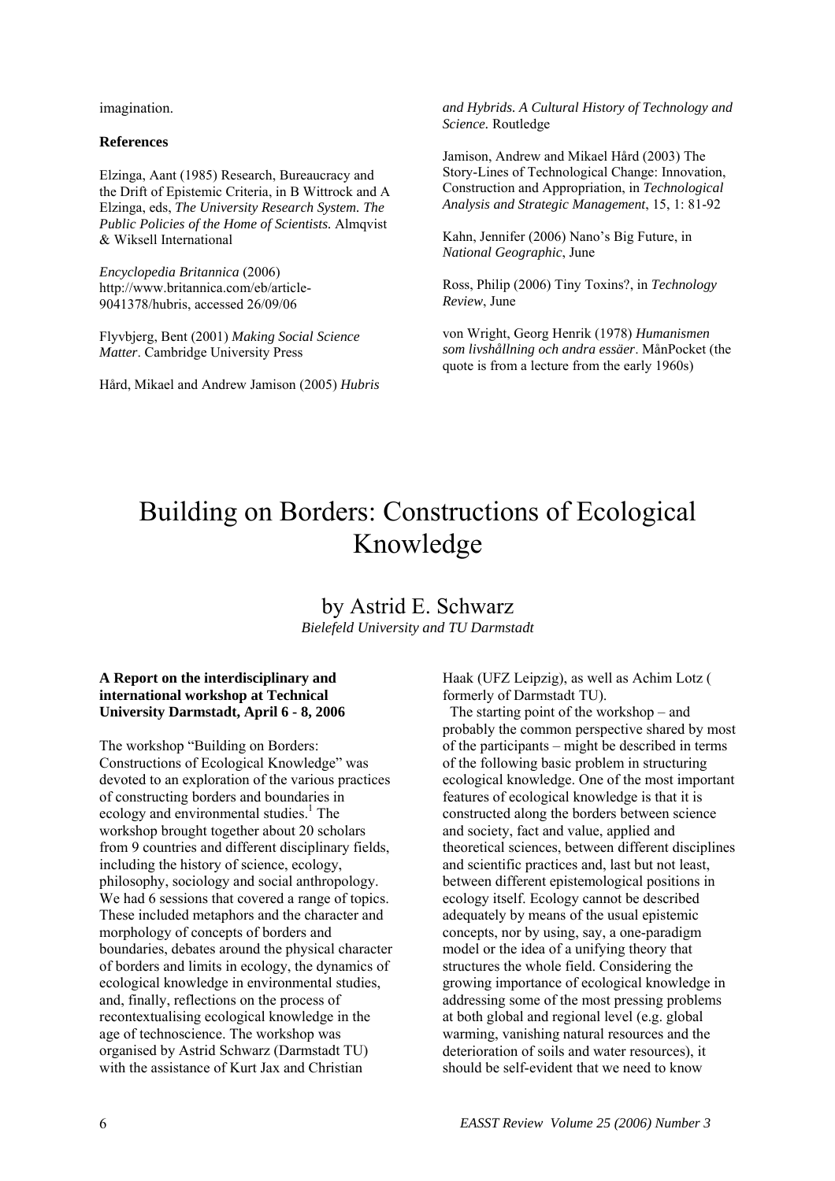imagination.

**References**

Elzinga, Aant (1985) Research, Bureaucracy and the Drift of Epistemic Criteria, in B Wittrock and A Elzinga, eds, *The University Research System. The Public Policies of the Home of Scientists.* Almqvist & Wiksell International

*Encyclopedia Britannica* (2006) http://www.britannica.com/eb/article-9041378/hubris, accessed 26/09/06

Flyvbjerg, Bent (2001) *Making Social Science Matter*. Cambridge University Press

Hård, Mikael and Andrew Jamison (2005) *Hubris and Hybrids. A Cultural History of Technology and Science.* Routledge

Jamison, Andrew and Mikael Hård (2003) The Story-Lines of Technological Change: Innovation, Construction and Appropriation, in *Technological Analysis and Strategic Management*, 15, 1: 81-92

Kahn, Jennifer (2006) Nano's Big Future, in *National Geographic*, June

Ross, Philip (2006) Tiny Toxins?, in *Technology Review*, June

von Wright, Georg Henrik (1978) *Humanismen som livshållning och andra essäer*. MånPocket (the quote is from a lecture from the early 1960s)

# Building on Borders: Constructions of Ecological Knowledge

## by Astrid E. Schwarz

*Bielefeld University and TU Darmstadt*

**A Report on the interdisciplinary and international workshop at Technical University Darmstadt, April 6 - 8, 2006**

The workshop "Building on Borders: Constructions of Ecological Knowledge" was devoted to an exploration of the various practices of constructing borders and boundaries in ecology and environmental studies.[1] The workshop brought together about 20 scholars from 9 countries and different disciplinary fields, including the history of science, ecology, philosophy, sociology and social anthropology. We had 6 sessions that covered a range of topics. These included metaphors and the character and morphology of concepts of borders and boundaries, debates around the physical character of borders and limits in ecology, the dynamics of ecological knowledge in environmental studies, and, finally, reflections on the process of recontextualising ecological knowledge in the age of technoscience. The workshop was organised by Astrid Schwarz (Darmstadt TU) with the assistance of Kurt Jax and Christian Haak (UFZ Leipzig), as well as Achim Lotz ( formerly of Darmstadt TU).

The starting point of the workshop – and probably the common perspective shared by most of the participants – might be described in terms of the following basic problem in structuring ecological knowledge. One of the most important features of ecological knowledge is that it is constructed along the borders between science and society, fact and value, applied and theoretical sciences, between different disciplines and scientific practices and, last but not least, between different epistemological positions in ecology itself. Ecology cannot be described adequately by means of the usual epistemic concepts, nor by using, say, a one-paradigm model or the idea of a unifying theory that structures the whole field. Considering the growing importance of ecological knowledge in addressing some of the most pressing problems at both global and regional level (e.g. global warming, vanishing natural resources and the deterioration of soils and water resources), it should be self-evident that we need to know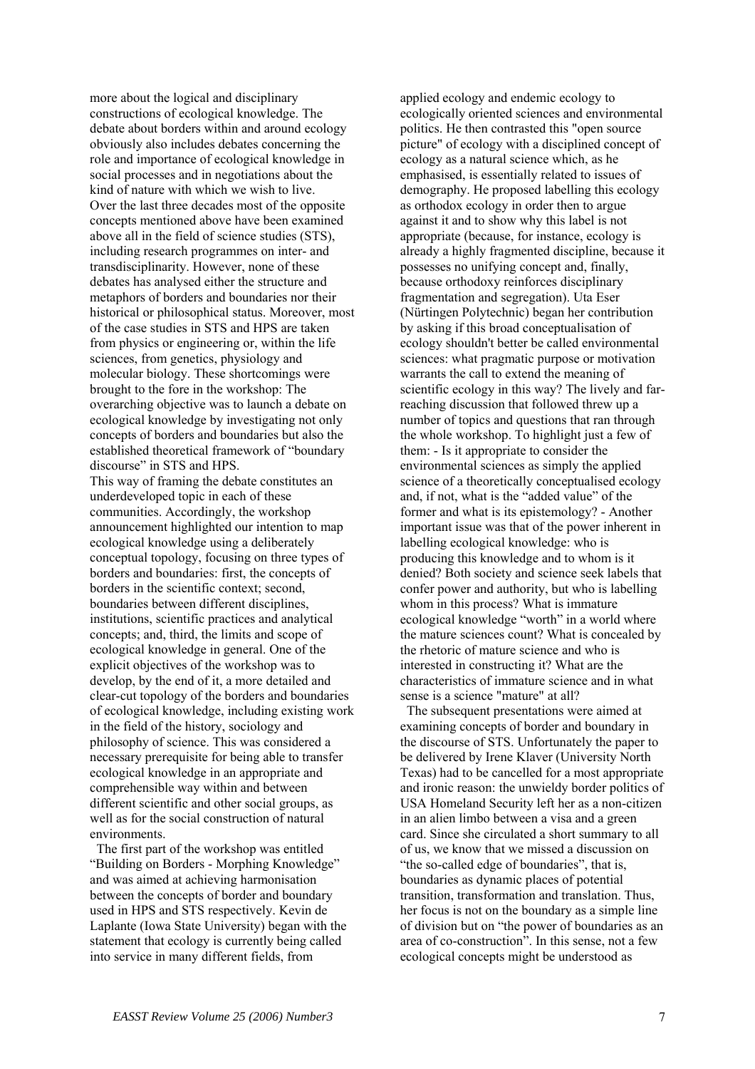more about the logical and disciplinary constructions of ecological knowledge. The debate about borders within and around ecology obviously also includes debates concerning the role and importance of ecological knowledge in social processes and in negotiations about the kind of nature with which we wish to live. Over the last three decades most of the opposite concepts mentioned above have been examined above all in the field of science studies (STS), including research programmes on inter- and transdisciplinarity. However, none of these debates has analysed either the structure and metaphors of borders and boundaries nor their historical or philosophical status. Moreover, most of the case studies in STS and HPS are taken from physics or engineering or, within the life sciences, from genetics, physiology and molecular biology. These shortcomings were brought to the fore in the workshop: The overarching objective was to launch a debate on ecological knowledge by investigating not only concepts of borders and boundaries but also the established theoretical framework of "boundary discourse" in STS and HPS.

This way of framing the debate constitutes an underdeveloped topic in each of these communities. Accordingly, the workshop announcement highlighted our intention to map ecological knowledge using a deliberately conceptual topology, focusing on three types of borders and boundaries: first, the concepts of borders in the scientific context; second, boundaries between different disciplines, institutions, scientific practices and analytical concepts; and, third, the limits and scope of ecological knowledge in general. One of the explicit objectives of the workshop was to develop, by the end of it, a more detailed and clear-cut topology of the borders and boundaries of ecological knowledge, including existing work in the field of the history, sociology and philosophy of science. This was considered a necessary prerequisite for being able to transfer ecological knowledge in an appropriate and comprehensible way within and between different scientific and other social groups, as well as for the social construction of natural environments.

The first part of the workshop was entitled "Building on Borders - Morphing Knowledge" and was aimed at achieving harmonisation between the concepts of border and boundary used in HPS and STS respectively. Kevin de Laplante (Iowa State University) began with the statement that ecology is currently being called into service in many different fields, from applied ecology and endemic ecology to ecologically oriented sciences and environmental politics. He then contrasted this "open source picture" of ecology with a disciplined concept of ecology as a natural science which, as he emphasised, is essentially related to issues of demography. He proposed labelling this ecology as orthodox ecology in order then to argue against it and to show why this label is not appropriate (because, for instance, ecology is already a highly fragmented discipline, because it possesses no unifying concept and, finally, because orthodoxy reinforces disciplinary fragmentation and segregation). Uta Eser (Nürtingen Polytechnic) began her contribution by asking if this broad conceptualisation of ecology shouldn't better be called environmental sciences: what pragmatic purpose or motivation warrants the call to extend the meaning of scientific ecology in this way? The lively and far-reaching discussion that followed threw up a number of topics and questions that ran through the whole workshop. To highlight just a few of them: - Is it appropriate to consider the environmental sciences as simply the applied science of a theoretically conceptualised ecology and, if not, what is the "added value" of the former and what is its epistemology? - Another important issue was that of the power inherent in labelling ecological knowledge: who is producing this knowledge and to whom is it denied? Both society and science seek labels that confer power and authority, but who is labelling whom in this process? What is immature ecological knowledge "worth" in a world where the mature sciences count? What is concealed by the rhetoric of mature science and who is interested in constructing it? What are the characteristics of immature science and in what sense is a science "mature" at all?

The subsequent presentations were aimed at examining concepts of border and boundary in the discourse of STS. Unfortunately the paper to be delivered by Irene Klaver (University North Texas) had to be cancelled for a most appropriate and ironic reason: the unwieldy border politics of USA Homeland Security left her as a non-citizen in an alien limbo between a visa and a green card. Since she circulated a short summary to all of us, we know that we missed a discussion on "the so-called edge of boundaries", that is, boundaries as dynamic places of potential transition, transformation and translation. Thus, her focus is not on the boundary as a simple line of division but on "the power of boundaries as an area of co-construction". In this sense, not a few ecological concepts might be understood as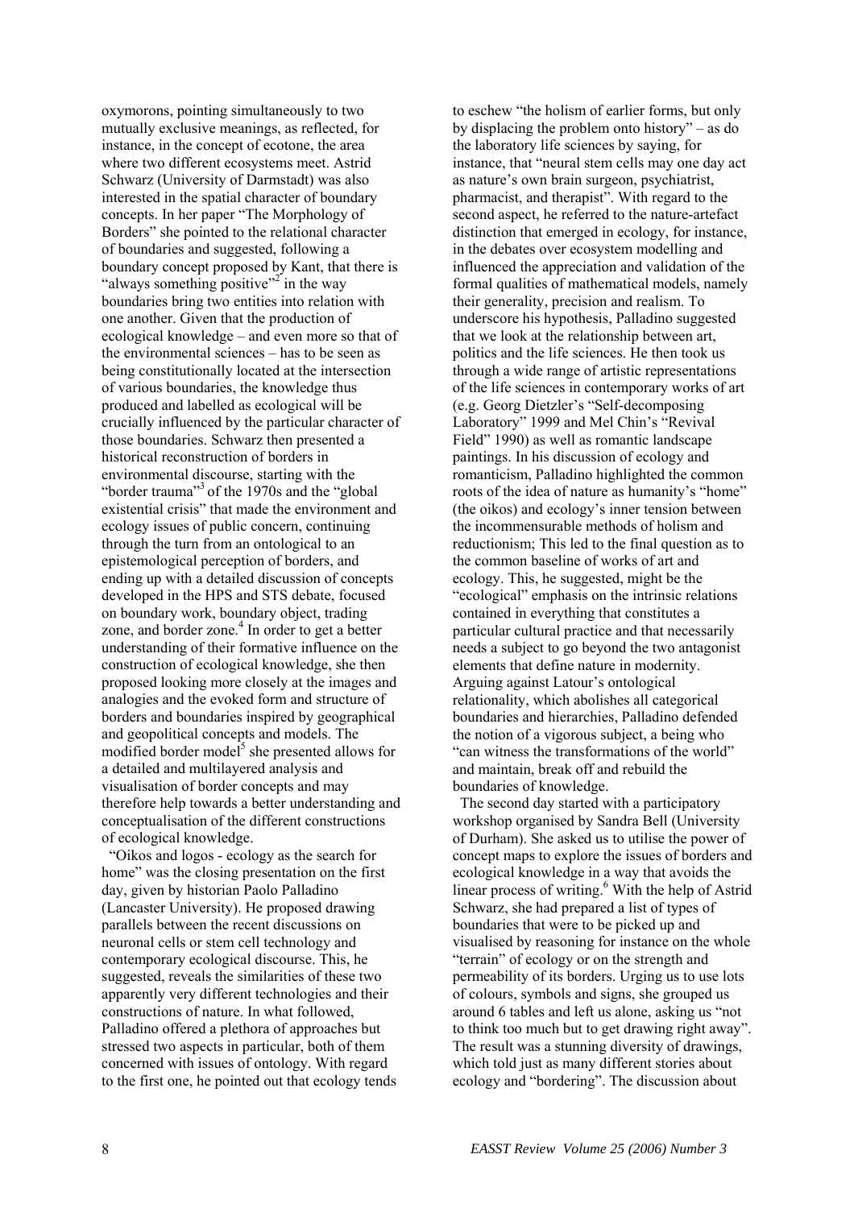oxymorons, pointing simultaneously to two mutually exclusive meanings, as reflected, for instance, in the concept of ecotone, the area where two different ecosystems meet. Astrid Schwarz (University of Darmstadt) was also interested in the spatial character of boundary concepts. In her paper "The Morphology of Borders" she pointed to the relational character of boundaries and suggested, following a boundary concept proposed by Kant, that there is "always something positive"[2] in the way boundaries bring two entities into relation with one another. Given that the production of ecological knowledge – and even more so that of the environmental sciences – has to be seen as being constitutionally located at the intersection of various boundaries, the knowledge thus produced and labelled as ecological will be crucially influenced by the particular character of those boundaries. Schwarz then presented a historical reconstruction of borders in environmental discourse, starting with the "border trauma"[3] of the 1970s and the "global existential crisis" that made the environment and ecology issues of public concern, continuing through the turn from an ontological to an epistemological perception of borders, and ending up with a detailed discussion of concepts developed in the HPS and STS debate, focused on boundary work, boundary object, trading zone, and border zone.[4] In order to get a better understanding of their formative influence on the construction of ecological knowledge, she then proposed looking more closely at the images and analogies and the evoked form and structure of borders and boundaries inspired by geographical and geopolitical concepts and models. The modified border model[5] she presented allows for a detailed and multilayered analysis and visualisation of border concepts and may therefore help towards a better understanding and conceptualisation of the different constructions of ecological knowledge.

"Oikos and logos - ecology as the search for home" was the closing presentation on the first day, given by historian Paolo Palladino (Lancaster University). He proposed drawing parallels between the recent discussions on neuronal cells or stem cell technology and contemporary ecological discourse. This, he suggested, reveals the similarities of these two apparently very different technologies and their constructions of nature. In what followed, Palladino offered a plethora of approaches but stressed two aspects in particular, both of them concerned with issues of ontology. With regard to the first one, he pointed out that ecology tends to eschew "the holism of earlier forms, but only by displacing the problem onto history" – as do the laboratory life sciences by saying, for instance, that "neural stem cells may one day act as nature's own brain surgeon, psychiatrist, pharmacist, and therapist". With regard to the second aspect, he referred to the nature-artefact distinction that emerged in ecology, for instance, in the debates over ecosystem modelling and influenced the appreciation and validation of the formal qualities of mathematical models, namely their generality, precision and realism. To underscore his hypothesis, Palladino suggested that we look at the relationship between art, politics and the life sciences. He then took us through a wide range of artistic representations of the life sciences in contemporary works of art (e.g. Georg Dietzler's "Self-decomposing Laboratory" 1999 and Mel Chin's "Revival Field" 1990) as well as romantic landscape paintings. In his discussion of ecology and romanticism, Palladino highlighted the common roots of the idea of nature as humanity's "home" (the oikos) and ecology's inner tension between the incommensurable methods of holism and reductionism; This led to the final question as to the common baseline of works of art and ecology. This, he suggested, might be the "ecological" emphasis on the intrinsic relations contained in everything that constitutes a particular cultural practice and that necessarily needs a subject to go beyond the two antagonist elements that define nature in modernity. Arguing against Latour's ontological relationality, which abolishes all categorical boundaries and hierarchies, Palladino defended the notion of a vigorous subject, a being who "can witness the transformations of the world" and maintain, break off and rebuild the boundaries of knowledge.

The second day started with a participatory workshop organised by Sandra Bell (University of Durham). She asked us to utilise the power of concept maps to explore the issues of borders and ecological knowledge in a way that avoids the linear process of writing.[6] With the help of Astrid Schwarz, she had prepared a list of types of boundaries that were to be picked up and visualised by reasoning for instance on the whole "terrain" of ecology or on the strength and permeability of its borders. Urging us to use lots of colours, symbols and signs, she grouped us around 6 tables and left us alone, asking us "not to think too much but to get drawing right away". The result was a stunning diversity of drawings, which told just as many different stories about ecology and "bordering". The discussion about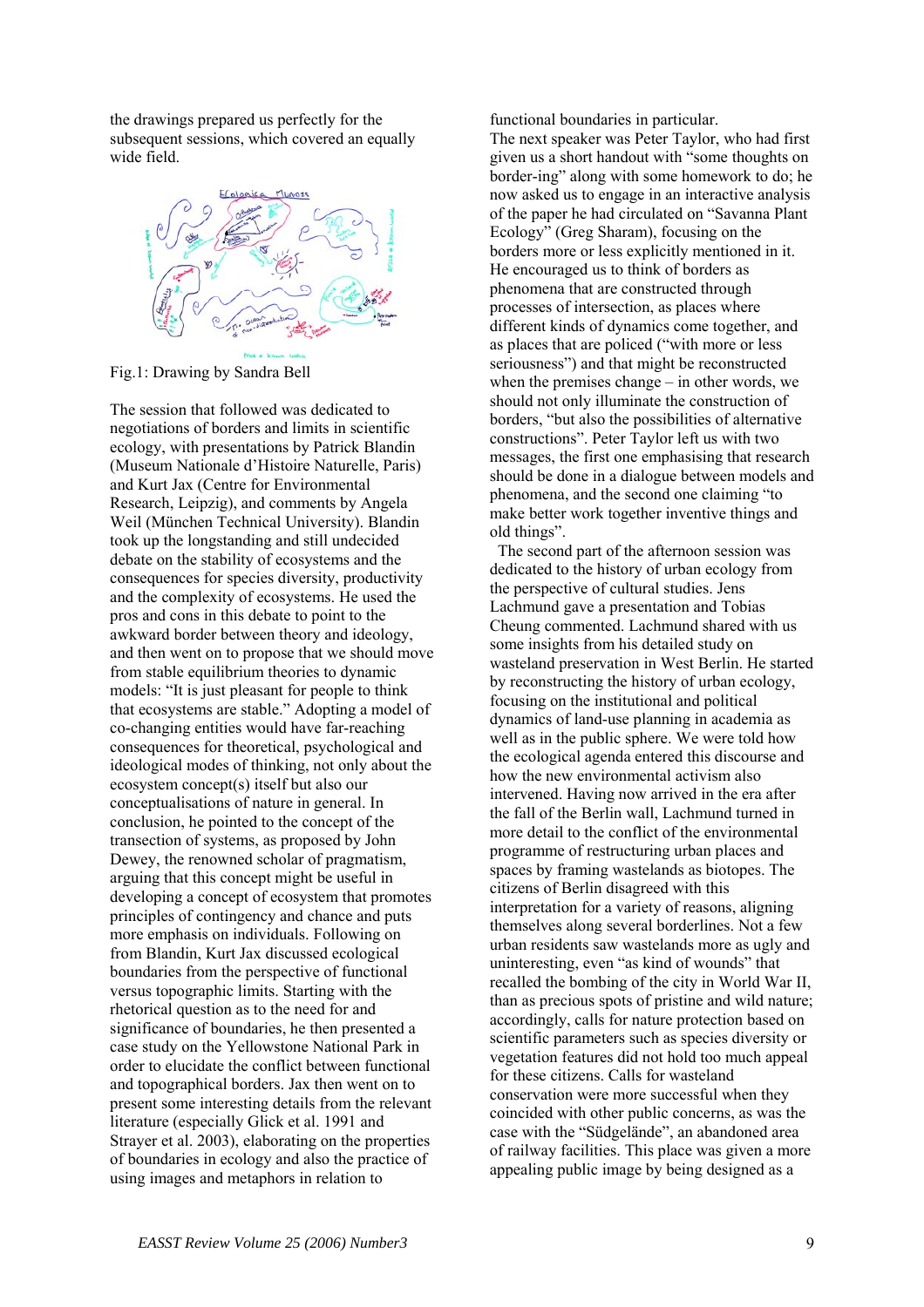the drawings prepared us perfectly for the subsequent sessions, which covered an equally wide field.

Fig.1: Drawing by Sandra Bell

The session that followed was dedicated to negotiations of borders and limits in scientific ecology, with presentations by Patrick Blandin (Museum Nationale d'Histoire Naturelle, Paris) and Kurt Jax (Centre for Environmental Research, Leipzig), and comments by Angela Weil (München Technical University). Blandin took up the longstanding and still undecided debate on the stability of ecosystems and the consequences for species diversity, productivity and the complexity of ecosystems. He used the pros and cons in this debate to point to the awkward border between theory and ideology, and then went on to propose that we should move from stable equilibrium theories to dynamic models: "It is just pleasant for people to think that ecosystems are stable." Adopting a model of co-changing entities would have far-reaching consequences for theoretical, psychological and ideological modes of thinking, not only about the ecosystem concept(s) itself but also our conceptualisations of nature in general. In conclusion, he pointed to the concept of the transection of systems, as proposed by John Dewey, the renowned scholar of pragmatism, arguing that this concept might be useful in developing a concept of ecosystem that promotes principles of contingency and chance and puts more emphasis on individuals. Following on from Blandin, Kurt Jax discussed ecological boundaries from the perspective of functional versus topographic limits. Starting with the rhetorical question as to the need for and significance of boundaries, he then presented a case study on the Yellowstone National Park in order to elucidate the conflict between functional and topographical borders. Jax then went on to present some interesting details from the relevant literature (especially Glick et al. 1991 and Strayer et al. 2003), elaborating on the properties of boundaries in ecology and also the practice of using images and metaphors in relation to functional boundaries in particular.

The next speaker was Peter Taylor, who had first given us a short handout with "some thoughts on border-ing" along with some homework to do; he now asked us to engage in an interactive analysis of the paper he had circulated on "Savanna Plant Ecology" (Greg Sharam), focusing on the borders more or less explicitly mentioned in it. He encouraged us to think of borders as phenomena that are constructed through processes of intersection, as places where different kinds of dynamics come together, and as places that are policed ("with more or less seriousness") and that might be reconstructed when the premises change – in other words, we should not only illuminate the construction of borders, "but also the possibilities of alternative constructions". Peter Taylor left us with two messages, the first one emphasising that research should be done in a dialogue between models and phenomena, and the second one claiming "to make better work together inventive things and old things".

The second part of the afternoon session was dedicated to the history of urban ecology from the perspective of cultural studies. Jens Lachmund gave a presentation and Tobias Cheung commented. Lachmund shared with us some insights from his detailed study on wasteland preservation in West Berlin. He started by reconstructing the history of urban ecology, focusing on the institutional and political dynamics of land-use planning in academia as well as in the public sphere. We were told how the ecological agenda entered this discourse and how the new environmental activism also intervened. Having now arrived in the era after the fall of the Berlin wall, Lachmund turned in more detail to the conflict of the environmental programme of restructuring urban places and spaces by framing wastelands as biotopes. The citizens of Berlin disagreed with this interpretation for a variety of reasons, aligning themselves along several borderlines. Not a few urban residents saw wastelands more as ugly and uninteresting, even "as kind of wounds" that recalled the bombing of the city in World War II, than as precious spots of pristine and wild nature; accordingly, calls for nature protection based on scientific parameters such as species diversity or vegetation features did not hold too much appeal for these citizens. Calls for wasteland conservation were more successful when they coincided with other public concerns, as was the case with the "Südgelände", an abandoned area of railway facilities. This place was given a more appealing public image by being designed as a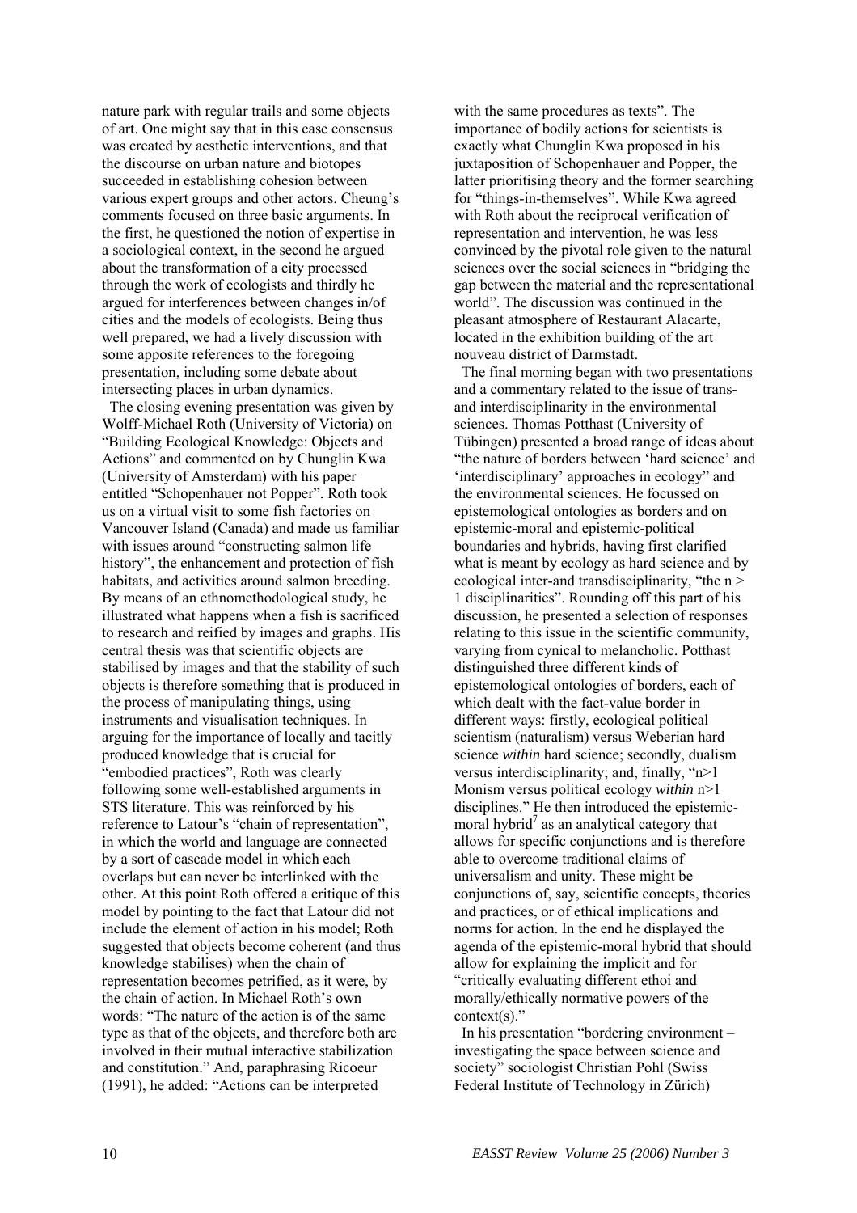nature park with regular trails and some objects of art. One might say that in this case consensus was created by aesthetic interventions, and that the discourse on urban nature and biotopes succeeded in establishing cohesion between various expert groups and other actors. Cheung's comments focused on three basic arguments. In the first, he questioned the notion of expertise in a sociological context, in the second he argued about the transformation of a city processed through the work of ecologists and thirdly he argued for interferences between changes in/of cities and the models of ecologists. Being thus well prepared, we had a lively discussion with some apposite references to the foregoing presentation, including some debate about intersecting places in urban dynamics.

The closing evening presentation was given by Wolff-Michael Roth (University of Victoria) on "Building Ecological Knowledge: Objects and Actions" and commented on by Chunglin Kwa (University of Amsterdam) with his paper entitled "Schopenhauer not Popper". Roth took us on a virtual visit to some fish factories on Vancouver Island (Canada) and made us familiar with issues around "constructing salmon life history", the enhancement and protection of fish habitats, and activities around salmon breeding. By means of an ethnomethodological study, he illustrated what happens when a fish is sacrificed to research and reified by images and graphs. His central thesis was that scientific objects are stabilised by images and that the stability of such objects is therefore something that is produced in the process of manipulating things, using instruments and visualisation techniques. In arguing for the importance of locally and tacitly produced knowledge that is crucial for "embodied practices", Roth was clearly following some well-established arguments in STS literature. This was reinforced by his reference to Latour's "chain of representation", in which the world and language are connected by a sort of cascade model in which each overlaps but can never be interlinked with the other. At this point Roth offered a critique of this model by pointing to the fact that Latour did not include the element of action in his model; Roth suggested that objects become coherent (and thus knowledge stabilises) when the chain of representation becomes petrified, as it were, by the chain of action. In Michael Roth's own words: "The nature of the action is of the same type as that of the objects, and therefore both are involved in their mutual interactive stabilization and constitution." And, paraphrasing Ricoeur (1991), he added: "Actions can be interpreted with the same procedures as texts". The importance of bodily actions for scientists is exactly what Chunglin Kwa proposed in his juxtaposition of Schopenhauer and Popper, the latter prioritising theory and the former searching for "things-in-themselves". While Kwa agreed with Roth about the reciprocal verification of representation and intervention, he was less convinced by the pivotal role given to the natural sciences over the social sciences in "bridging the gap between the material and the representational world". The discussion was continued in the pleasant atmosphere of Restaurant Alacarte, located in the exhibition building of the art nouveau district of Darmstadt.

The final morning began with two presentations and a commentary related to the issue of trans- and interdisciplinarity in the environmental sciences. Thomas Potthast (University of Tübingen) presented a broad range of ideas about "the nature of borders between 'hard science' and 'interdisciplinary' approaches in ecology" and the environmental sciences. He focussed on epistemological ontologies as borders and on epistemic-moral and epistemic-political boundaries and hybrids, having first clarified what is meant by ecology as hard science and by ecological inter-and transdisciplinarity, "the n > 1 disciplinarities". Rounding off this part of his discussion, he presented a selection of responses relating to this issue in the scientific community, varying from cynical to melancholic. Potthast distinguished three different kinds of epistemological ontologies of borders, each of which dealt with the fact-value border in different ways: firstly, ecological political scientism (naturalism) versus Weberian hard science *within* hard science; secondly, dualism versus interdisciplinarity; and, finally, "n>1 Monism versus political ecology *within* n>1 disciplines." He then introduced the epistemic-moral hybrid[7] as an analytical category that allows for specific conjunctions and is therefore able to overcome traditional claims of universalism and unity. These might be conjunctions of, say, scientific concepts, theories and practices, or of ethical implications and norms for action. In the end he displayed the agenda of the epistemic-moral hybrid that should allow for explaining the implicit and for "critically evaluating different ethoi and morally/ethically normative powers of the context(s)."

In his presentation "bordering environment – investigating the space between science and society" sociologist Christian Pohl (Swiss Federal Institute of Technology in Zürich)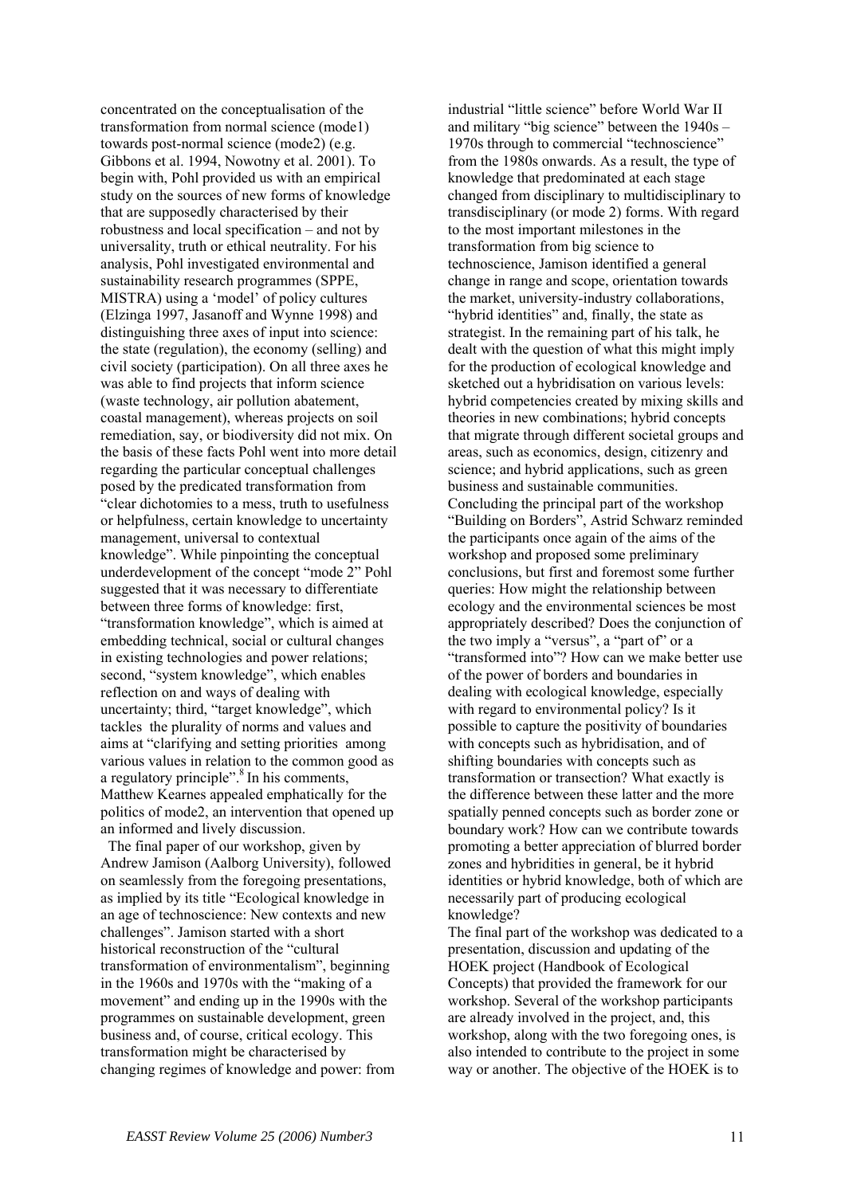concentrated on the conceptualisation of the transformation from normal science (mode1) towards post-normal science (mode2) (e.g. Gibbons et al. 1994, Nowotny et al. 2001). To begin with, Pohl provided us with an empirical study on the sources of new forms of knowledge that are supposedly characterised by their robustness and local specification – and not by universality, truth or ethical neutrality. For his analysis, Pohl investigated environmental and sustainability research programmes (SPPE, MISTRA) using a 'model' of policy cultures (Elzinga 1997, Jasanoff and Wynne 1998) and distinguishing three axes of input into science: the state (regulation), the economy (selling) and civil society (participation). On all three axes he was able to find projects that inform science (waste technology, air pollution abatement, coastal management), whereas projects on soil remediation, say, or biodiversity did not mix. On the basis of these facts Pohl went into more detail regarding the particular conceptual challenges posed by the predicated transformation from "clear dichotomies to a mess, truth to usefulness or helpfulness, certain knowledge to uncertainty management, universal to contextual knowledge". While pinpointing the conceptual underdevelopment of the concept "mode 2" Pohl suggested that it was necessary to differentiate between three forms of knowledge: first, "transformation knowledge", which is aimed at embedding technical, social or cultural changes in existing technologies and power relations; second, "system knowledge", which enables reflection on and ways of dealing with uncertainty; third, "target knowledge", which tackles the plurality of norms and values and aims at "clarifying and setting priorities among various values in relation to the common good as a regulatory principle".[8] In his comments, Matthew Kearnes appealed emphatically for the politics of mode2, an intervention that opened up an informed and lively discussion.

The final paper of our workshop, given by Andrew Jamison (Aalborg University), followed on seamlessly from the foregoing presentations, as implied by its title "Ecological knowledge in an age of technoscience: New contexts and new challenges". Jamison started with a short historical reconstruction of the "cultural transformation of environmentalism", beginning in the 1960s and 1970s with the "making of a movement" and ending up in the 1990s with the programmes on sustainable development, green business and, of course, critical ecology. This transformation might be characterised by changing regimes of knowledge and power: from industrial "little science" before World War II and military "big science" between the 1940s – 1970s through to commercial "technoscience" from the 1980s onwards. As a result, the type of knowledge that predominated at each stage changed from disciplinary to multidisciplinary to transdisciplinary (or mode 2) forms. With regard to the most important milestones in the transformation from big science to technoscience, Jamison identified a general change in range and scope, orientation towards the market, university-industry collaborations, "hybrid identities" and, finally, the state as strategist. In the remaining part of his talk, he dealt with the question of what this might imply for the production of ecological knowledge and sketched out a hybridisation on various levels: hybrid competencies created by mixing skills and theories in new combinations; hybrid concepts that migrate through different societal groups and areas, such as economics, design, citizenry and science; and hybrid applications, such as green business and sustainable communities.

Concluding the principal part of the workshop "Building on Borders", Astrid Schwarz reminded the participants once again of the aims of the workshop and proposed some preliminary conclusions, but first and foremost some further queries: How might the relationship between ecology and the environmental sciences be most appropriately described? Does the conjunction of the two imply a "versus", a "part of" or a "transformed into"? How can we make better use of the power of borders and boundaries in dealing with ecological knowledge, especially with regard to environmental policy? Is it possible to capture the positivity of boundaries with concepts such as hybridisation, and of shifting boundaries with concepts such as transformation or transection? What exactly is the difference between these latter and the more spatially penned concepts such as border zone or boundary work? How can we contribute towards promoting a better appreciation of blurred border zones and hybridities in general, be it hybrid identities or hybrid knowledge, both of which are necessarily part of producing ecological knowledge?

The final part of the workshop was dedicated to a presentation, discussion and updating of the HOEK project (Handbook of Ecological Concepts) that provided the framework for our workshop. Several of the workshop participants are already involved in the project, and, this workshop, along with the two foregoing ones, is also intended to contribute to the project in some way or another. The objective of the HOEK is to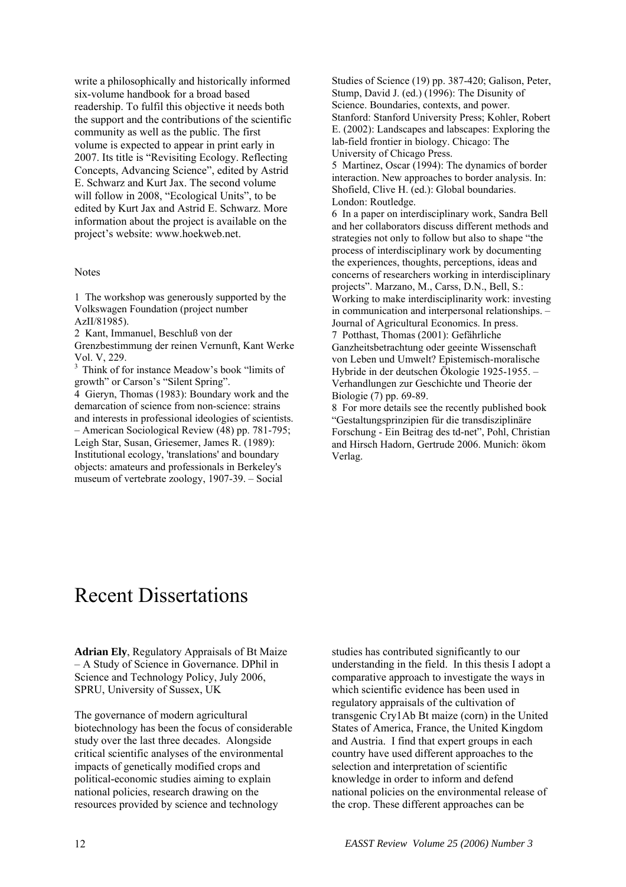write a philosophically and historically informed six-volume handbook for a broad based readership. To fulfil this objective it needs both the support and the contributions of the scientific community as well as the public. The first volume is expected to appear in print early in 2007. Its title is "Revisiting Ecology. Reflecting Concepts, Advancing Science", edited by Astrid E. Schwarz and Kurt Jax. The second volume will follow in 2008, "Ecological Units", to be edited by Kurt Jax and Astrid E. Schwarz. More information about the project is available on the project's website: www.hoekweb.net.

Notes

1 The workshop was generously supported by the Volkswagen Foundation (project number AzII/81985).

2 Kant, Immanuel, Beschluß von der Grenzbestimmung der reinen Vernunft, Kant Werke Vol. V, 229.

3 Think of for instance Meadow's book "limits of growth" or Carson's "Silent Spring".

4 Gieryn, Thomas (1983): Boundary work and the demarcation of science from non-science: strains and interests in professional ideologies of scientists. – American Sociological Review (48) pp. 781-795; Leigh Star, Susan, Griesemer, James R. (1989): Institutional ecology, 'translations' and boundary objects: amateurs and professionals in Berkeley's museum of vertebrate zoology, 1907-39. – Social Studies of Science (19) pp. 387-420; Galison, Peter, Stump, David J. (ed.) (1996): The Disunity of Science. Boundaries, contexts, and power. Stanford: Stanford University Press; Kohler, Robert E. (2002): Landscapes and labscapes: Exploring the lab-field frontier in biology. Chicago: The University of Chicago Press.

5 Martinez, Oscar (1994): The dynamics of border interaction. New approaches to border analysis. In: Shofield, Clive H. (ed.): Global boundaries. London: Routledge.

6 In a paper on interdisciplinary work, Sandra Bell and her collaborators discuss different methods and strategies not only to follow but also to shape "the process of interdisciplinary work by documenting the experiences, thoughts, perceptions, ideas and concerns of researchers working in interdisciplinary projects". Marzano, M., Carss, D.N., Bell, S.: Working to make interdisciplinarity work: investing in communication and interpersonal relationships. – Journal of Agricultural Economics. In press.

7 Potthast, Thomas (2001): Gefährliche Ganzheitsbetrachtung oder geeinte Wissenschaft von Leben und Umwelt? Epistemisch-moralische Hybride in der deutschen Ökologie 1925-1955. – Verhandlungen zur Geschichte und Theorie der Biologie (7) pp. 69-89.

8 For more details see the recently published book "Gestaltungsprinzipien für die transdisziplinäre Forschung - Ein Beitrag des td-net", Pohl, Christian and Hirsch Hadorn, Gertrude 2006. Munich: ökom Verlag.

# Recent Dissertations

**Adrian Ely**, Regulatory Appraisals of Bt Maize – A Study of Science in Governance. DPhil in Science and Technology Policy, July 2006, SPRU, University of Sussex, UK

The governance of modern agricultural biotechnology has been the focus of considerable study over the last three decades. Alongside critical scientific analyses of the environmental impacts of genetically modified crops and political-economic studies aiming to explain national policies, research drawing on the resources provided by science and technology studies has contributed significantly to our understanding in the field. In this thesis I adopt a comparative approach to investigate the ways in which scientific evidence has been used in regulatory appraisals of the cultivation of transgenic Cry1Ab Bt maize (corn) in the United States of America, France, the United Kingdom and Austria. I find that expert groups in each country have used different approaches to the selection and interpretation of scientific knowledge in order to inform and defend national policies on the environmental release of the crop. These different approaches can be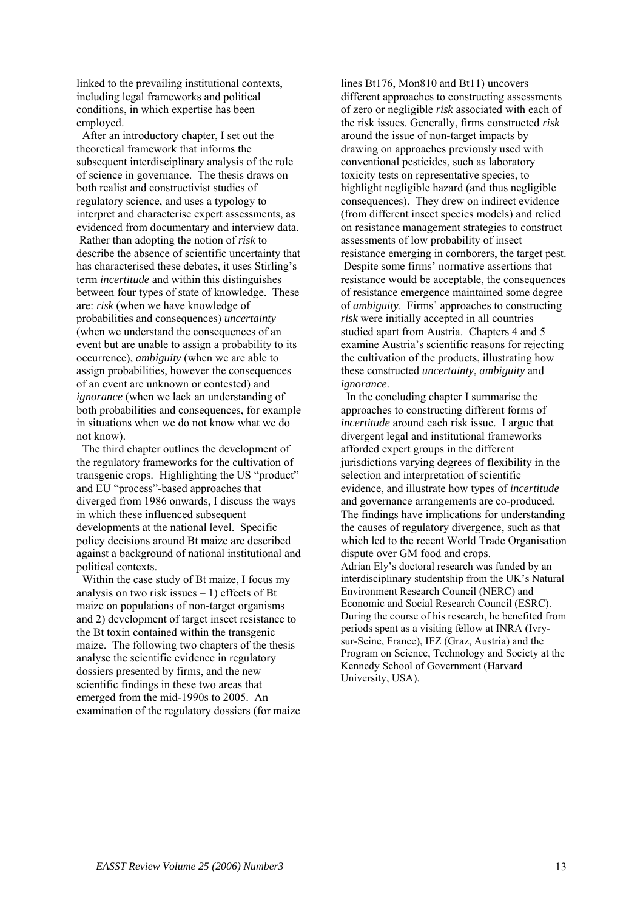linked to the prevailing institutional contexts, including legal frameworks and political conditions, in which expertise has been employed.

After an introductory chapter, I set out the theoretical framework that informs the subsequent interdisciplinary analysis of the role of science in governance. The thesis draws on both realist and constructivist studies of regulatory science, and uses a typology to interpret and characterise expert assessments, as evidenced from documentary and interview data. Rather than adopting the notion of *risk* to describe the absence of scientific uncertainty that has characterised these debates, it uses Stirling's term *incertitude* and within this distinguishes between four types of state of knowledge. These are: *risk* (when we have knowledge of probabilities and consequences) *uncertainty* (when we understand the consequences of an event but are unable to assign a probability to its occurrence), *ambiguity* (when we are able to assign probabilities, however the consequences of an event are unknown or contested) and *ignorance* (when we lack an understanding of both probabilities and consequences, for example in situations when we do not know what we do not know).

The third chapter outlines the development of the regulatory frameworks for the cultivation of transgenic crops. Highlighting the US "product" and EU "process"-based approaches that diverged from 1986 onwards, I discuss the ways in which these influenced subsequent developments at the national level. Specific policy decisions around Bt maize are described against a background of national institutional and political contexts.

Within the case study of Bt maize, I focus my analysis on two risk issues – 1) effects of Bt maize on populations of non-target organisms and 2) development of target insect resistance to the Bt toxin contained within the transgenic maize. The following two chapters of the thesis analyse the scientific evidence in regulatory dossiers presented by firms, and the new scientific findings in these two areas that emerged from the mid-1990s to 2005. An examination of the regulatory dossiers (for maize lines Bt176, Mon810 and Bt11) uncovers different approaches to constructing assessments of zero or negligible *risk* associated with each of the risk issues. Generally, firms constructed *risk* around the issue of non-target impacts by drawing on approaches previously used with conventional pesticides, such as laboratory toxicity tests on representative species, to highlight negligible hazard (and thus negligible consequences). They drew on indirect evidence (from different insect species models) and relied on resistance management strategies to construct assessments of low probability of insect resistance emerging in cornborers, the target pest. Despite some firms' normative assertions that resistance would be acceptable, the consequences of resistance emergence maintained some degree of *ambiguity*. Firms' approaches to constructing *risk* were initially accepted in all countries studied apart from Austria. Chapters 4 and 5 examine Austria's scientific reasons for rejecting the cultivation of the products, illustrating how these constructed *uncertainty*, *ambiguity* and *ignorance*.

In the concluding chapter I summarise the approaches to constructing different forms of *incertitude* around each risk issue. I argue that divergent legal and institutional frameworks afforded expert groups in the different jurisdictions varying degrees of flexibility in the selection and interpretation of scientific evidence, and illustrate how types of *incertitude* and governance arrangements are co-produced. The findings have implications for understanding the causes of regulatory divergence, such as that which led to the recent World Trade Organisation dispute over GM food and crops.

Adrian Ely's doctoral research was funded by an interdisciplinary studentship from the UK's Natural Environment Research Council (NERC) and Economic and Social Research Council (ESRC). During the course of his research, he benefited from periods spent as a visiting fellow at INRA (Ivry-sur-Seine, France), IFZ (Graz, Austria) and the Program on Science, Technology and Society at the Kennedy School of Government (Harvard University, USA).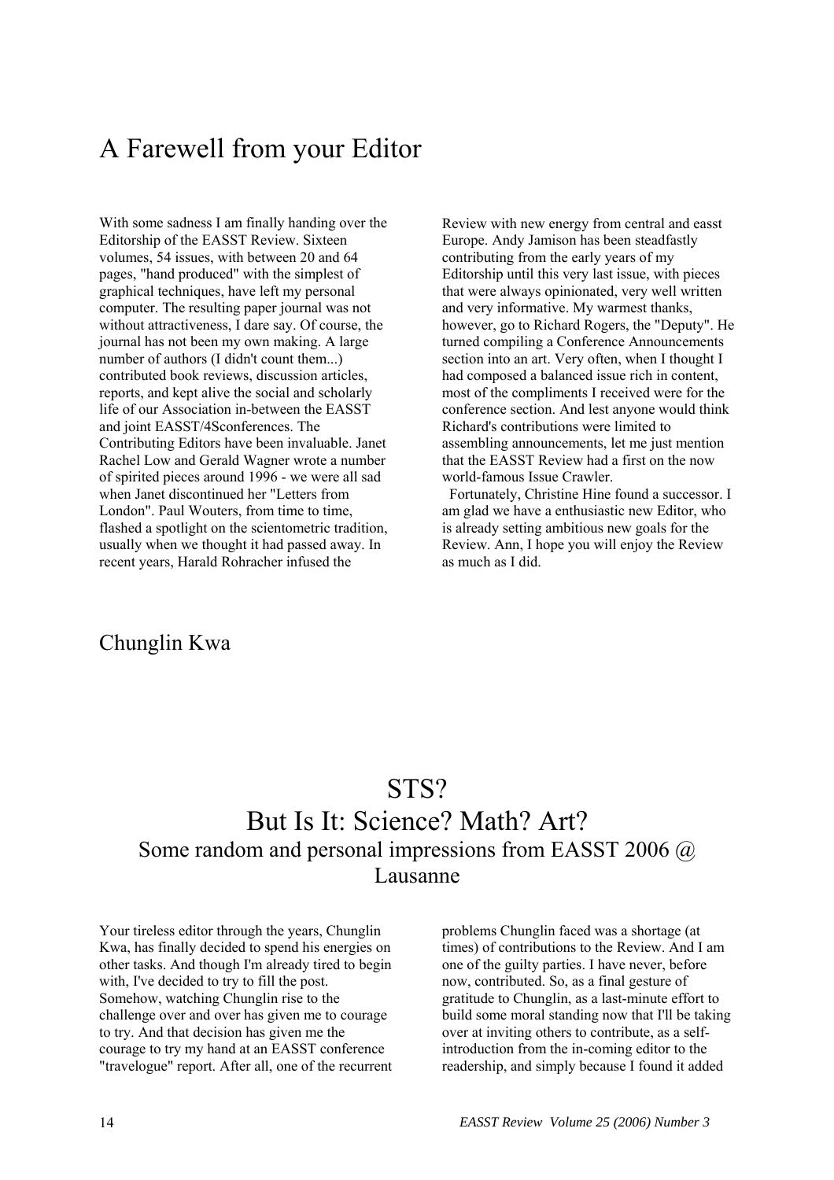# A Farewell from your Editor

With some sadness I am finally handing over the Editorship of the EASST Review. Sixteen volumes, 54 issues, with between 20 and 64 pages, "hand produced" with the simplest of graphical techniques, have left my personal computer. The resulting paper journal was not without attractiveness, I dare say. Of course, the journal has not been my own making. A large number of authors (I didn't count them...) contributed book reviews, discussion articles, reports, and kept alive the social and scholarly life of our Association in-between the EASST and joint EASST/4Sconferences. The Contributing Editors have been invaluable. Janet Rachel Low and Gerald Wagner wrote a number of spirited pieces around 1996 - we were all sad when Janet discontinued her "Letters from London". Paul Wouters, from time to time, flashed a spotlight on the scientometric tradition, usually when we thought it had passed away. In recent years, Harald Rohracher infused the Review with new energy from central and easst Europe. Andy Jamison has been steadfastly contributing from the early years of my Editorship until this very last issue, with pieces that were always opinionated, very well written and very informative. My warmest thanks, however, go to Richard Rogers, the "Deputy". He turned compiling a Conference Announcements section into an art. Very often, when I thought I had composed a balanced issue rich in content, most of the compliments I received were for the conference section. And lest anyone would think Richard's contributions were limited to assembling announcements, let me just mention that the EASST Review had a first on the now world-famous Issue Crawler.

Fortunately, Christine Hine found a successor. I am glad we have a enthusiastic new Editor, who is already setting ambitious new goals for the Review. Ann, I hope you will enjoy the Review as much as I did.

Chunglin Kwa

# STS? But Is It: Science? Math? Art?

## Some random and personal impressions from EASST 2006 @ Lausanne

Your tireless editor through the years, Chunglin Kwa, has finally decided to spend his energies on other tasks. And though I'm already tired to begin with, I've decided to try to fill the post. Somehow, watching Chunglin rise to the challenge over and over has given me to courage to try. And that decision has given me the courage to try my hand at an EASST conference "travelogue" report. After all, one of the recurrent problems Chunglin faced was a shortage (at times) of contributions to the Review. And I am one of the guilty parties. I have never, before now, contributed. So, as a final gesture of gratitude to Chunglin, as a last-minute effort to build some moral standing now that I'll be taking over at inviting others to contribute, as a self-introduction from the in-coming editor to the readership, and simply because I found it added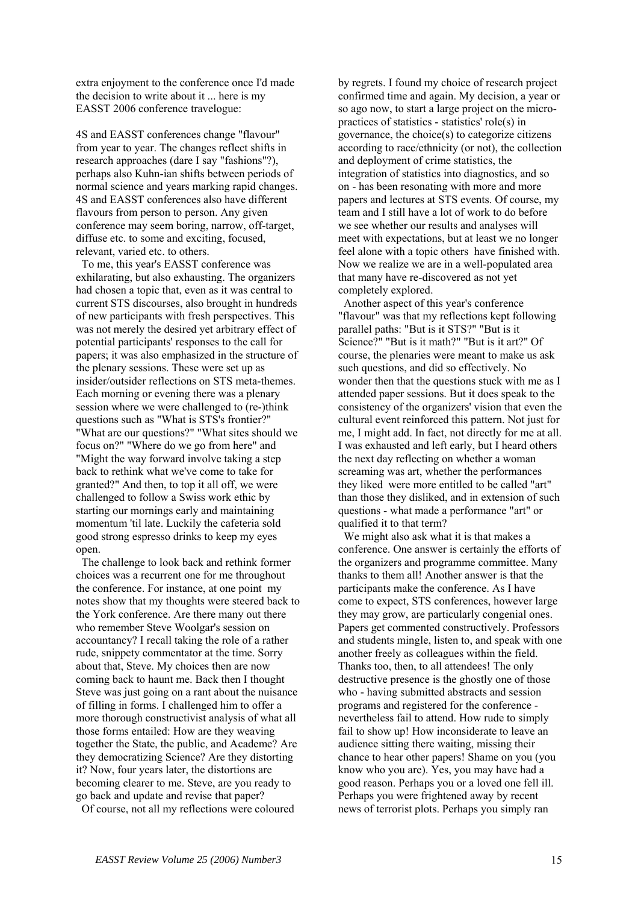extra enjoyment to the conference once I'd made the decision to write about it ... here is my EASST 2006 conference travelogue:

4S and EASST conferences change "flavour" from year to year. The changes reflect shifts in research approaches (dare I say "fashions"?), perhaps also Kuhn-ian shifts between periods of normal science and years marking rapid changes. 4S and EASST conferences also have different flavours from person to person. Any given conference may seem boring, narrow, off-target, diffuse etc. to some and exciting, focused, relevant, varied etc. to others.

To me, this year's EASST conference was exhilarating, but also exhausting. The organizers had chosen a topic that, even as it was central to current STS discourses, also brought in hundreds of new participants with fresh perspectives. This was not merely the desired yet arbitrary effect of potential participants' responses to the call for papers; it was also emphasized in the structure of the plenary sessions. These were set up as insider/outsider reflections on STS meta-themes. Each morning or evening there was a plenary session where we were challenged to (re-)think questions such as "What is STS's frontier?" "What are our questions?" "What sites should we focus on?" "Where do we go from here" and "Might the way forward involve taking a step back to rethink what we've come to take for granted?" And then, to top it all off, we were challenged to follow a Swiss work ethic by starting our mornings early and maintaining momentum 'til late. Luckily the cafeteria sold good strong espresso drinks to keep my eyes open.

The challenge to look back and rethink former choices was a recurrent one for me throughout the conference. For instance, at one point my notes show that my thoughts were steered back to the York conference. Are there many out there who remember Steve Woolgar's session on accountancy? I recall taking the role of a rather rude, snippety commentator at the time. Sorry about that, Steve. My choices then are now coming back to haunt me. Back then I thought Steve was just going on a rant about the nuisance of filling in forms. I challenged him to offer a more thorough constructivist analysis of what all those forms entailed: How are they weaving together the State, the public, and Academe? Are they democratizing Science? Are they distorting it? Now, four years later, the distortions are becoming clearer to me. Steve, are you ready to go back and update and revise that paper?

Of course, not all my reflections were coloured by regrets. I found my choice of research project confirmed time and again. My decision, a year or so ago now, to start a large project on the micro-practices of statistics - statistics' role(s) in governance, the choice(s) to categorize citizens according to race/ethnicity (or not), the collection and deployment of crime statistics, the integration of statistics into diagnostics, and so on - has been resonating with more and more papers and lectures at STS events. Of course, my team and I still have a lot of work to do before we see whether our results and analyses will meet with expectations, but at least we no longer feel alone with a topic others have finished with. Now we realize we are in a well-populated area that many have re-discovered as not yet completely explored.

Another aspect of this year's conference "flavour" was that my reflections kept following parallel paths: "But is it STS?" "But is it Science?" "But is it math?" "But is it art?" Of course, the plenaries were meant to make us ask such questions, and did so effectively. No wonder then that the questions stuck with me as I attended paper sessions. But it does speak to the consistency of the organizers' vision that even the cultural event reinforced this pattern. Not just for me, I might add. In fact, not directly for me at all. I was exhausted and left early, but I heard others the next day reflecting on whether a woman screaming was art, whether the performances they liked were more entitled to be called "art" than those they disliked, and in extension of such questions - what made a performance "art" or qualified it to that term?

We might also ask what it is that makes a conference. One answer is certainly the efforts of the organizers and programme committee. Many thanks to them all! Another answer is that the participants make the conference. As I have come to expect, STS conferences, however large they may grow, are particularly congenial ones. Papers get commented constructively. Professors and students mingle, listen to, and speak with one another freely as colleagues within the field. Thanks too, then, to all attendees! The only destructive presence is the ghostly one of those who - having submitted abstracts and session programs and registered for the conference - nevertheless fail to attend. How rude to simply fail to show up! How inconsiderate to leave an audience sitting there waiting, missing their chance to hear other papers! Shame on you (you know who you are). Yes, you may have had a good reason. Perhaps you or a loved one fell ill. Perhaps you were frightened away by recent news of terrorist plots. Perhaps you simply ran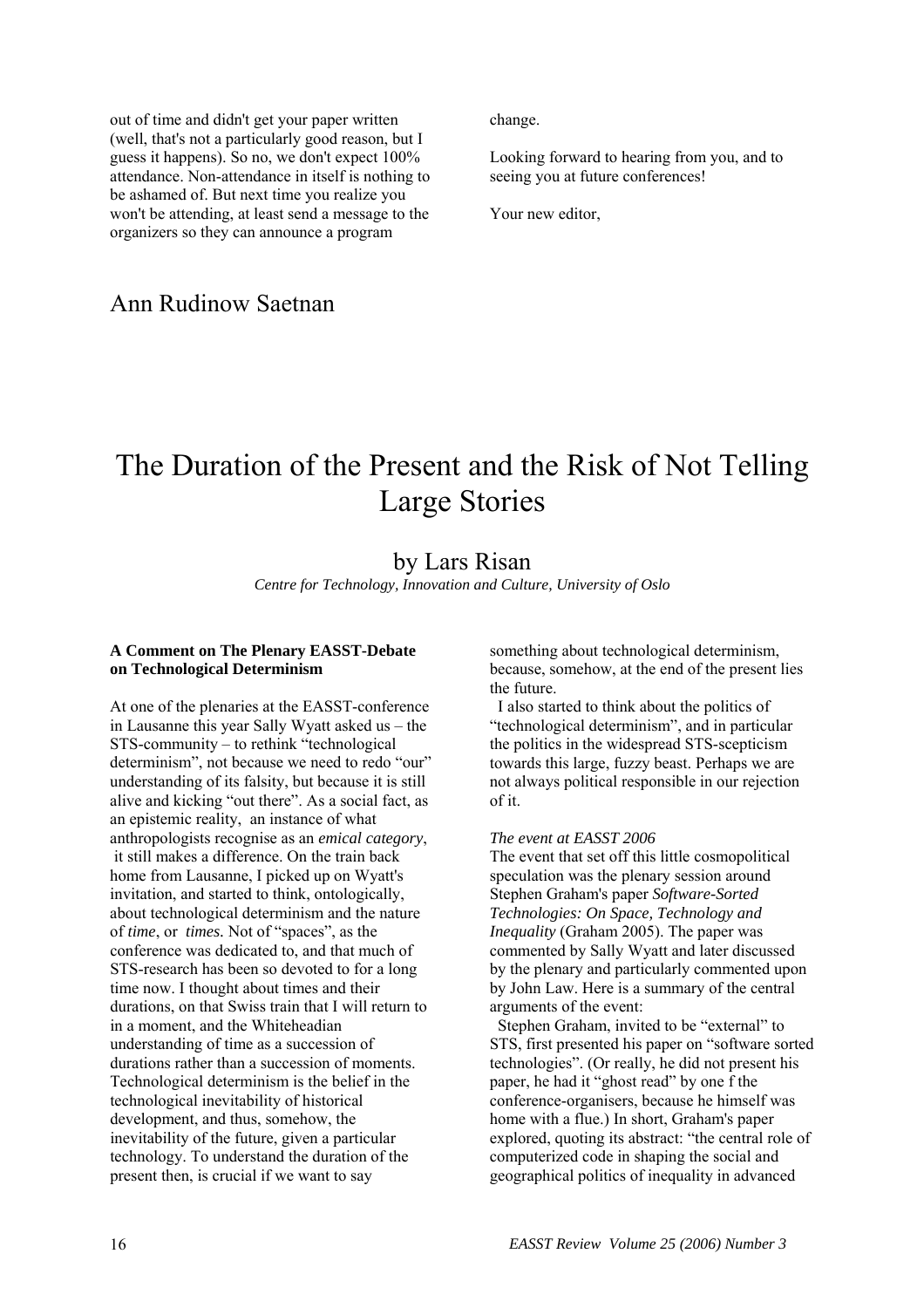out of time and didn't get your paper written (well, that's not a particularly good reason, but I guess it happens). So no, we don't expect 100% attendance. Non-attendance in itself is nothing to be ashamed of. But next time you realize you won't be attending, at least send a message to the organizers so they can announce a program change.

Looking forward to hearing from you, and to seeing you at future conferences!

Your new editor,

Ann Rudinow Saetnan

# The Duration of the Present and the Risk of Not Telling Large Stories

## by Lars Risan

*Centre for Technology, Innovation and Culture, University of Oslo*

**A Comment on The Plenary EASST-Debate on Technological Determinism**

At one of the plenaries at the EASST-conference in Lausanne this year Sally Wyatt asked us – the STS-community – to rethink "technological determinism", not because we need to redo "our" understanding of its falsity, but because it is still alive and kicking "out there". As a social fact, as an epistemic reality, an instance of what anthropologists recognise as an *emical category*, it still makes a difference. On the train back home from Lausanne, I picked up on Wyatt's invitation, and started to think, ontologically, about technological determinism and the nature of *time*, or *times.* Not of "spaces", as the conference was dedicated to, and that much of STS-research has been so devoted to for a long time now. I thought about times and their durations, on that Swiss train that I will return to in a moment, and the Whiteheadian understanding of time as a succession of durations rather than a succession of moments. Technological determinism is the belief in the technological inevitability of historical development, and thus, somehow, the inevitability of the future, given a particular technology. To understand the duration of the present then, is crucial if we want to say something about technological determinism, because, somehow, at the end of the present lies the future.

I also started to think about the politics of "technological determinism", and in particular the politics in the widespread STS-scepticism towards this large, fuzzy beast. Perhaps we are not always political responsible in our rejection of it.

*The event at EASST 2006*

The event that set off this little cosmopolitical speculation was the plenary session around Stephen Graham's paper *Software-Sorted Technologies: On Space, Technology and Inequality* (Graham 2005). The paper was commented by Sally Wyatt and later discussed by the plenary and particularly commented upon by John Law. Here is a summary of the central arguments of the event:

Stephen Graham, invited to be "external" to STS, first presented his paper on "software sorted technologies". (Or really, he did not present his paper, he had it "ghost read" by one f the conference-organisers, because he himself was home with a flue.) In short, Graham's paper explored, quoting its abstract: "the central role of computerized code in shaping the social and geographical politics of inequality in advanced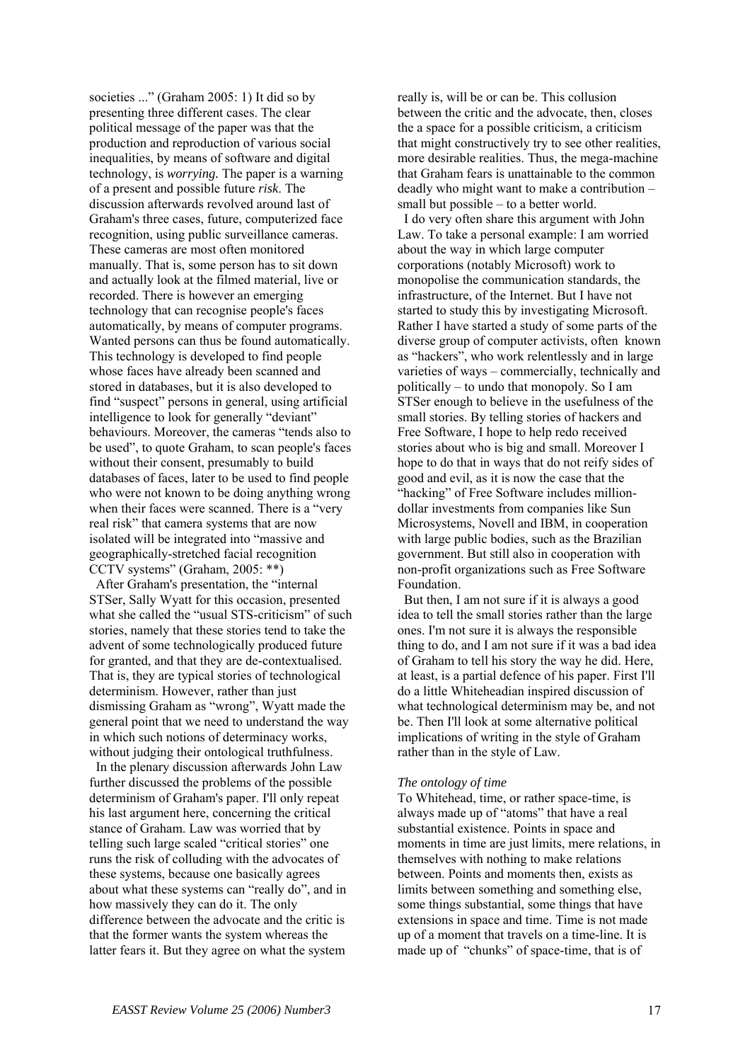societies ..." (Graham 2005: 1) It did so by presenting three different cases. The clear political message of the paper was that the production and reproduction of various social inequalities, by means of software and digital technology, is *worrying.* The paper is a warning of a present and possible future *risk*. The discussion afterwards revolved around last of Graham's three cases, future, computerized face recognition, using public surveillance cameras. These cameras are most often monitored manually. That is, some person has to sit down and actually look at the filmed material, live or recorded. There is however an emerging technology that can recognise people's faces automatically, by means of computer programs. Wanted persons can thus be found automatically. This technology is developed to find people whose faces have already been scanned and stored in databases, but it is also developed to find "suspect" persons in general, using artificial intelligence to look for generally "deviant" behaviours. Moreover, the cameras "tends also to be used", to quote Graham, to scan people's faces without their consent, presumably to build databases of faces, later to be used to find people who were not known to be doing anything wrong when their faces were scanned. There is a "very real risk" that camera systems that are now isolated will be integrated into "massive and geographically-stretched facial recognition CCTV systems" (Graham, 2005: **)

After Graham's presentation, the "internal STSer, Sally Wyatt for this occasion, presented what she called the "usual STS-criticism" of such stories, namely that these stories tend to take the advent of some technologically produced future for granted, and that they are de-contextualised. That is, they are typical stories of technological determinism. However, rather than just dismissing Graham as "wrong", Wyatt made the general point that we need to understand the way in which such notions of determinacy works, without judging their ontological truthfulness.

In the plenary discussion afterwards John Law further discussed the problems of the possible determinism of Graham's paper. I'll only repeat his last argument here, concerning the critical stance of Graham. Law was worried that by telling such large scaled "critical stories" one runs the risk of colluding with the advocates of these systems, because one basically agrees about what these systems can "really do", and in how massively they can do it. The only difference between the advocate and the critic is that the former wants the system whereas the latter fears it. But they agree on what the system really is, will be or can be. This collusion between the critic and the advocate, then, closes the a space for a possible criticism, a criticism that might constructively try to see other realities, more desirable realities. Thus, the mega-machine that Graham fears is unattainable to the common deadly who might want to make a contribution – small but possible – to a better world.

I do very often share this argument with John Law. To take a personal example: I am worried about the way in which large computer corporations (notably Microsoft) work to monopolise the communication standards, the infrastructure, of the Internet. But I have not started to study this by investigating Microsoft. Rather I have started a study of some parts of the diverse group of computer activists, often known as "hackers", who work relentlessly and in large varieties of ways – commercially, technically and politically – to undo that monopoly. So I am STSer enough to believe in the usefulness of the small stories. By telling stories of hackers and Free Software, I hope to help redo received stories about who is big and small. Moreover I hope to do that in ways that do not reify sides of good and evil, as it is now the case that the "hacking" of Free Software includes million-dollar investments from companies like Sun Microsystems, Novell and IBM, in cooperation with large public bodies, such as the Brazilian government. But still also in cooperation with non-profit organizations such as Free Software Foundation.

But then, I am not sure if it is always a good idea to tell the small stories rather than the large ones. I'm not sure it is always the responsible thing to do, and I am not sure if it was a bad idea of Graham to tell his story the way he did. Here, at least, is a partial defence of his paper. First I'll do a little Whiteheadian inspired discussion of what technological determinism may be, and not be. Then I'll look at some alternative political implications of writing in the style of Graham rather than in the style of Law.

*The ontology of time*

To Whitehead, time, or rather space-time, is always made up of "atoms" that have a real substantial existence. Points in space and moments in time are just limits, mere relations, in themselves with nothing to make relations between. Points and moments then, exists as limits between something and something else, some things substantial, some things that have extensions in space and time. Time is not made up of a moment that travels on a time-line. It is made up of "chunks" of space-time, that is of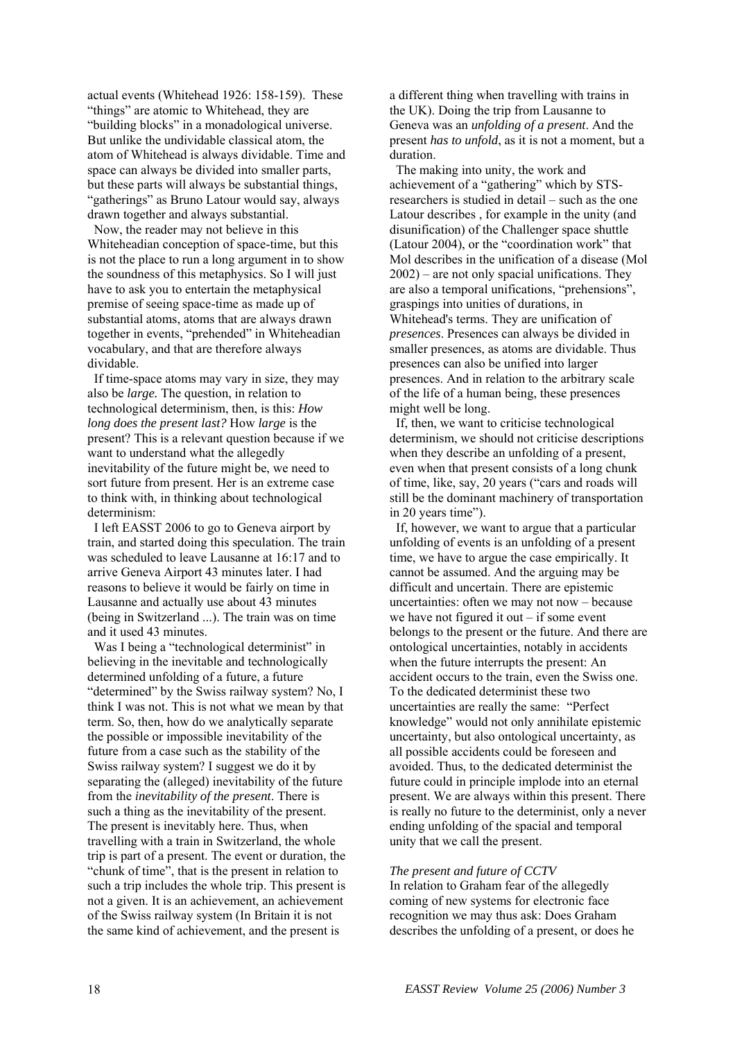actual events (Whitehead 1926: 158-159). These "things" are atomic to Whitehead, they are "building blocks" in a monadological universe. But unlike the undividable classical atom, the atom of Whitehead is always dividable. Time and space can always be divided into smaller parts, but these parts will always be substantial things, "gatherings" as Bruno Latour would say, always drawn together and always substantial.

Now, the reader may not believe in this Whiteheadian conception of space-time, but this is not the place to run a long argument in to show the soundness of this metaphysics. So I will just have to ask you to entertain the metaphysical premise of seeing space-time as made up of substantial atoms, atoms that are always drawn together in events, "prehended" in Whiteheadian vocabulary, and that are therefore always dividable.

If time-space atoms may vary in size, they may also be *large.* The question, in relation to technological determinism, then, is this: *How long does the present last?* How *large* is the present? This is a relevant question because if we want to understand what the allegedly inevitability of the future might be, we need to sort future from present. Her is an extreme case to think with, in thinking about technological determinism:

I left EASST 2006 to go to Geneva airport by train, and started doing this speculation. The train was scheduled to leave Lausanne at 16:17 and to arrive Geneva Airport 43 minutes later. I had reasons to believe it would be fairly on time in Lausanne and actually use about 43 minutes (being in Switzerland ...). The train was on time and it used 43 minutes.

Was I being a "technological determinist" in believing in the inevitable and technologically determined unfolding of a future, a future "determined" by the Swiss railway system? No, I think I was not. This is not what we mean by that term. So, then, how do we analytically separate the possible or impossible inevitability of the future from a case such as the stability of the Swiss railway system? I suggest we do it by separating the (alleged) inevitability of the future from the *inevitability of the present*. There is such a thing as the inevitability of the present. The present is inevitably here. Thus, when travelling with a train in Switzerland, the whole trip is part of a present. The event or duration, the "chunk of time", that is the present in relation to such a trip includes the whole trip. This present is not a given. It is an achievement, an achievement of the Swiss railway system (In Britain it is not the same kind of achievement, and the present is a different thing when travelling with trains in the UK). Doing the trip from Lausanne to Geneva was an *unfolding of a present*. And the present *has to unfold*, as it is not a moment, but a duration.

The making into unity, the work and achievement of a "gathering" which by STS-researchers is studied in detail – such as the one Latour describes , for example in the unity (and disunification) of the Challenger space shuttle (Latour 2004), or the "coordination work" that Mol describes in the unification of a disease (Mol 2002) – are not only spacial unifications. They are also a temporal unifications, "prehensions", graspings into unities of durations, in Whitehead's terms. They are unification of *presences*. Presences can always be divided in smaller presences, as atoms are dividable. Thus presences can also be unified into larger presences. And in relation to the arbitrary scale of the life of a human being, these presences might well be long.

If, then, we want to criticise technological determinism, we should not criticise descriptions when they describe an unfolding of a present, even when that present consists of a long chunk of time, like, say, 20 years ("cars and roads will still be the dominant machinery of transportation in 20 years time").

If, however, we want to argue that a particular unfolding of events is an unfolding of a present time, we have to argue the case empirically. It cannot be assumed. And the arguing may be difficult and uncertain. There are epistemic uncertainties: often we may not now – because we have not figured it out – if some event belongs to the present or the future. And there are ontological uncertainties, notably in accidents when the future interrupts the present: An accident occurs to the train, even the Swiss one. To the dedicated determinist these two uncertainties are really the same: "Perfect knowledge" would not only annihilate epistemic uncertainty, but also ontological uncertainty, as all possible accidents could be foreseen and avoided. Thus, to the dedicated determinist the future could in principle implode into an eternal present. We are always within this present. There is really no future to the determinist, only a never ending unfolding of the spacial and temporal unity that we call the present.

### *The present and future of CCTV*

In relation to Graham fear of the allegedly coming of new systems for electronic face recognition we may thus ask: Does Graham describes the unfolding of a present, or does he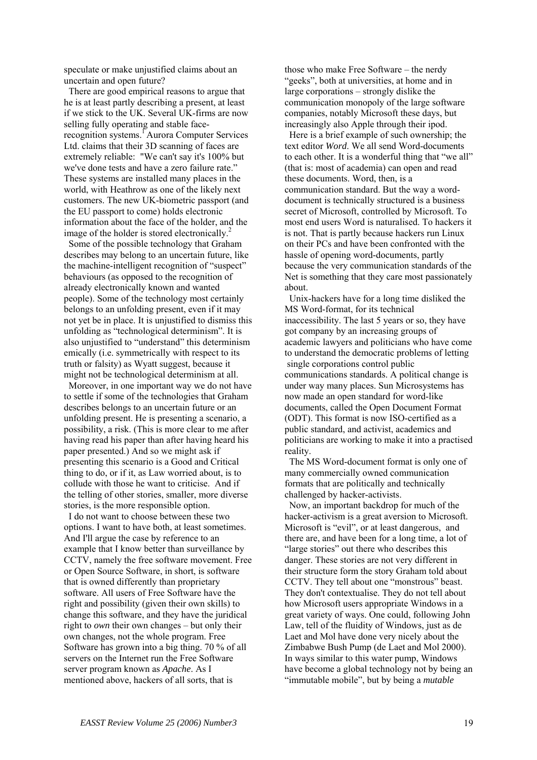speculate or make unjustified claims about an uncertain and open future?

There are good empirical reasons to argue that he is at least partly describing a present, at least if we stick to the UK. Several UK-firms are now selling fully operating and stable face-recognition systems.[1] Aurora Computer Services Ltd. claims that their 3D scanning of faces are extremely reliable: "We can't say it's 100% but we've done tests and have a zero failure rate." These systems are installed many places in the world, with Heathrow as one of the likely next customers. The new UK-biometric passport (and the EU passport to come) holds electronic information about the face of the holder, and the image of the holder is stored electronically.[2]

Some of the possible technology that Graham describes may belong to an uncertain future, like the machine-intelligent recognition of "suspect" behaviours (as opposed to the recognition of already electronically known and wanted people). Some of the technology most certainly belongs to an unfolding present, even if it may not yet be in place. It is unjustified to dismiss this unfolding as "technological determinism". It is also unjustified to "understand" this determinism emically (i.e. symmetrically with respect to its truth or falsity) as Wyatt suggest, because it might not be technological determinism at all.

Moreover, in one important way we do not have to settle if some of the technologies that Graham describes belongs to an uncertain future or an unfolding present. He is presenting a scenario, a possibility, a risk. (This is more clear to me after having read his paper than after having heard his paper presented.) And so we might ask if presenting this scenario is a Good and Critical thing to do, or if it, as Law worried about, is to collude with those he want to criticise. And if the telling of other stories, smaller, more diverse stories, is the more responsible option.

I do not want to choose between these two options. I want to have both, at least sometimes. And I'll argue the case by reference to an example that I know better than surveillance by CCTV, namely the free software movement. Free or Open Source Software, in short, is software that is owned differently than proprietary software. All users of Free Software have the right and possibility (given their own skills) to change this software, and they have the juridical right to *own* their own changes – but only their own changes, not the whole program. Free Software has grown into a big thing. 70 % of all servers on the Internet run the Free Software server program known as *Apache*. As I mentioned above, hackers of all sorts, that is those who make Free Software – the nerdy "geeks", both at universities, at home and in large corporations – strongly dislike the communication monopoly of the large software companies, notably Microsoft these days, but increasingly also Apple through their ipod.

Here is a brief example of such ownership; the text editor *Word*. We all send Word-documents to each other. It is a wonderful thing that "we all" (that is: most of academia) can open and read these documents. Word, then, is a communication standard. But the way a word-document is technically structured is a business secret of Microsoft, controlled by Microsoft. To most end users Word is naturalised. To hackers it is not. That is partly because hackers run Linux on their PCs and have been confronted with the hassle of opening word-documents, partly because the very communication standards of the Net is something that they care most passionately about.

Unix-hackers have for a long time disliked the MS Word-format, for its technical inaccessibility. The last 5 years or so, they have got company by an increasing groups of academic lawyers and politicians who have come to understand the democratic problems of letting single corporations control public communications standards. A political change is under way many places. Sun Microsystems has now made an open standard for word-like documents, called the Open Document Format (ODT). This format is now ISO-certified as a public standard, and activist, academics and politicians are working to make it into a practised reality.

The MS Word-document format is only one of many commercially owned communication formats that are politically and technically challenged by hacker-activists.

Now, an important backdrop for much of the hacker-activism is a great aversion to Microsoft. Microsoft is "evil", or at least dangerous, and there are, and have been for a long time, a lot of "large stories" out there who describes this danger. These stories are not very different in their structure form the story Graham told about CCTV. They tell about one "monstrous" beast. They don't contextualise. They do not tell about how Microsoft users appropriate Windows in a great variety of ways. One could, following John Law, tell of the fluidity of Windows, just as de Laet and Mol have done very nicely about the Zimbabwe Bush Pump (de Laet and Mol 2000). In ways similar to this water pump, Windows have become a global technology not by being an "immutable mobile", but by being a *mutable*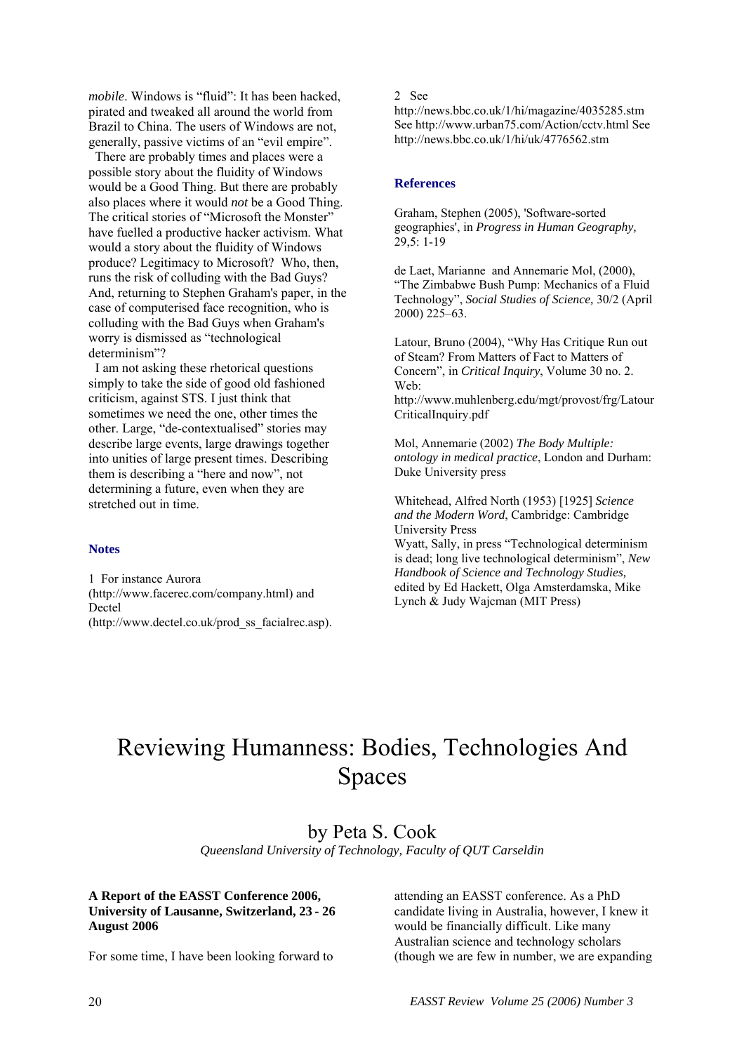*mobile*. Windows is "fluid": It has been hacked, pirated and tweaked all around the world from Brazil to China. The users of Windows are not, generally, passive victims of an "evil empire".

There are probably times and places were a possible story about the fluidity of Windows would be a Good Thing. But there are probably also places where it would *not* be a Good Thing. The critical stories of "Microsoft the Monster" have fuelled a productive hacker activism. What would a story about the fluidity of Windows produce? Legitimacy to Microsoft? Who, then, runs the risk of colluding with the Bad Guys? And, returning to Stephen Graham's paper, in the case of computerised face recognition, who is colluding with the Bad Guys when Graham's worry is dismissed as "technological determinism"?

I am not asking these rhetorical questions simply to take the side of good old fashioned criticism, against STS. I just think that sometimes we need the one, other times the other. Large, "de-contextualised" stories may describe large events, large drawings together into unities of large present times. Describing them is describing a "here and now", not determining a future, even when they are stretched out in time.

### Notes

1 For instance Aurora (http://www.facerec.com/company.html) and Dectel (http://www.dectel.co.uk/prod_ss_facialrec.asp).

2 See http://news.bbc.co.uk/1/hi/magazine/4035285.stm See http://www.urban75.com/Action/cctv.html See http://news.bbc.co.uk/1/hi/uk/4776562.stm

### References

Graham, Stephen (2005), 'Software-sorted geographies', in *Progress in Human Geography,* 29,5: 1-19

de Laet, Marianne and Annemarie Mol, (2000), "The Zimbabwe Bush Pump: Mechanics of a Fluid Technology", *Social Studies of Science,* 30/2 (April 2000) 225–63.

Latour, Bruno (2004), "Why Has Critique Run out of Steam? From Matters of Fact to Matters of Concern", in *Critical Inquiry*, Volume 30 no. 2. Web: http://www.muhlenberg.edu/mgt/provost/frg/LatourCriticalInquiry.pdf

Mol, Annemarie (2002) *The Body Multiple: ontology in medical practice*, London and Durham: Duke University press

Whitehead, Alfred North (1953) [1925] *Science and the Modern Word*, Cambridge: Cambridge University Press

Wyatt, Sally, in press "Technological determinism is dead; long live technological determinism", *New Handbook of Science and Technology Studies,* edited by Ed Hackett, Olga Amsterdamska, Mike Lynch & Judy Wajcman (MIT Press)

# Reviewing Humanness: Bodies, Technologies And Spaces

## by Peta S. Cook

*Queensland University of Technology, Faculty of QUT Carseldin*

**A Report of the EASST Conference 2006, University of Lausanne, Switzerland, 23 - 26 August 2006**

For some time, I have been looking forward to attending an EASST conference. As a PhD candidate living in Australia, however, I knew it would be financially difficult. Like many Australian science and technology scholars (though we are few in number, we are expanding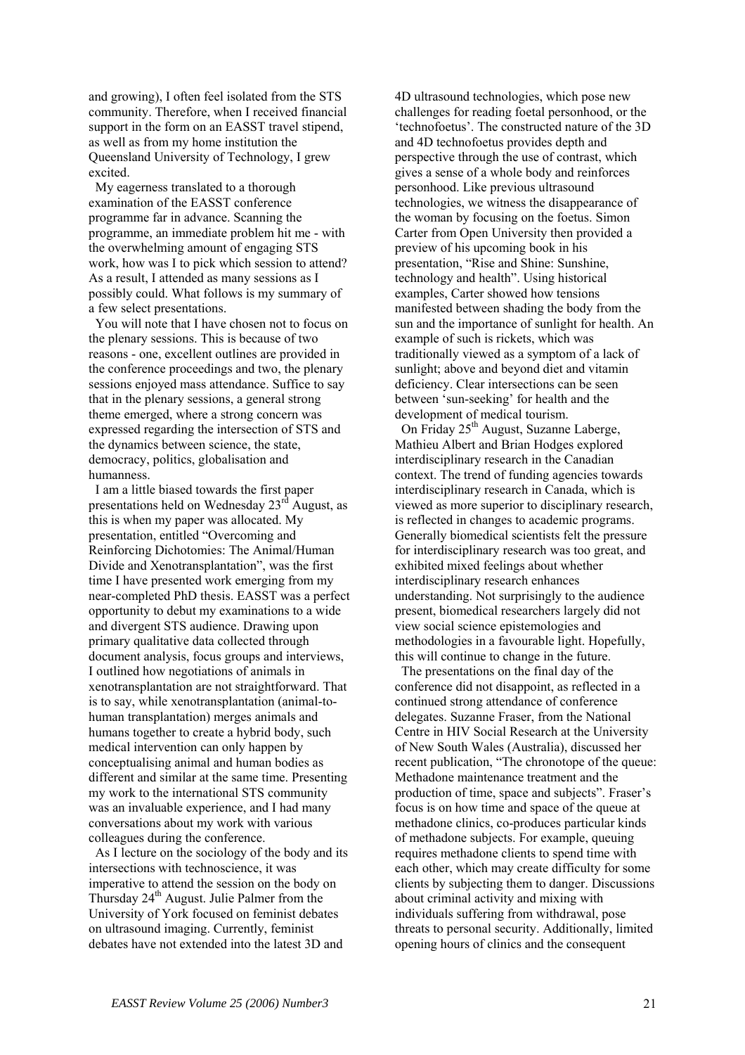and growing), I often feel isolated from the STS community. Therefore, when I received financial support in the form on an EASST travel stipend, as well as from my home institution the Queensland University of Technology, I grew excited.

My eagerness translated to a thorough examination of the EASST conference programme far in advance. Scanning the programme, an immediate problem hit me - with the overwhelming amount of engaging STS work, how was I to pick which session to attend? As a result, I attended as many sessions as I possibly could. What follows is my summary of a few select presentations.

You will note that I have chosen not to focus on the plenary sessions. This is because of two reasons - one, excellent outlines are provided in the conference proceedings and two, the plenary sessions enjoyed mass attendance. Suffice to say that in the plenary sessions, a general strong theme emerged, where a strong concern was expressed regarding the intersection of STS and the dynamics between science, the state, democracy, politics, globalisation and humanness.

I am a little biased towards the first paper presentations held on Wednesday 23rd August, as this is when my paper was allocated. My presentation, entitled "Overcoming and Reinforcing Dichotomies: The Animal/Human Divide and Xenotransplantation", was the first time I have presented work emerging from my near-completed PhD thesis. EASST was a perfect opportunity to debut my examinations to a wide and divergent STS audience. Drawing upon primary qualitative data collected through document analysis, focus groups and interviews, I outlined how negotiations of animals in xenotransplantation are not straightforward. That is to say, while xenotransplantation (animal-to-human transplantation) merges animals and humans together to create a hybrid body, such medical intervention can only happen by conceptualising animal and human bodies as different and similar at the same time. Presenting my work to the international STS community was an invaluable experience, and I had many conversations about my work with various colleagues during the conference.

As I lecture on the sociology of the body and its intersections with technoscience, it was imperative to attend the session on the body on Thursday 24th August. Julie Palmer from the University of York focused on feminist debates on ultrasound imaging. Currently, feminist debates have not extended into the latest 3D and 4D ultrasound technologies, which pose new challenges for reading foetal personhood, or the 'technofoetus'. The constructed nature of the 3D and 4D technofoetus provides depth and perspective through the use of contrast, which gives a sense of a whole body and reinforces personhood. Like previous ultrasound technologies, we witness the disappearance of the woman by focusing on the foetus. Simon Carter from Open University then provided a preview of his upcoming book in his presentation, "Rise and Shine: Sunshine, technology and health". Using historical examples, Carter showed how tensions manifested between shading the body from the sun and the importance of sunlight for health. An example of such is rickets, which was traditionally viewed as a symptom of a lack of sunlight; above and beyond diet and vitamin deficiency. Clear intersections can be seen between 'sun-seeking' for health and the development of medical tourism.

On Friday 25th August, Suzanne Laberge, Mathieu Albert and Brian Hodges explored interdisciplinary research in the Canadian context. The trend of funding agencies towards interdisciplinary research in Canada, which is viewed as more superior to disciplinary research, is reflected in changes to academic programs. Generally biomedical scientists felt the pressure for interdisciplinary research was too great, and exhibited mixed feelings about whether interdisciplinary research enhances understanding. Not surprisingly to the audience present, biomedical researchers largely did not view social science epistemologies and methodologies in a favourable light. Hopefully, this will continue to change in the future.

The presentations on the final day of the conference did not disappoint, as reflected in a continued strong attendance of conference delegates. Suzanne Fraser, from the National Centre in HIV Social Research at the University of New South Wales (Australia), discussed her recent publication, "The chronotope of the queue: Methadone maintenance treatment and the production of time, space and subjects". Fraser's focus is on how time and space of the queue at methadone clinics, co-produces particular kinds of methadone subjects. For example, queuing requires methadone clients to spend time with each other, which may create difficulty for some clients by subjecting them to danger. Discussions about criminal activity and mixing with individuals suffering from withdrawal, pose threats to personal security. Additionally, limited opening hours of clinics and the consequent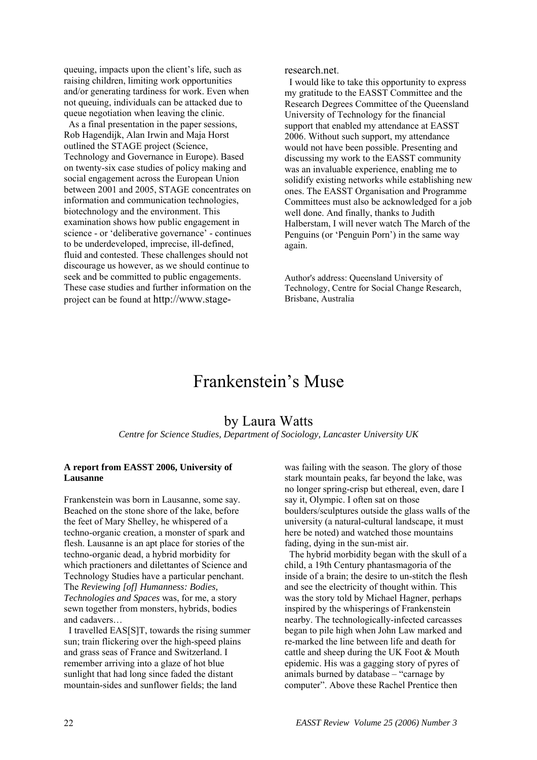queuing, impacts upon the client's life, such as raising children, limiting work opportunities and/or generating tardiness for work. Even when not queuing, individuals can be attacked due to queue negotiation when leaving the clinic.

As a final presentation in the paper sessions, Rob Hagendijk, Alan Irwin and Maja Horst outlined the STAGE project (Science, Technology and Governance in Europe). Based on twenty-six case studies of policy making and social engagement across the European Union between 2001 and 2005, STAGE concentrates on information and communication technologies, biotechnology and the environment. This examination shows how public engagement in science - or 'deliberative governance' - continues to be underdeveloped, imprecise, ill-defined, fluid and contested. These challenges should not discourage us however, as we should continue to seek and be committed to public engagements. These case studies and further information on the project can be found at http://www.stage-research.net.

I would like to take this opportunity to express my gratitude to the EASST Committee and the Research Degrees Committee of the Queensland University of Technology for the financial support that enabled my attendance at EASST 2006. Without such support, my attendance would not have been possible. Presenting and discussing my work to the EASST community was an invaluable experience, enabling me to solidify existing networks while establishing new ones. The EASST Organisation and Programme Committees must also be acknowledged for a job well done. And finally, thanks to Judith Halberstam, I will never watch The March of the Penguins (or 'Penguin Porn') in the same way again.

Author's address: Queensland University of Technology, Centre for Social Change Research, Brisbane, Australia

# Frankenstein's Muse

## by Laura Watts

*Centre for Science Studies, Department of Sociology, Lancaster University UK*

**A report from EASST 2006, University of Lausanne**

Frankenstein was born in Lausanne, some say. Beached on the stone shore of the lake, before the feet of Mary Shelley, he whispered of a techno-organic creation, a monster of spark and flesh. Lausanne is an apt place for stories of the techno-organic dead, a hybrid morbidity for which practioners and dilettantes of Science and Technology Studies have a particular penchant. The *Reviewing [of] Humanness: Bodies, Technologies and Spaces* was, for me, a story sewn together from monsters, hybrids, bodies and cadavers…

I travelled EAS[S]T, towards the rising summer sun; train flickering over the high-speed plains and grass seas of France and Switzerland. I remember arriving into a glaze of hot blue sunlight that had long since faded the distant mountain-sides and sunflower fields; the land was failing with the season. The glory of those stark mountain peaks, far beyond the lake, was no longer spring-crisp but ethereal, even, dare I say it, Olympic. I often sat on those boulders/sculptures outside the glass walls of the university (a natural-cultural landscape, it must here be noted) and watched those mountains fading, dying in the sun-mist air.

The hybrid morbidity began with the skull of a child, a 19th Century phantasmagoria of the inside of a brain; the desire to un-stitch the flesh and see the electricity of thought within. This was the story told by Michael Hagner, perhaps inspired by the whisperings of Frankenstein nearby. The technologically-infected carcasses began to pile high when John Law marked and re-marked the line between life and death for cattle and sheep during the UK Foot & Mouth epidemic. His was a gagging story of pyres of animals burned by database – "carnage by computer". Above these Rachel Prentice then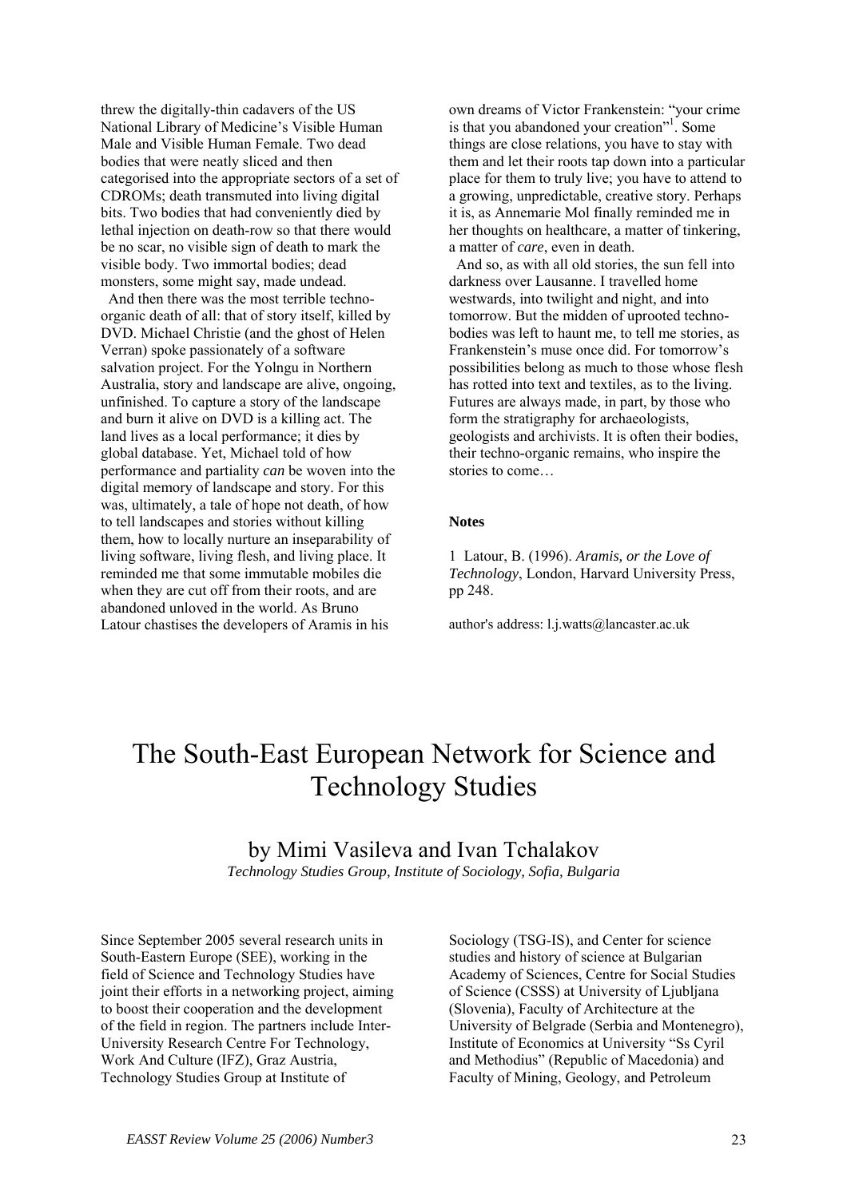threw the digitally-thin cadavers of the US National Library of Medicine's Visible Human Male and Visible Human Female. Two dead bodies that were neatly sliced and then categorised into the appropriate sectors of a set of CDROMs; death transmuted into living digital bits. Two bodies that had conveniently died by lethal injection on death-row so that there would be no scar, no visible sign of death to mark the visible body. Two immortal bodies; dead monsters, some might say, made undead.

And then there was the most terrible techno-organic death of all: that of story itself, killed by DVD. Michael Christie (and the ghost of Helen Verran) spoke passionately of a software salvation project. For the Yolngu in Northern Australia, story and landscape are alive, ongoing, unfinished. To capture a story of the landscape and burn it alive on DVD is a killing act. The land lives as a local performance; it dies by global database. Yet, Michael told of how performance and partiality *can* be woven into the digital memory of landscape and story. For this was, ultimately, a tale of hope not death, of how to tell landscapes and stories without killing them, how to locally nurture an inseparability of living software, living flesh, and living place. It reminded me that some immutable mobiles die when they are cut off from their roots, and are abandoned unloved in the world. As Bruno Latour chastises the developers of Aramis in his own dreams of Victor Frankenstein: "your crime is that you abandoned your creation"[1]. Some things are close relations, you have to stay with them and let their roots tap down into a particular place for them to truly live; you have to attend to a growing, unpredictable, creative story. Perhaps it is, as Annemarie Mol finally reminded me in her thoughts on healthcare, a matter of tinkering, a matter of *care*, even in death.

And so, as with all old stories, the sun fell into darkness over Lausanne. I travelled home westwards, into twilight and night, and into tomorrow. But the midden of uprooted techno-bodies was left to haunt me, to tell me stories, as Frankenstein's muse once did. For tomorrow's possibilities belong as much to those whose flesh has rotted into text and textiles, as to the living. Futures are always made, in part, by those who form the stratigraphy for archaeologists, geologists and archivists. It is often their bodies, their techno-organic remains, who inspire the stories to come…

**Notes**

1 Latour, B. (1996). *Aramis, or the Love of Technology*, London, Harvard University Press, pp 248.

author's address: l.j.watts@lancaster.ac.uk

# The South-East European Network for Science and Technology Studies

## by Mimi Vasileva and Ivan Tchalakov

*Technology Studies Group, Institute of Sociology, Sofia, Bulgaria*

Since September 2005 several research units in South-Eastern Europe (SEE), working in the field of Science and Technology Studies have joint their efforts in a networking project, aiming to boost their cooperation and the development of the field in region. The partners include Inter-University Research Centre For Technology, Work And Culture (IFZ), Graz Austria, Technology Studies Group at Institute of Sociology (TSG-IS), and Center for science studies and history of science at Bulgarian Academy of Sciences, Centre for Social Studies of Science (CSSS) at University of Ljubljana (Slovenia), Faculty of Architecture at the University of Belgrade (Serbia and Montenegro), Institute of Economics at University "Ss Cyril and Methodius" (Republic of Macedonia) and Faculty of Mining, Geology, and Petroleum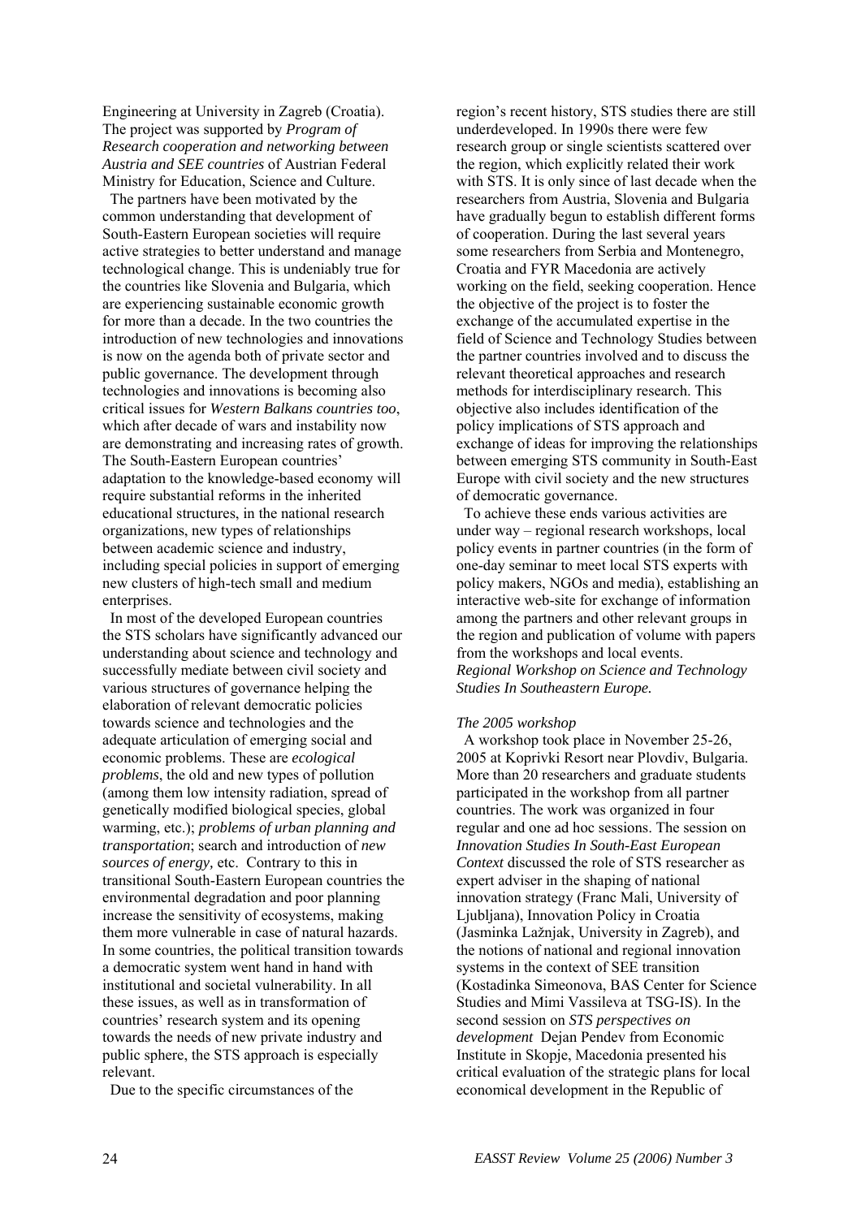Engineering at University in Zagreb (Croatia). The project was supported by *Program of Research cooperation and networking between Austria and SEE countries* of Austrian Federal Ministry for Education, Science and Culture.

The partners have been motivated by the common understanding that development of South-Eastern European societies will require active strategies to better understand and manage technological change. This is undeniably true for the countries like Slovenia and Bulgaria, which are experiencing sustainable economic growth for more than a decade. In the two countries the introduction of new technologies and innovations is now on the agenda both of private sector and public governance. The development through technologies and innovations is becoming also critical issues for *Western Balkans countries too*, which after decade of wars and instability now are demonstrating and increasing rates of growth. The South-Eastern European countries' adaptation to the knowledge-based economy will require substantial reforms in the inherited educational structures, in the national research organizations, new types of relationships between academic science and industry, including special policies in support of emerging new clusters of high-tech small and medium enterprises.

In most of the developed European countries the STS scholars have significantly advanced our understanding about science and technology and successfully mediate between civil society and various structures of governance helping the elaboration of relevant democratic policies towards science and technologies and the adequate articulation of emerging social and economic problems. These are *ecological problems*, the old and new types of pollution (among them low intensity radiation, spread of genetically modified biological species, global warming, etc.); *problems of urban planning and transportation*; search and introduction of *new sources of energy,* etc. Contrary to this in transitional South-Eastern European countries the environmental degradation and poor planning increase the sensitivity of ecosystems, making them more vulnerable in case of natural hazards. In some countries, the political transition towards a democratic system went hand in hand with institutional and societal vulnerability. In all these issues, as well as in transformation of countries' research system and its opening towards the needs of new private industry and public sphere, the STS approach is especially relevant.

Due to the specific circumstances of the region's recent history, STS studies there are still underdeveloped. In 1990s there were few research group or single scientists scattered over the region, which explicitly related their work with STS. It is only since of last decade when the researchers from Austria, Slovenia and Bulgaria have gradually begun to establish different forms of cooperation. During the last several years some researchers from Serbia and Montenegro, Croatia and FYR Macedonia are actively working on the field, seeking cooperation. Hence the objective of the project is to foster the exchange of the accumulated expertise in the field of Science and Technology Studies between the partner countries involved and to discuss the relevant theoretical approaches and research methods for interdisciplinary research. This objective also includes identification of the policy implications of STS approach and exchange of ideas for improving the relationships between emerging STS community in South-East Europe with civil society and the new structures of democratic governance.

To achieve these ends various activities are under way – regional research workshops, local policy events in partner countries (in the form of one-day seminar to meet local STS experts with policy makers, NGOs and media), establishing an interactive web-site for exchange of information among the partners and other relevant groups in the region and publication of volume with papers from the workshops and local events.

***Regional Workshop on Science and Technology Studies In Southeastern Europe.***

*The 2005 workshop*

A workshop took place in November 25-26, 2005 at Koprivki Resort near Plovdiv, Bulgaria. More than 20 researchers and graduate students participated in the workshop from all partner countries. The work was organized in four regular and one ad hoc sessions. The session on *Innovation Studies In South-East European Context* discussed the role of STS researcher as expert adviser in the shaping of national innovation strategy (Franc Mali, University of Ljubljana), Innovation Policy in Croatia (Jasminka Lažnjak, University in Zagreb), and the notions of national and regional innovation systems in the context of SEE transition (Kostadinka Simeonova, BAS Center for Science Studies and Mimi Vassileva at TSG-IS). In the second session on *STS perspectives on development* Dejan Pendev from Economic Institute in Skopje, Macedonia presented his critical evaluation of the strategic plans for local economical development in the Republic of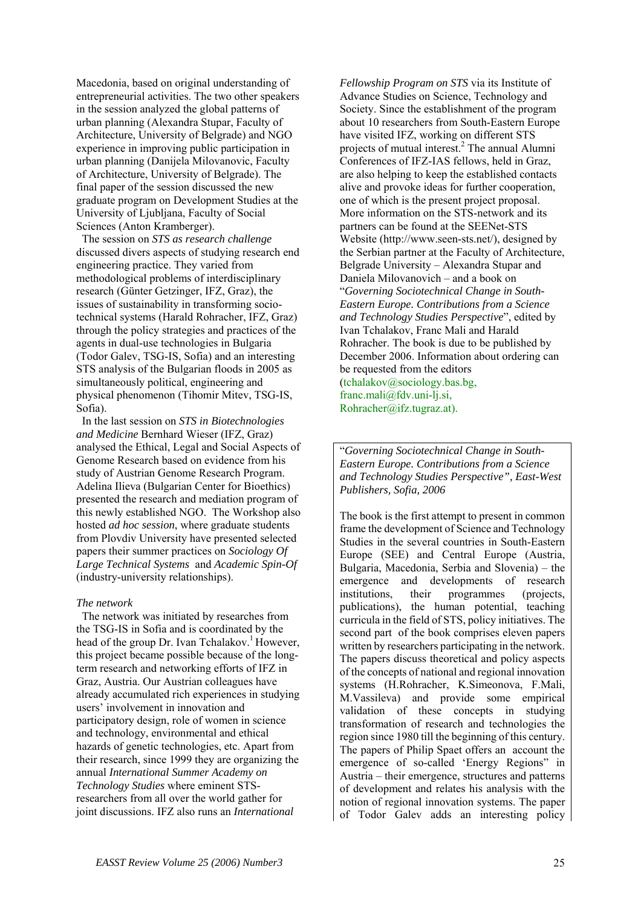Macedonia, based on original understanding of entrepreneurial activities. The two other speakers in the session analyzed the global patterns of urban planning (Alexandra Stupar, Faculty of Architecture, University of Belgrade) and NGO experience in improving public participation in urban planning (Danijela Milovanovic, Faculty of Architecture, University of Belgrade). The final paper of the session discussed the new graduate program on Development Studies at the University of Ljubljana, Faculty of Social Sciences (Anton Kramberger).

The session on *STS as research challenge* discussed divers aspects of studying research end engineering practice. They varied from methodological problems of interdisciplinary research (Günter Getzinger, IFZ, Graz), the issues of sustainability in transforming socio-technical systems (Harald Rohracher, IFZ, Graz) through the policy strategies and practices of the agents in dual-use technologies in Bulgaria (Todor Galev, TSG-IS, Sofia) and an interesting STS analysis of the Bulgarian floods in 2005 as simultaneously political, engineering and physical phenomenon (Tihomir Mitev, TSG-IS, Sofia).

In the last session on *STS in Biotechnologies and Medicine* Bernhard Wieser (IFZ, Graz) analysed the Ethical, Legal and Social Aspects of Genome Research based on evidence from his study of Austrian Genome Research Program. Adelina Ilieva (Bulgarian Center for Bioethics) presented the research and mediation program of this newly established NGO. The Workshop also hosted *ad hoc session*, where graduate students from Plovdiv University have presented selected papers their summer practices on *Sociology Of Large Technical Systems* and *Academic Spin-Of* (industry-university relationships).

*The network*

The network was initiated by researches from the TSG-IS in Sofia and is coordinated by the head of the group Dr. Ivan Tchalakov.[1] However, this project became possible because of the long-term research and networking efforts of IFZ in Graz, Austria. Our Austrian colleagues have already accumulated rich experiences in studying users' involvement in innovation and participatory design, role of women in science and technology, environmental and ethical hazards of genetic technologies, etc. Apart from their research, since 1999 they are organizing the annual *International Summer Academy on Technology Studies* where eminent STS-researchers from all over the world gather for joint discussions. IFZ also runs an *International Fellowship Program on STS* via its Institute of Advance Studies on Science, Technology and Society. Since the establishment of the program about 10 researchers from South-Eastern Europe have visited IFZ, working on different STS projects of mutual interest.[2] The annual Alumni Conferences of IFZ-IAS fellows, held in Graz, are also helping to keep the established contacts alive and provoke ideas for further cooperation, one of which is the present project proposal. More information on the STS-network and its partners can be found at the SEENet-STS Website (http://www.seen-sts.net/), designed by the Serbian partner at the Faculty of Architecture, Belgrade University – Alexandra Stupar and Daniela Milovanovich – and a book on "*Governing Sociotechnical Change in South-Eastern Europe. Contributions from a Science and Technology Studies Perspective*", edited by Ivan Tchalakov, Franc Mali and Harald Rohracher. The book is due to be published by December 2006. Information about ordering can be requested from the editors (tchalakov@sociology.bas.bg, franc.mali@fdv.uni-lj.si, Rohracher@ifz.tugraz.at).

"*Governing Sociotechnical Change in South-Eastern Europe. Contributions from a Science and Technology Studies Perspective", East-West Publishers, Sofia, 2006*

The book is the first attempt to present in common frame the development of Science and Technology Studies in the several countries in South-Eastern Europe (SEE) and Central Europe (Austria, Bulgaria, Macedonia, Serbia and Slovenia) – the emergence and developments of research institutions, their programmes (projects, publications), the human potential, teaching curricula in the field of STS, policy initiatives. The second part of the book comprises eleven papers written by researchers participating in the network. The papers discuss theoretical and policy aspects of the concepts of national and regional innovation systems (H.Rohracher, K.Simeonova, F.Mali, M.Vassileva) and provide some empirical validation of these concepts in studying transformation of research and technologies the region since 1980 till the beginning of this century. The papers of Philip Spaet offers an account the emergence of so-called 'Energy Regions" in Austria – their emergence, structures and patterns of development and relates his analysis with the notion of regional innovation systems. The paper of Todor Galev adds an interesting policy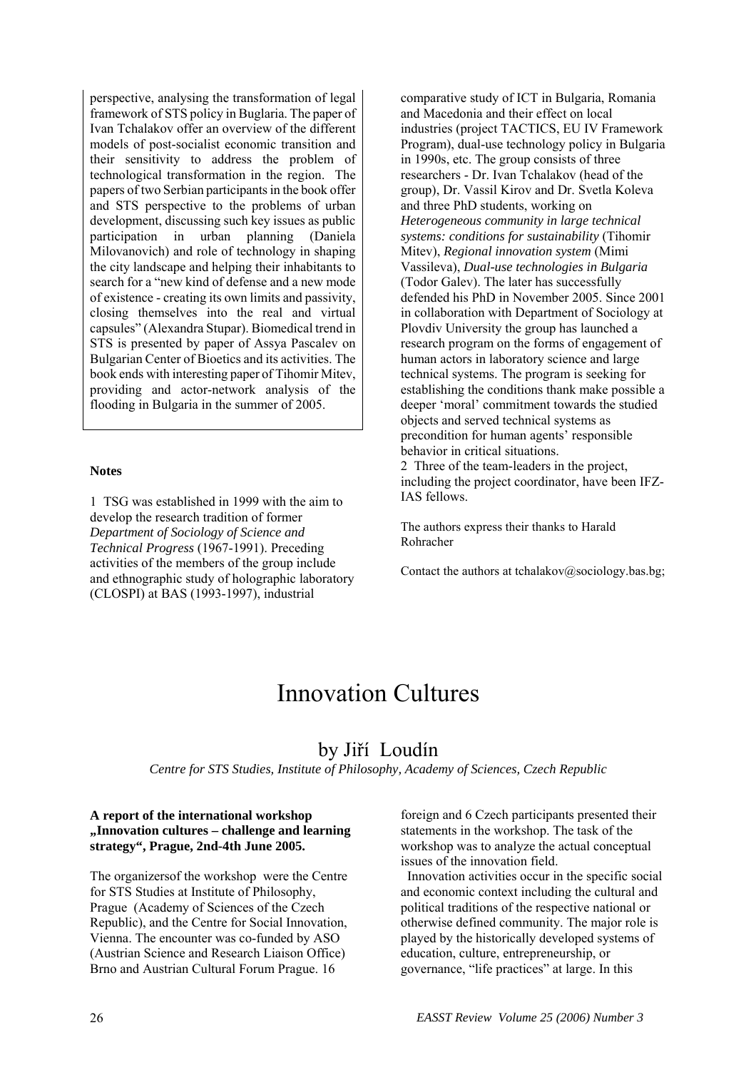perspective, analysing the transformation of legal framework of STS policy in Buglaria. The paper of Ivan Tchalakov offer an overview of the different models of post-socialist economic transition and their sensitivity to address the problem of technological transformation in the region. The papers of two Serbian participants in the book offer and STS perspective to the problems of urban development, discussing such key issues as public participation in urban planning (Daniela Milovanovich) and role of technology in shaping the city landscape and helping their inhabitants to search for a "new kind of defense and a new mode of existence - creating its own limits and passivity, closing themselves into the real and virtual capsules" (Alexandra Stupar). Biomedical trend in STS is presented by paper of Assya Pascalev on Bulgarian Center of Bioetics and its activities. The book ends with interesting paper of Tihomir Mitev, providing and actor-network analysis of the flooding in Bulgaria in the summer of 2005.

**Notes**

1 TSG was established in 1999 with the aim to develop the research tradition of former *Department of Sociology of Science and Technical Progress* (1967-1991). Preceding activities of the members of the group include and ethnographic study of holographic laboratory (CLOSPI) at BAS (1993-1997), industrial comparative study of ICT in Bulgaria, Romania and Macedonia and their effect on local industries (project TACTICS, EU IV Framework Program), dual-use technology policy in Bulgaria in 1990s, etc. The group consists of three researchers - Dr. Ivan Tchalakov (head of the group), Dr. Vassil Kirov and Dr. Svetla Koleva and three PhD students, working on *Heterogeneous community in large technical systems: conditions for sustainability* (Tihomir Mitev), *Regional innovation system* (Mimi Vassileva), *Dual-use technologies in Bulgaria* (Todor Galev). The later has successfully defended his PhD in November 2005. Since 2001 in collaboration with Department of Sociology at Plovdiv University the group has launched a research program on the forms of engagement of human actors in laboratory science and large technical systems. The program is seeking for establishing the conditions thank make possible a deeper 'moral' commitment towards the studied objects and served technical systems as precondition for human agents' responsible behavior in critical situations.

2 Three of the team-leaders in the project, including the project coordinator, have been IFZ-IAS fellows.

The authors express their thanks to Harald Rohracher

Contact the authors at tchalakov@sociology.bas.bg;

# Innovation Cultures

## by Jiří Loudín

*Centre for STS Studies, Institute of Philosophy, Academy of Sciences, Czech Republic*

**A report of the international workshop „Innovation cultures – challenge and learning strategy", Prague, 2nd-4th June 2005.**

The organizersof the workshop were the Centre for STS Studies at Institute of Philosophy, Prague (Academy of Sciences of the Czech Republic), and the Centre for Social Innovation, Vienna. The encounter was co-funded by ASO (Austrian Science and Research Liaison Office) Brno and Austrian Cultural Forum Prague. 16 foreign and 6 Czech participants presented their statements in the workshop. The task of the workshop was to analyze the actual conceptual issues of the innovation field.

Innovation activities occur in the specific social and economic context including the cultural and political traditions of the respective national or otherwise defined community. The major role is played by the historically developed systems of education, culture, entrepreneurship, or governance, "life practices" at large. In this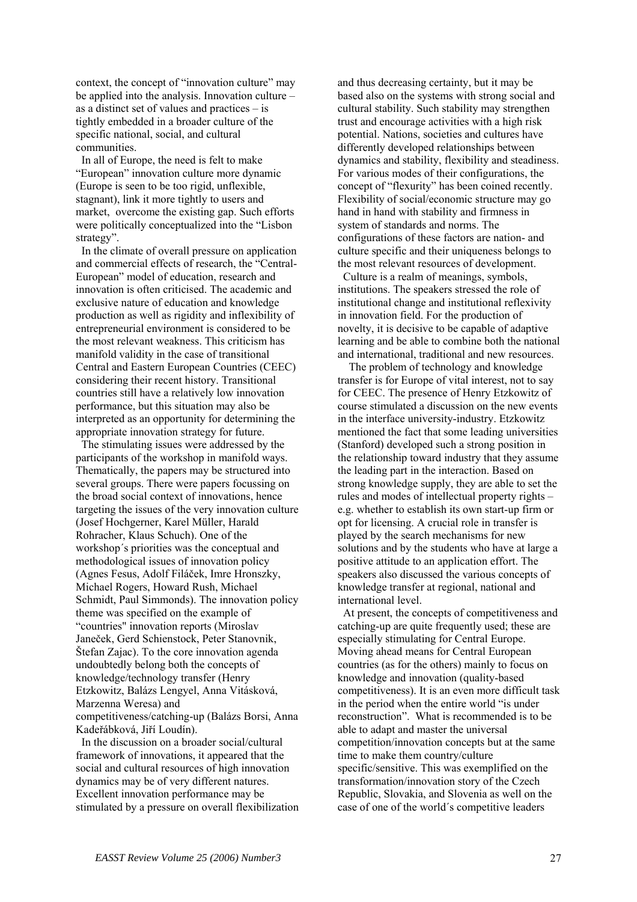context, the concept of "innovation culture" may be applied into the analysis. Innovation culture – as a distinct set of values and practices – is tightly embedded in a broader culture of the specific national, social, and cultural communities.

In all of Europe, the need is felt to make "European" innovation culture more dynamic (Europe is seen to be too rigid, unflexible, stagnant), link it more tightly to users and market, overcome the existing gap. Such efforts were politically conceptualized into the "Lisbon strategy".

In the climate of overall pressure on application and commercial effects of research, the "Central-European" model of education, research and innovation is often criticised. The academic and exclusive nature of education and knowledge production as well as rigidity and inflexibility of entrepreneurial environment is considered to be the most relevant weakness. This criticism has manifold validity in the case of transitional Central and Eastern European Countries (CEEC) considering their recent history. Transitional countries still have a relatively low innovation performance, but this situation may also be interpreted as an opportunity for determining the appropriate innovation strategy for future.

The stimulating issues were addressed by the participants of the workshop in manifold ways. Thematically, the papers may be structured into several groups. There were papers focussing on the broad social context of innovations, hence targeting the issues of the very innovation culture (Josef Hochgerner, Karel Müller, Harald Rohracher, Klaus Schuch). One of the workshop´s priorities was the conceptual and methodological issues of innovation policy (Agnes Fesus, Adolf Filáček, Imre Hronszky, Michael Rogers, Howard Rush, Michael Schmidt, Paul Simmonds). The innovation policy theme was specified on the example of "countries" innovation reports (Miroslav Janeček, Gerd Schienstock, Peter Stanovnik, Štefan Zajac). To the core innovation agenda undoubtedly belong both the concepts of knowledge/technology transfer (Henry Etzkowitz, Balázs Lengyel, Anna Vitásková, Marzenna Weresa) and competitiveness/catching-up (Balázs Borsi, Anna Kadeřábková, Jiří Loudín).

In the discussion on a broader social/cultural framework of innovations, it appeared that the social and cultural resources of high innovation dynamics may be of very different natures. Excellent innovation performance may be stimulated by a pressure on overall flexibilization and thus decreasing certainty, but it may be based also on the systems with strong social and cultural stability. Such stability may strengthen trust and encourage activities with a high risk potential. Nations, societies and cultures have differently developed relationships between dynamics and stability, flexibility and steadiness. For various modes of their configurations, the concept of "flexurity" has been coined recently. Flexibility of social/economic structure may go hand in hand with stability and firmness in system of standards and norms. The configurations of these factors are nation- and culture specific and their uniqueness belongs to the most relevant resources of development.

Culture is a realm of meanings, symbols, institutions. The speakers stressed the role of institutional change and institutional reflexivity in innovation field. For the production of novelty, it is decisive to be capable of adaptive learning and be able to combine both the national and international, traditional and new resources.

The problem of technology and knowledge transfer is for Europe of vital interest, not to say for CEEC. The presence of Henry Etzkowitz of course stimulated a discussion on the new events in the interface university-industry. Etzkowitz mentioned the fact that some leading universities (Stanford) developed such a strong position in the relationship toward industry that they assume the leading part in the interaction. Based on strong knowledge supply, they are able to set the rules and modes of intellectual property rights – e.g. whether to establish its own start-up firm or opt for licensing. A crucial role in transfer is played by the search mechanisms for new solutions and by the students who have at large a positive attitude to an application effort. The speakers also discussed the various concepts of knowledge transfer at regional, national and international level.

At present, the concepts of competitiveness and catching-up are quite frequently used; these are especially stimulating for Central Europe. Moving ahead means for Central European countries (as for the others) mainly to focus on knowledge and innovation (quality-based competitiveness). It is an even more difficult task in the period when the entire world "is under reconstruction". What is recommended is to be able to adapt and master the universal competition/innovation concepts but at the same time to make them country/culture specific/sensitive. This was exemplified on the transformation/innovation story of the Czech Republic, Slovakia, and Slovenia as well on the case of one of the world´s competitive leaders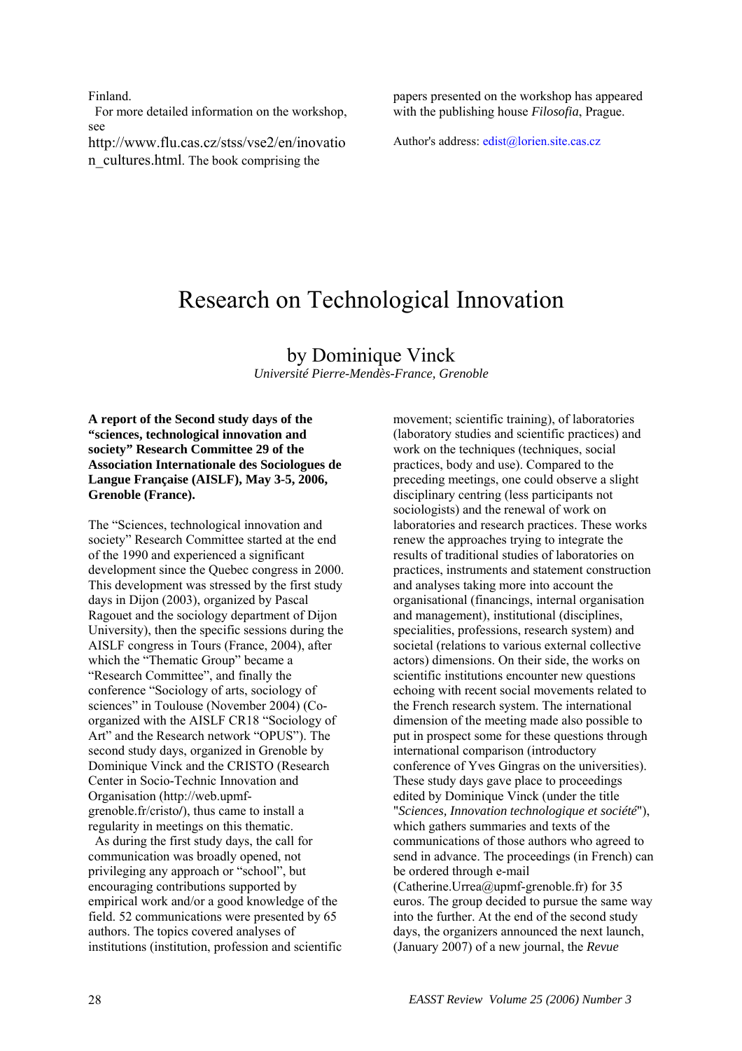Finland.

For more detailed information on the workshop, see http://www.flu.cas.cz/stss/vse2/en/inovation_cultures.html. The book comprising the papers presented on the workshop has appeared with the publishing house *Filosofia*, Prague.

Author's address: edist@lorien.site.cas.cz

# Research on Technological Innovation

## by Dominique Vinck

*Université Pierre-Mendès-France, Grenoble*

**A report of the Second study days of the "sciences, technological innovation and society" Research Committee 29 of the Association Internationale des Sociologues de Langue Française (AISLF), May 3-5, 2006, Grenoble (France).**

The "Sciences, technological innovation and society" Research Committee started at the end of the 1990 and experienced a significant development since the Quebec congress in 2000. This development was stressed by the first study days in Dijon (2003), organized by Pascal Ragouet and the sociology department of Dijon University), then the specific sessions during the AISLF congress in Tours (France, 2004), after which the "Thematic Group" became a "Research Committee", and finally the conference "Sociology of arts, sociology of sciences" in Toulouse (November 2004) (Co-organized with the AISLF CR18 "Sociology of Art" and the Research network "OPUS"). The second study days, organized in Grenoble by Dominique Vinck and the CRISTO (Research Center in Socio-Technic Innovation and Organisation (http://web.upmf-grenoble.fr/cristo/), thus came to install a regularity in meetings on this thematic.

As during the first study days, the call for communication was broadly opened, not privileging any approach or "school", but encouraging contributions supported by empirical work and/or a good knowledge of the field. 52 communications were presented by 65 authors. The topics covered analyses of institutions (institution, profession and scientific movement; scientific training), of laboratories (laboratory studies and scientific practices) and work on the techniques (techniques, social practices, body and use). Compared to the preceding meetings, one could observe a slight disciplinary centring (less participants not sociologists) and the renewal of work on laboratories and research practices. These works renew the approaches trying to integrate the results of traditional studies of laboratories on practices, instruments and statement construction and analyses taking more into account the organisational (financings, internal organisation and management), institutional (disciplines, specialities, professions, research system) and societal (relations to various external collective actors) dimensions. On their side, the works on scientific institutions encounter new questions echoing with recent social movements related to the French research system. The international dimension of the meeting made also possible to put in prospect some for these questions through international comparison (introductory conference of Yves Gingras on the universities). These study days gave place to proceedings edited by Dominique Vinck (under the title "*Sciences, Innovation technologique et société*"), which gathers summaries and texts of the communications of those authors who agreed to send in advance. The proceedings (in French) can be ordered through e-mail (Catherine.Urrea@upmf-grenoble.fr) for 35 euros. The group decided to pursue the same way into the further. At the end of the second study days, the organizers announced the next launch, (January 2007) of a new journal, the *Revue*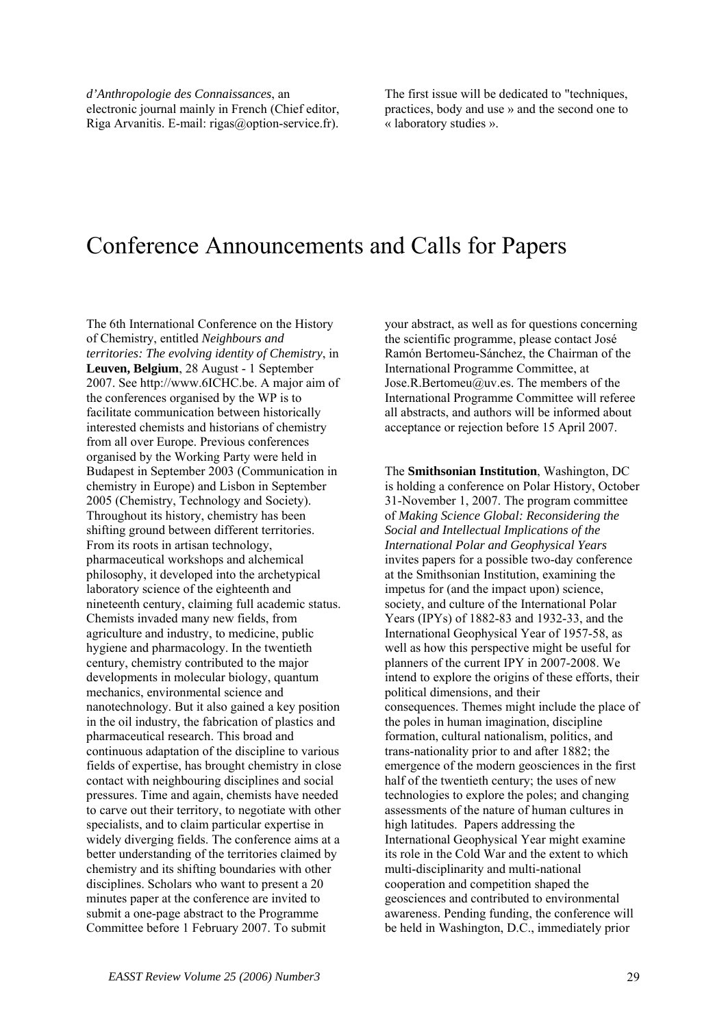*d'Anthropologie des Connaissances*, an electronic journal mainly in French (Chief editor, Riga Arvanitis. E-mail: rigas@option-service.fr). The first issue will be dedicated to "techniques, practices, body and use » and the second one to « laboratory studies ».

# Conference Announcements and Calls for Papers

The 6th International Conference on the History of Chemistry, entitled *Neighbours and territories: The evolving identity of Chemistry*, in **Leuven, Belgium**, 28 August - 1 September 2007. See http://www.6ICHC.be. A major aim of the conferences organised by the WP is to facilitate communication between historically interested chemists and historians of chemistry from all over Europe. Previous conferences organised by the Working Party were held in Budapest in September 2003 (Communication in chemistry in Europe) and Lisbon in September 2005 (Chemistry, Technology and Society). Throughout its history, chemistry has been shifting ground between different territories. From its roots in artisan technology, pharmaceutical workshops and alchemical philosophy, it developed into the archetypical laboratory science of the eighteenth and nineteenth century, claiming full academic status. Chemists invaded many new fields, from agriculture and industry, to medicine, public hygiene and pharmacology. In the twentieth century, chemistry contributed to the major developments in molecular biology, quantum mechanics, environmental science and nanotechnology. But it also gained a key position in the oil industry, the fabrication of plastics and pharmaceutical research. This broad and continuous adaptation of the discipline to various fields of expertise, has brought chemistry in close contact with neighbouring disciplines and social pressures. Time and again, chemists have needed to carve out their territory, to negotiate with other specialists, and to claim particular expertise in widely diverging fields. The conference aims at a better understanding of the territories claimed by chemistry and its shifting boundaries with other disciplines. Scholars who want to present a 20 minutes paper at the conference are invited to submit a one-page abstract to the Programme Committee before 1 February 2007. To submit your abstract, as well as for questions concerning the scientific programme, please contact José Ramón Bertomeu-Sánchez, the Chairman of the International Programme Committee, at Jose.R.Bertomeu@uv.es. The members of the International Programme Committee will referee all abstracts, and authors will be informed about acceptance or rejection before 15 April 2007.

The **Smithsonian Institution**, Washington, DC is holding a conference on Polar History, October 31-November 1, 2007. The program committee of *Making Science Global: Reconsidering the Social and Intellectual Implications of the International Polar and Geophysical Years* invites papers for a possible two-day conference at the Smithsonian Institution, examining the impetus for (and the impact upon) science, society, and culture of the International Polar Years (IPYs) of 1882-83 and 1932-33, and the International Geophysical Year of 1957-58, as well as how this perspective might be useful for planners of the current IPY in 2007-2008. We intend to explore the origins of these efforts, their political dimensions, and their consequences. Themes might include the place of the poles in human imagination, discipline formation, cultural nationalism, politics, and trans-nationality prior to and after 1882; the emergence of the modern geosciences in the first half of the twentieth century; the uses of new technologies to explore the poles; and changing assessments of the nature of human cultures in high latitudes. Papers addressing the International Geophysical Year might examine its role in the Cold War and the extent to which multi-disciplinarity and multi-national cooperation and competition shaped the geosciences and contributed to environmental awareness. Pending funding, the conference will be held in Washington, D.C., immediately prior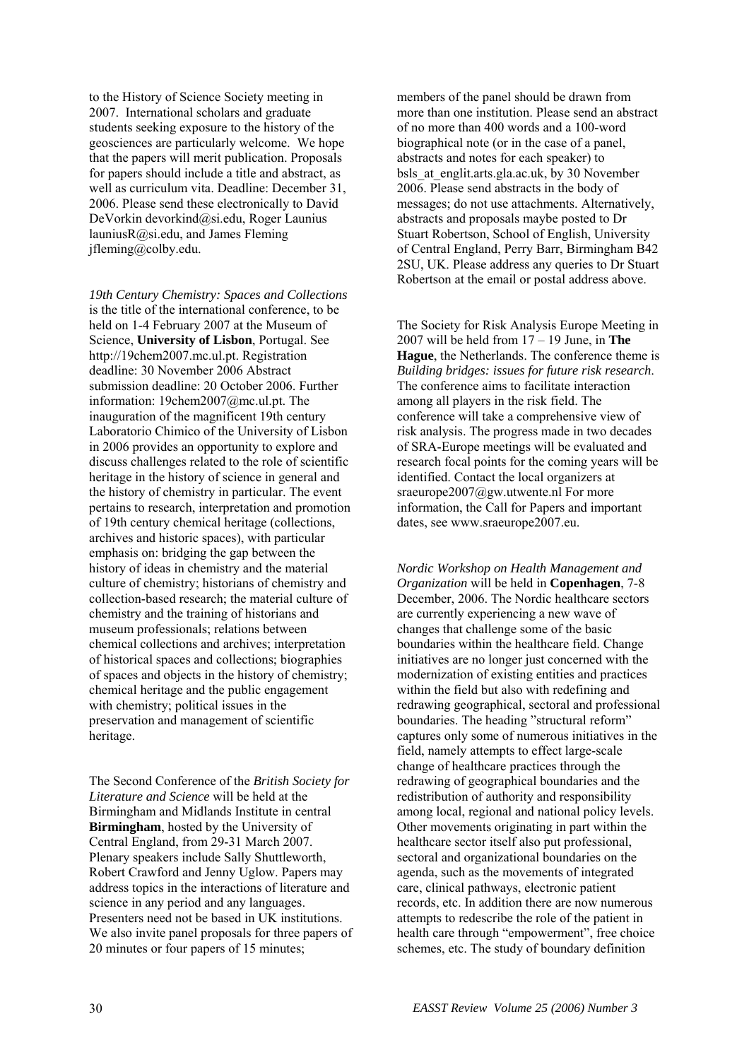to the History of Science Society meeting in 2007. International scholars and graduate students seeking exposure to the history of the geosciences are particularly welcome. We hope that the papers will merit publication. Proposals for papers should include a title and abstract, as well as curriculum vita. Deadline: December 31, 2006. Please send these electronically to David DeVorkin devorkind@si.edu, Roger Launius launiusR@si.edu, and James Fleming jfleming@colby.edu.

*19th Century Chemistry: Spaces and Collections* is the title of the international conference, to be held on 1-4 February 2007 at the Museum of Science, **University of Lisbon**, Portugal. See http://19chem2007.mc.ul.pt. Registration deadline: 30 November 2006 Abstract submission deadline: 20 October 2006. Further information: 19chem2007@mc.ul.pt. The inauguration of the magnificent 19th century Laboratorio Chimico of the University of Lisbon in 2006 provides an opportunity to explore and discuss challenges related to the role of scientific heritage in the history of science in general and the history of chemistry in particular. The event pertains to research, interpretation and promotion of 19th century chemical heritage (collections, archives and historic spaces), with particular emphasis on: bridging the gap between the history of ideas in chemistry and the material culture of chemistry; historians of chemistry and collection-based research; the material culture of chemistry and the training of historians and museum professionals; relations between chemical collections and archives; interpretation of historical spaces and collections; biographies of spaces and objects in the history of chemistry; chemical heritage and the public engagement with chemistry; political issues in the preservation and management of scientific heritage.

The Second Conference of the *British Society for Literature and Science* will be held at the Birmingham and Midlands Institute in central **Birmingham**, hosted by the University of Central England, from 29-31 March 2007. Plenary speakers include Sally Shuttleworth, Robert Crawford and Jenny Uglow. Papers may address topics in the interactions of literature and science in any period and any languages. Presenters need not be based in UK institutions. We also invite panel proposals for three papers of 20 minutes or four papers of 15 minutes; members of the panel should be drawn from more than one institution. Please send an abstract of no more than 400 words and a 100-word biographical note (or in the case of a panel, abstracts and notes for each speaker) to bsls_at_englit.arts.gla.ac.uk, by 30 November 2006. Please send abstracts in the body of messages; do not use attachments. Alternatively, abstracts and proposals maybe posted to Dr Stuart Robertson, School of English, University of Central England, Perry Barr, Birmingham B42 2SU, UK. Please address any queries to Dr Stuart Robertson at the email or postal address above.

The Society for Risk Analysis Europe Meeting in 2007 will be held from 17 – 19 June, in **The Hague**, the Netherlands. The conference theme is *Building bridges: issues for future risk research*. The conference aims to facilitate interaction among all players in the risk field. The conference will take a comprehensive view of risk analysis. The progress made in two decades of SRA-Europe meetings will be evaluated and research focal points for the coming years will be identified. Contact the local organizers at sraeurope2007@gw.utwente.nl For more information, the Call for Papers and important dates, see www.sraeurope2007.eu.

*Nordic Workshop on Health Management and Organization* will be held in **Copenhagen**, 7-8 December, 2006. The Nordic healthcare sectors are currently experiencing a new wave of changes that challenge some of the basic boundaries within the healthcare field. Change initiatives are no longer just concerned with the modernization of existing entities and practices within the field but also with redefining and redrawing geographical, sectoral and professional boundaries. The heading "structural reform" captures only some of numerous initiatives in the field, namely attempts to effect large-scale change of healthcare practices through the redrawing of geographical boundaries and the redistribution of authority and responsibility among local, regional and national policy levels. Other movements originating in part within the healthcare sector itself also put professional, sectoral and organizational boundaries on the agenda, such as the movements of integrated care, clinical pathways, electronic patient records, etc. In addition there are now numerous attempts to redescribe the role of the patient in health care through "empowerment", free choice schemes, etc. The study of boundary definition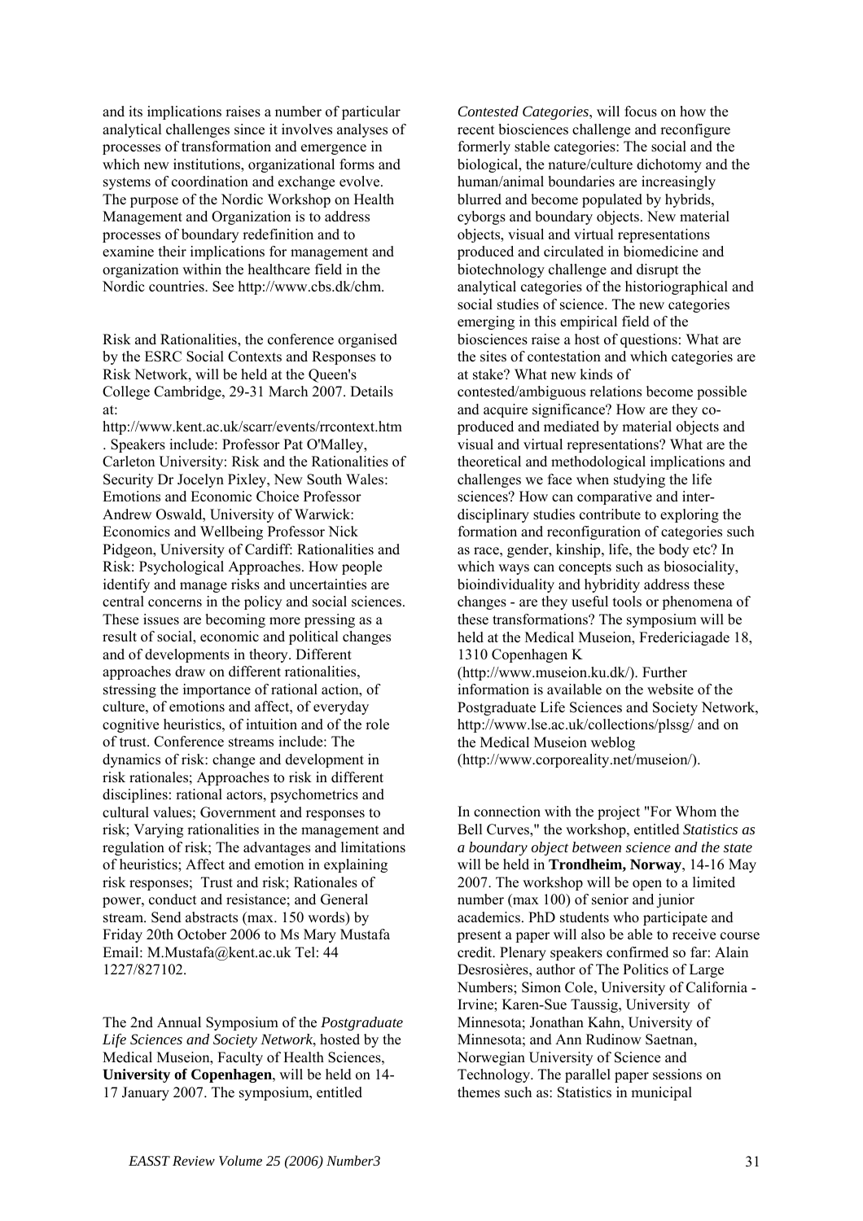and its implications raises a number of particular analytical challenges since it involves analyses of processes of transformation and emergence in which new institutions, organizational forms and systems of coordination and exchange evolve. The purpose of the Nordic Workshop on Health Management and Organization is to address processes of boundary redefinition and to examine their implications for management and organization within the healthcare field in the Nordic countries. See http://www.cbs.dk/chm.

Risk and Rationalities, the conference organised by the ESRC Social Contexts and Responses to Risk Network, will be held at the Queen's College Cambridge, 29-31 March 2007. Details at: http://www.kent.ac.uk/scarr/events/rrcontext.htm . Speakers include: Professor Pat O'Malley, Carleton University: Risk and the Rationalities of Security Dr Jocelyn Pixley, New South Wales: Emotions and Economic Choice Professor Andrew Oswald, University of Warwick: Economics and Wellbeing Professor Nick Pidgeon, University of Cardiff: Rationalities and Risk: Psychological Approaches. How people identify and manage risks and uncertainties are central concerns in the policy and social sciences. These issues are becoming more pressing as a result of social, economic and political changes and of developments in theory. Different approaches draw on different rationalities, stressing the importance of rational action, of culture, of emotions and affect, of everyday cognitive heuristics, of intuition and of the role of trust. Conference streams include: The dynamics of risk: change and development in risk rationales; Approaches to risk in different disciplines: rational actors, psychometrics and cultural values; Government and responses to risk; Varying rationalities in the management and regulation of risk; The advantages and limitations of heuristics; Affect and emotion in explaining risk responses; Trust and risk; Rationales of power, conduct and resistance; and General stream. Send abstracts (max. 150 words) by Friday 20th October 2006 to Ms Mary Mustafa Email: M.Mustafa@kent.ac.uk Tel: 44 1227/827102.

The 2nd Annual Symposium of the *Postgraduate Life Sciences and Society Network*, hosted by the Medical Museion, Faculty of Health Sciences, **University of Copenhagen**, will be held on 14-17 January 2007. The symposium, entitled *Contested Categories*, will focus on how the recent biosciences challenge and reconfigure formerly stable categories: The social and the biological, the nature/culture dichotomy and the human/animal boundaries are increasingly blurred and become populated by hybrids, cyborgs and boundary objects. New material objects, visual and virtual representations produced and circulated in biomedicine and biotechnology challenge and disrupt the analytical categories of the historiographical and social studies of science. The new categories emerging in this empirical field of the biosciences raise a host of questions: What are the sites of contestation and which categories are at stake? What new kinds of contested/ambiguous relations become possible and acquire significance? How are they co-produced and mediated by material objects and visual and virtual representations? What are the theoretical and methodological implications and challenges we face when studying the life sciences? How can comparative and inter-disciplinary studies contribute to exploring the formation and reconfiguration of categories such as race, gender, kinship, life, the body etc? In which ways can concepts such as biosociality, bioindividuality and hybridity address these changes - are they useful tools or phenomena of these transformations? The symposium will be held at the Medical Museion, Fredericiagade 18, 1310 Copenhagen K (http://www.museion.ku.dk/). Further information is available on the website of the Postgraduate Life Sciences and Society Network, http://www.lse.ac.uk/collections/plssg/ and on the Medical Museion weblog (http://www.corporeality.net/museion/).

In connection with the project "For Whom the Bell Curves," the workshop, entitled *Statistics as a boundary object between science and the state* will be held in **Trondheim, Norway**, 14-16 May 2007. The workshop will be open to a limited number (max 100) of senior and junior academics. PhD students who participate and present a paper will also be able to receive course credit. Plenary speakers confirmed so far: Alain Desrosières, author of The Politics of Large Numbers; Simon Cole, University of California - Irvine; Karen-Sue Taussig, University of Minnesota; Jonathan Kahn, University of Minnesota; and Ann Rudinow Saetnan, Norwegian University of Science and Technology. The parallel paper sessions on themes such as: Statistics in municipal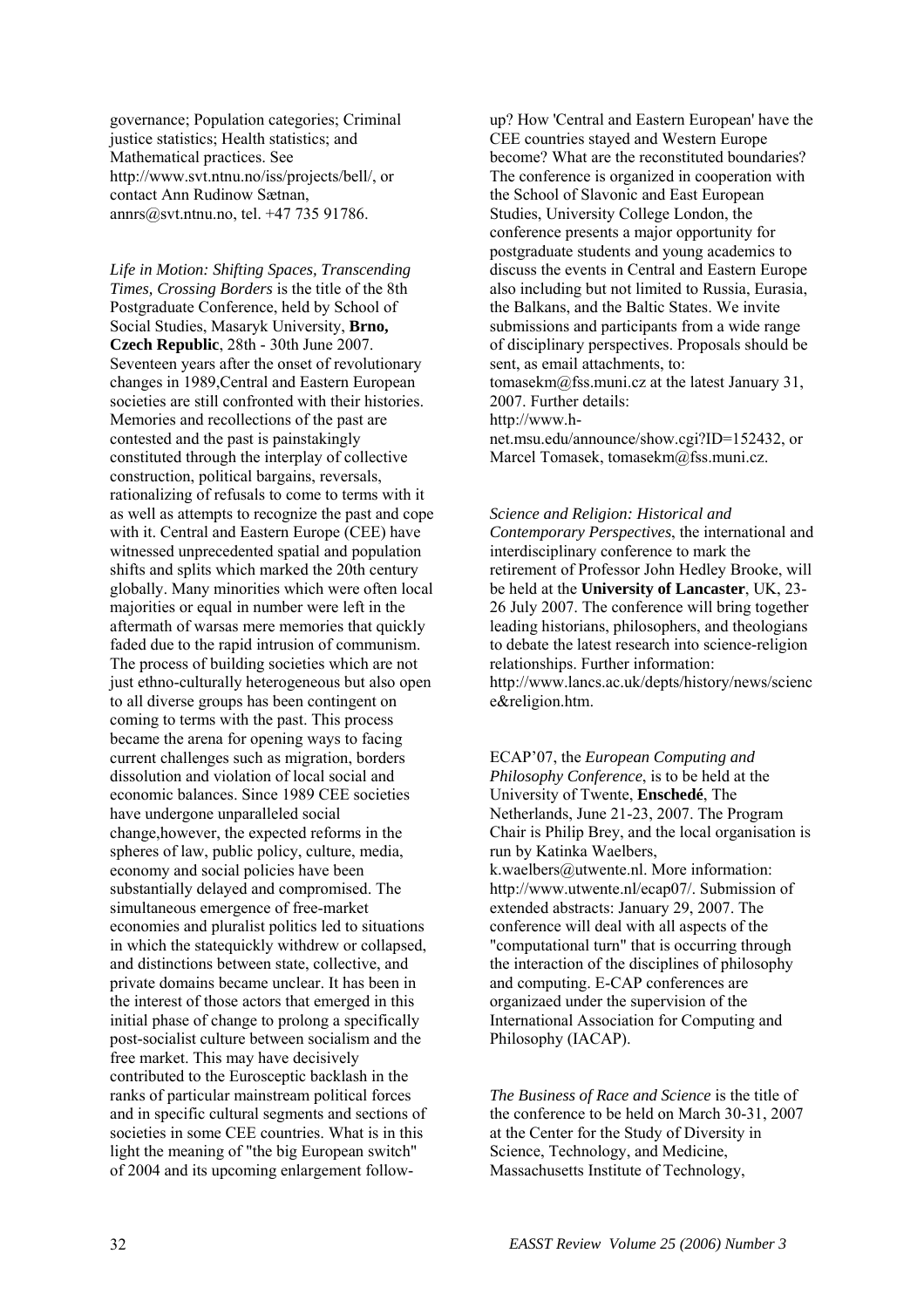governance; Population categories; Criminal justice statistics; Health statistics; and Mathematical practices. See http://www.svt.ntnu.no/iss/projects/bell/, or contact Ann Rudinow Sætnan, annrs@svt.ntnu.no, tel. +47 735 91786.

*Life in Motion: Shifting Spaces, Transcending Times, Crossing Borders* is the title of the 8th Postgraduate Conference, held by School of Social Studies, Masaryk University, **Brno, Czech Republic**, 28th - 30th June 2007. Seventeen years after the onset of revolutionary changes in 1989,Central and Eastern European societies are still confronted with their histories. Memories and recollections of the past are contested and the past is painstakingly constituted through the interplay of collective construction, political bargains, reversals, rationalizing of refusals to come to terms with it as well as attempts to recognize the past and cope with it. Central and Eastern Europe (CEE) have witnessed unprecedented spatial and population shifts and splits which marked the 20th century globally. Many minorities which were often local majorities or equal in number were left in the aftermath of warsas mere memories that quickly faded due to the rapid intrusion of communism. The process of building societies which are not just ethno-culturally heterogeneous but also open to all diverse groups has been contingent on coming to terms with the past. This process became the arena for opening ways to facing current challenges such as migration, borders dissolution and violation of local social and economic balances. Since 1989 CEE societies have undergone unparalleled social change,however, the expected reforms in the spheres of law, public policy, culture, media, economy and social policies have been substantially delayed and compromised. The simultaneous emergence of free-market economies and pluralist politics led to situations in which the statequickly withdrew or collapsed, and distinctions between state, collective, and private domains became unclear. It has been in the interest of those actors that emerged in this initial phase of change to prolong a specifically post-socialist culture between socialism and the free market. This may have decisively contributed to the Eurosceptic backlash in the ranks of particular mainstream political forces and in specific cultural segments and sections of societies in some CEE countries. What is in this light the meaning of "the big European switch" of 2004 and its upcoming enlargement follow-up? How 'Central and Eastern European' have the CEE countries stayed and Western Europe become? What are the reconstituted boundaries? The conference is organized in cooperation with the School of Slavonic and East European Studies, University College London, the conference presents a major opportunity for postgraduate students and young academics to discuss the events in Central and Eastern Europe also including but not limited to Russia, Eurasia, the Balkans, and the Baltic States. We invite submissions and participants from a wide range of disciplinary perspectives. Proposals should be sent, as email attachments, to: tomasekm@fss.muni.cz at the latest January 31, 2007. Further details: http://www.h-net.msu.edu/announce/show.cgi?ID=152432, or Marcel Tomasek, tomasekm@fss.muni.cz.

*Science and Religion: Historical and Contemporary Perspectives*, the international and interdisciplinary conference to mark the retirement of Professor John Hedley Brooke, will be held at the **University of Lancaster**, UK, 23-26 July 2007. The conference will bring together leading historians, philosophers, and theologians to debate the latest research into science-religion relationships. Further information: http://www.lancs.ac.uk/depts/history/news/science&religion.htm.

ECAP'07, the *European Computing and Philosophy Conference*, is to be held at the University of Twente, **Enschedé**, The Netherlands, June 21-23, 2007. The Program Chair is Philip Brey, and the local organisation is run by Katinka Waelbers, k.waelbers@utwente.nl. More information: http://www.utwente.nl/ecap07/. Submission of extended abstracts: January 29, 2007. The conference will deal with all aspects of the "computational turn" that is occurring through the interaction of the disciplines of philosophy and computing. E-CAP conferences are organizaed under the supervision of the International Association for Computing and Philosophy (IACAP).

*The Business of Race and Science* is the title of the conference to be held on March 30-31, 2007 at the Center for the Study of Diversity in Science, Technology, and Medicine, Massachusetts Institute of Technology,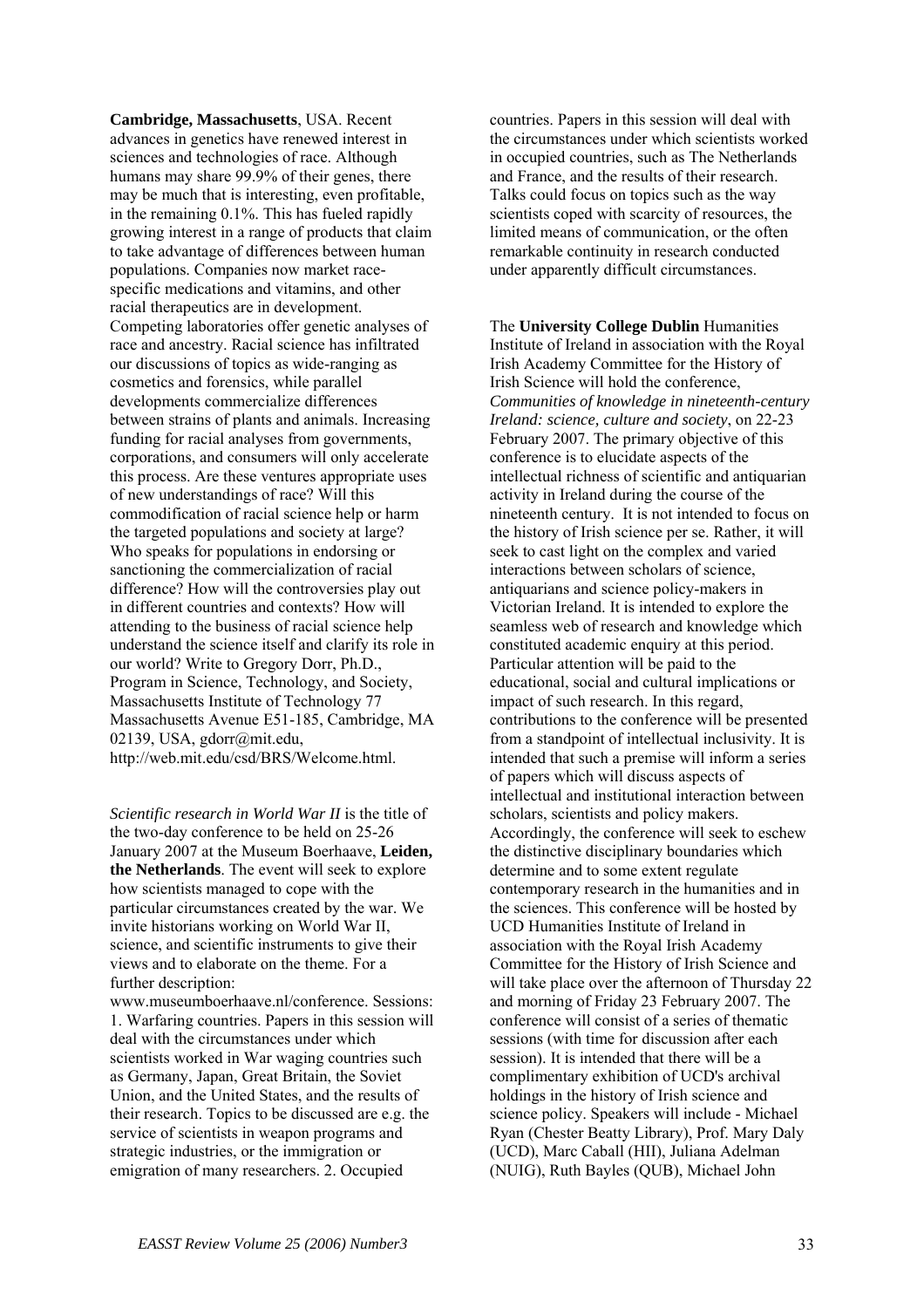**Cambridge, Massachusetts**, USA. Recent advances in genetics have renewed interest in sciences and technologies of race. Although humans may share 99.9% of their genes, there may be much that is interesting, even profitable, in the remaining 0.1%. This has fueled rapidly growing interest in a range of products that claim to take advantage of differences between human populations. Companies now market race-specific medications and vitamins, and other racial therapeutics are in development. Competing laboratories offer genetic analyses of race and ancestry. Racial science has infiltrated our discussions of topics as wide-ranging as cosmetics and forensics, while parallel developments commercialize differences between strains of plants and animals. Increasing funding for racial analyses from governments, corporations, and consumers will only accelerate this process. Are these ventures appropriate uses of new understandings of race? Will this commodification of racial science help or harm the targeted populations and society at large? Who speaks for populations in endorsing or sanctioning the commercialization of racial difference? How will the controversies play out in different countries and contexts? How will attending to the business of racial science help understand the science itself and clarify its role in our world? Write to Gregory Dorr, Ph.D., Program in Science, Technology, and Society, Massachusetts Institute of Technology 77 Massachusetts Avenue E51-185, Cambridge, MA 02139, USA, gdorr@mit.edu, http://web.mit.edu/csd/BRS/Welcome.html.

*Scientific research in World War II* is the title of the two-day conference to be held on 25-26 January 2007 at the Museum Boerhaave, **Leiden, the Netherlands**. The event will seek to explore how scientists managed to cope with the particular circumstances created by the war. We invite historians working on World War II, science, and scientific instruments to give their views and to elaborate on the theme. For a further description: www.museumboerhaave.nl/conference. Sessions: 1. Warfaring countries. Papers in this session will deal with the circumstances under which scientists worked in War waging countries such as Germany, Japan, Great Britain, the Soviet Union, and the United States, and the results of their research. Topics to be discussed are e.g. the service of scientists in weapon programs and strategic industries, or the immigration or emigration of many researchers. 2. Occupied countries. Papers in this session will deal with the circumstances under which scientists worked in occupied countries, such as The Netherlands and France, and the results of their research. Talks could focus on topics such as the way scientists coped with scarcity of resources, the limited means of communication, or the often remarkable continuity in research conducted under apparently difficult circumstances.

The **University College Dublin** Humanities Institute of Ireland in association with the Royal Irish Academy Committee for the History of Irish Science will hold the conference, *Communities of knowledge in nineteenth-century Ireland: science, culture and society*, on 22-23 February 2007. The primary objective of this conference is to elucidate aspects of the intellectual richness of scientific and antiquarian activity in Ireland during the course of the nineteenth century. It is not intended to focus on the history of Irish science per se. Rather, it will seek to cast light on the complex and varied interactions between scholars of science, antiquarians and science policy-makers in Victorian Ireland. It is intended to explore the seamless web of research and knowledge which constituted academic enquiry at this period. Particular attention will be paid to the educational, social and cultural implications or impact of such research. In this regard, contributions to the conference will be presented from a standpoint of intellectual inclusivity. It is intended that such a premise will inform a series of papers which will discuss aspects of intellectual and institutional interaction between scholars, scientists and policy makers. Accordingly, the conference will seek to eschew the distinctive disciplinary boundaries which determine and to some extent regulate contemporary research in the humanities and in the sciences. This conference will be hosted by UCD Humanities Institute of Ireland in association with the Royal Irish Academy Committee for the History of Irish Science and will take place over the afternoon of Thursday 22 and morning of Friday 23 February 2007. The conference will consist of a series of thematic sessions (with time for discussion after each session). It is intended that there will be a complimentary exhibition of UCD's archival holdings in the history of Irish science and science policy. Speakers will include - Michael Ryan (Chester Beatty Library), Prof. Mary Daly (UCD), Marc Caball (HII), Juliana Adelman (NUIG), Ruth Bayles (QUB), Michael John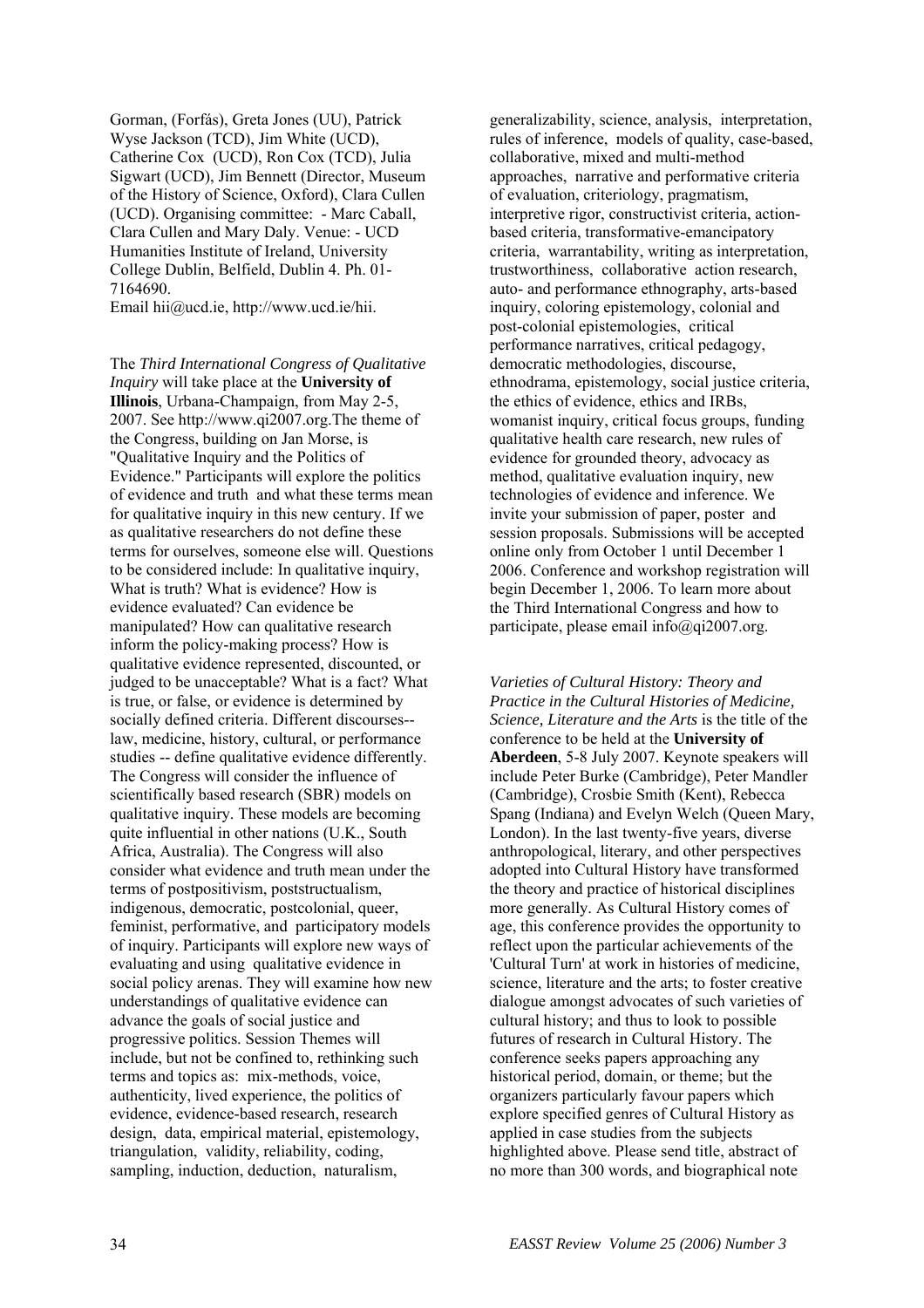Gorman, (Forfás), Greta Jones (UU), Patrick Wyse Jackson (TCD), Jim White (UCD), Catherine Cox (UCD), Ron Cox (TCD), Julia Sigwart (UCD), Jim Bennett (Director, Museum of the History of Science, Oxford), Clara Cullen (UCD). Organising committee: - Marc Caball, Clara Cullen and Mary Daly. Venue: - UCD Humanities Institute of Ireland, University College Dublin, Belfield, Dublin 4. Ph. 01-7164690.
Email hii@ucd.ie, http://www.ucd.ie/hii.

The *Third International Congress of Qualitative Inquiry* will take place at the **University of Illinois**, Urbana-Champaign, from May 2-5, 2007. See http://www.qi2007.org.The theme of the Congress, building on Jan Morse, is "Qualitative Inquiry and the Politics of Evidence." Participants will explore the politics of evidence and truth and what these terms mean for qualitative inquiry in this new century. If we as qualitative researchers do not define these terms for ourselves, someone else will. Questions to be considered include: In qualitative inquiry, What is truth? What is evidence? How is evidence evaluated? Can evidence be manipulated? How can qualitative research inform the policy-making process? How is qualitative evidence represented, discounted, or judged to be unacceptable? What is a fact? What is true, or false, or evidence is determined by socially defined criteria. Different discourses--law, medicine, history, cultural, or performance studies -- define qualitative evidence differently. The Congress will consider the influence of scientifically based research (SBR) models on qualitative inquiry. These models are becoming quite influential in other nations (U.K., South Africa, Australia). The Congress will also consider what evidence and truth mean under the terms of postpositivism, poststructualism, indigenous, democratic, postcolonial, queer, feminist, performative, and participatory models of inquiry. Participants will explore new ways of evaluating and using qualitative evidence in social policy arenas. They will examine how new understandings of qualitative evidence can advance the goals of social justice and progressive politics. Session Themes will include, but not be confined to, rethinking such terms and topics as: mix-methods, voice, authenticity, lived experience, the politics of evidence, evidence-based research, research design, data, empirical material, epistemology, triangulation, validity, reliability, coding, sampling, induction, deduction, naturalism, generalizability, science, analysis, interpretation, rules of inference, models of quality, case-based, collaborative, mixed and multi-method approaches, narrative and performative criteria of evaluation, criteriology, pragmatism, interpretive rigor, constructivist criteria, action-based criteria, transformative-emancipatory criteria, warrantability, writing as interpretation, trustworthiness, collaborative action research, auto- and performance ethnography, arts-based inquiry, coloring epistemology, colonial and post-colonial epistemologies, critical performance narratives, critical pedagogy, democratic methodologies, discourse, ethnodrama, epistemology, social justice criteria, the ethics of evidence, ethics and IRBs, womanist inquiry, critical focus groups, funding qualitative health care research, new rules of evidence for grounded theory, advocacy as method, qualitative evaluation inquiry, new technologies of evidence and inference. We invite your submission of paper, poster and session proposals. Submissions will be accepted online only from October 1 until December 1 2006. Conference and workshop registration will begin December 1, 2006. To learn more about the Third International Congress and how to participate, please email info@qi2007.org.

*Varieties of Cultural History: Theory and Practice in the Cultural Histories of Medicine, Science, Literature and the Arts* is the title of the conference to be held at the **University of Aberdeen**, 5-8 July 2007. Keynote speakers will include Peter Burke (Cambridge), Peter Mandler (Cambridge), Crosbie Smith (Kent), Rebecca Spang (Indiana) and Evelyn Welch (Queen Mary, London). In the last twenty-five years, diverse anthropological, literary, and other perspectives adopted into Cultural History have transformed the theory and practice of historical disciplines more generally. As Cultural History comes of age, this conference provides the opportunity to reflect upon the particular achievements of the 'Cultural Turn' at work in histories of medicine, science, literature and the arts; to foster creative dialogue amongst advocates of such varieties of cultural history; and thus to look to possible futures of research in Cultural History. The conference seeks papers approaching any historical period, domain, or theme; but the organizers particularly favour papers which explore specified genres of Cultural History as applied in case studies from the subjects highlighted above. Please send title, abstract of no more than 300 words, and biographical note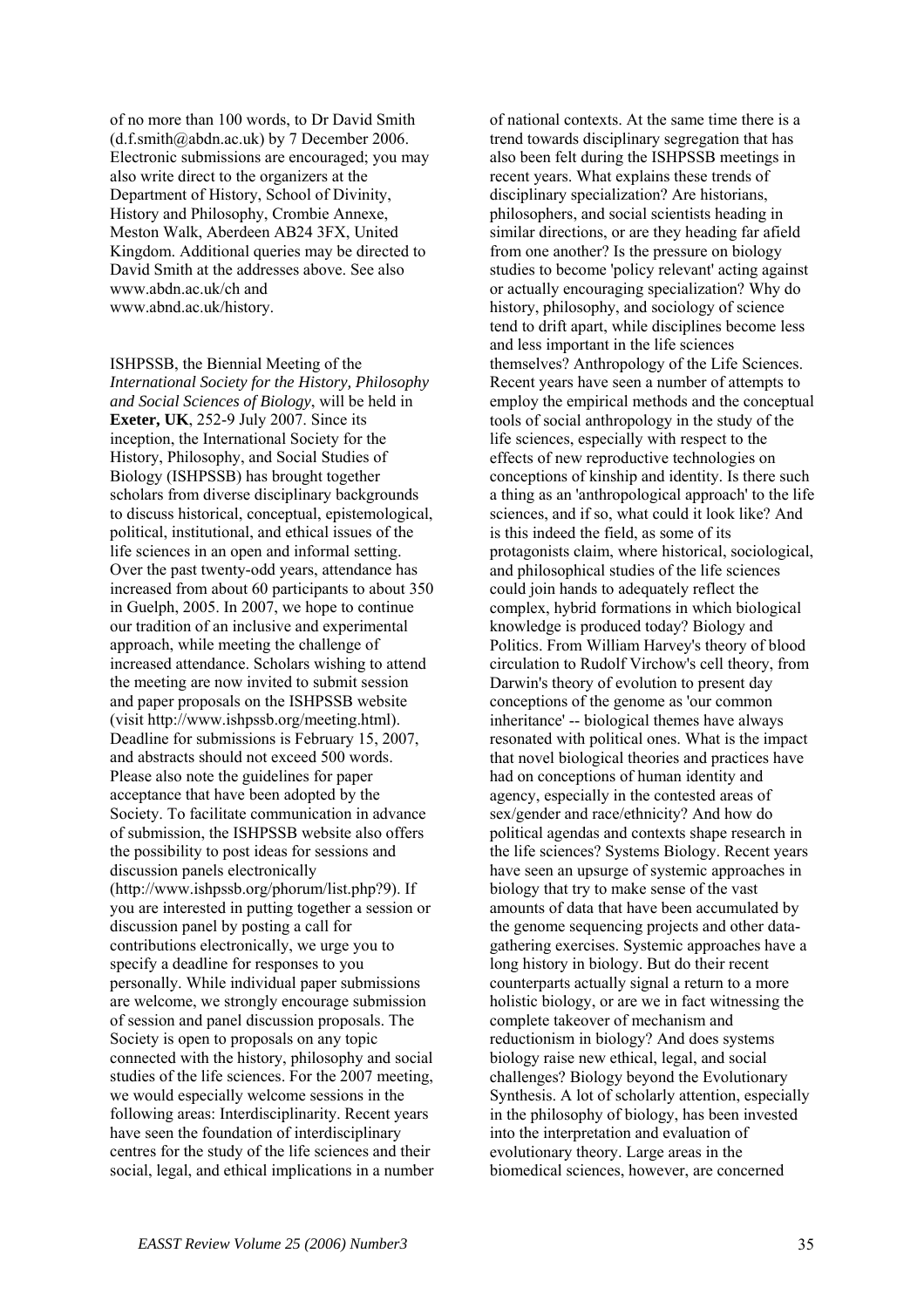of no more than 100 words, to Dr David Smith (d.f.smith@abdn.ac.uk) by 7 December 2006. Electronic submissions are encouraged; you may also write direct to the organizers at the Department of History, School of Divinity, History and Philosophy, Crombie Annexe, Meston Walk, Aberdeen AB24 3FX, United Kingdom. Additional queries may be directed to David Smith at the addresses above. See also www.abdn.ac.uk/ch and www.abnd.ac.uk/history.

ISHPSSB, the Biennial Meeting of the *International Society for the History, Philosophy and Social Sciences of Biology*, will be held in **Exeter, UK**, 252-9 July 2007. Since its inception, the International Society for the History, Philosophy, and Social Studies of Biology (ISHPSSB) has brought together scholars from diverse disciplinary backgrounds to discuss historical, conceptual, epistemological, political, institutional, and ethical issues of the life sciences in an open and informal setting. Over the past twenty-odd years, attendance has increased from about 60 participants to about 350 in Guelph, 2005. In 2007, we hope to continue our tradition of an inclusive and experimental approach, while meeting the challenge of increased attendance. Scholars wishing to attend the meeting are now invited to submit session and paper proposals on the ISHPSSB website (visit http://www.ishpssb.org/meeting.html). Deadline for submissions is February 15, 2007, and abstracts should not exceed 500 words. Please also note the guidelines for paper acceptance that have been adopted by the Society. To facilitate communication in advance of submission, the ISHPSSB website also offers the possibility to post ideas for sessions and discussion panels electronically (http://www.ishpssb.org/phorum/list.php?9). If you are interested in putting together a session or discussion panel by posting a call for contributions electronically, we urge you to specify a deadline for responses to you personally. While individual paper submissions are welcome, we strongly encourage submission of session and panel discussion proposals. The Society is open to proposals on any topic connected with the history, philosophy and social studies of the life sciences. For the 2007 meeting, we would especially welcome sessions in the following areas: Interdisciplinarity. Recent years have seen the foundation of interdisciplinary centres for the study of the life sciences and their social, legal, and ethical implications in a number of national contexts. At the same time there is a trend towards disciplinary segregation that has also been felt during the ISHPSSB meetings in recent years. What explains these trends of disciplinary specialization? Are historians, philosophers, and social scientists heading in similar directions, or are they heading far afield from one another? Is the pressure on biology studies to become 'policy relevant' acting against or actually encouraging specialization? Why do history, philosophy, and sociology of science tend to drift apart, while disciplines become less and less important in the life sciences themselves? Anthropology of the Life Sciences. Recent years have seen a number of attempts to employ the empirical methods and the conceptual tools of social anthropology in the study of the life sciences, especially with respect to the effects of new reproductive technologies on conceptions of kinship and identity. Is there such a thing as an 'anthropological approach' to the life sciences, and if so, what could it look like? And is this indeed the field, as some of its protagonists claim, where historical, sociological, and philosophical studies of the life sciences could join hands to adequately reflect the complex, hybrid formations in which biological knowledge is produced today? Biology and Politics. From William Harvey's theory of blood circulation to Rudolf Virchow's cell theory, from Darwin's theory of evolution to present day conceptions of the genome as 'our common inheritance' -- biological themes have always resonated with political ones. What is the impact that novel biological theories and practices have had on conceptions of human identity and agency, especially in the contested areas of sex/gender and race/ethnicity? And how do political agendas and contexts shape research in the life sciences? Systems Biology. Recent years have seen an upsurge of systemic approaches in biology that try to make sense of the vast amounts of data that have been accumulated by the genome sequencing projects and other data-gathering exercises. Systemic approaches have a long history in biology. But do their recent counterparts actually signal a return to a more holistic biology, or are we in fact witnessing the complete takeover of mechanism and reductionism in biology? And does systems biology raise new ethical, legal, and social challenges? Biology beyond the Evolutionary Synthesis. A lot of scholarly attention, especially in the philosophy of biology, has been invested into the interpretation and evaluation of evolutionary theory. Large areas in the biomedical sciences, however, are concerned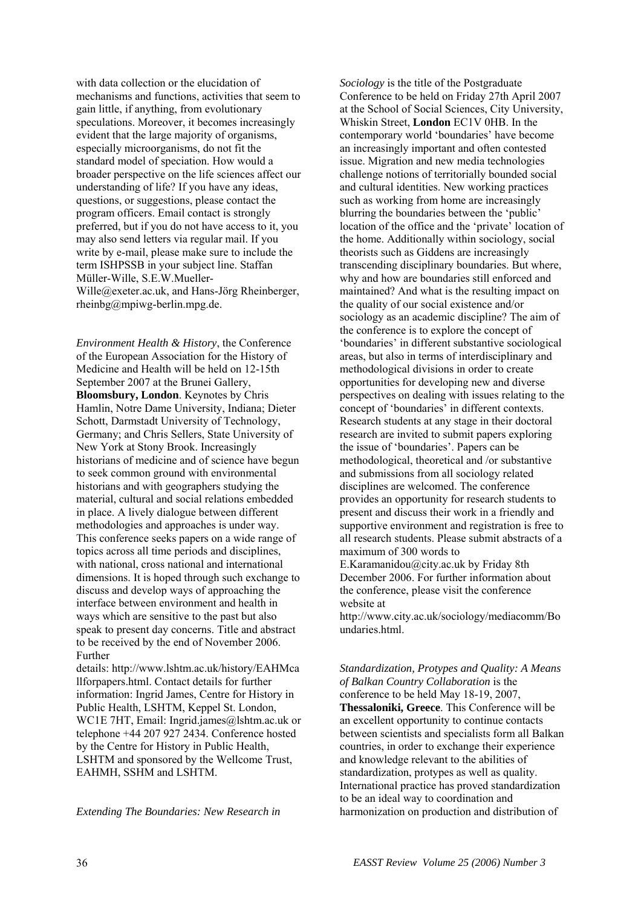with data collection or the elucidation of mechanisms and functions, activities that seem to gain little, if anything, from evolutionary speculations. Moreover, it becomes increasingly evident that the large majority of organisms, especially microorganisms, do not fit the standard model of speciation. How would a broader perspective on the life sciences affect our understanding of life? If you have any ideas, questions, or suggestions, please contact the program officers. Email contact is strongly preferred, but if you do not have access to it, you may also send letters via regular mail. If you write by e-mail, please make sure to include the term ISHPSSB in your subject line. Staffan Müller-Wille, S.E.W.Mueller-Wille@exeter.ac.uk, and Hans-Jörg Rheinberger, rheinbg@mpiwg-berlin.mpg.de.

*Environment Health & History*, the Conference of the European Association for the History of Medicine and Health will be held on 12-15th September 2007 at the Brunei Gallery, **Bloomsbury, London**. Keynotes by Chris Hamlin, Notre Dame University, Indiana; Dieter Schott, Darmstadt University of Technology, Germany; and Chris Sellers, State University of New York at Stony Brook. Increasingly historians of medicine and of science have begun to seek common ground with environmental historians and with geographers studying the material, cultural and social relations embedded in place. A lively dialogue between different methodologies and approaches is under way. This conference seeks papers on a wide range of topics across all time periods and disciplines, with national, cross national and international dimensions. It is hoped through such exchange to discuss and develop ways of approaching the interface between environment and health in ways which are sensitive to the past but also speak to present day concerns. Title and abstract to be received by the end of November 2006. Further details: http://www.lshtm.ac.uk/history/EAHMcallforpapers.html. Contact details for further information: Ingrid James, Centre for History in Public Health, LSHTM, Keppel St. London, WC1E 7HT, Email: Ingrid.james@lshtm.ac.uk or telephone +44 207 927 2434. Conference hosted by the Centre for History in Public Health, LSHTM and sponsored by the Wellcome Trust, EAHMH, SSHM and LSHTM.

*Extending The Boundaries: New Research in Sociology* is the title of the Postgraduate Conference to be held on Friday 27th April 2007 at the School of Social Sciences, City University, Whiskin Street, **London** EC1V 0HB. In the contemporary world 'boundaries' have become an increasingly important and often contested issue. Migration and new media technologies challenge notions of territorially bounded social and cultural identities. New working practices such as working from home are increasingly blurring the boundaries between the 'public' location of the office and the 'private' location of the home. Additionally within sociology, social theorists such as Giddens are increasingly transcending disciplinary boundaries. But where, why and how are boundaries still enforced and maintained? And what is the resulting impact on the quality of our social existence and/or sociology as an academic discipline? The aim of the conference is to explore the concept of 'boundaries' in different substantive sociological areas, but also in terms of interdisciplinary and methodological divisions in order to create opportunities for developing new and diverse perspectives on dealing with issues relating to the concept of 'boundaries' in different contexts. Research students at any stage in their doctoral research are invited to submit papers exploring the issue of 'boundaries'. Papers can be methodological, theoretical and /or substantive and submissions from all sociology related disciplines are welcomed. The conference provides an opportunity for research students to present and discuss their work in a friendly and supportive environment and registration is free to all research students. Please submit abstracts of a maximum of 300 words to E.Karamanidou@city.ac.uk by Friday 8th December 2006. For further information about the conference, please visit the conference website at http://www.city.ac.uk/sociology/mediacomm/Boundaries.html.

*Standardization, Protypes and Quality: A Means of Balkan Country Collaboration* is the conference to be held May 18-19, 2007, **Thessaloniki, Greece**. This Conference will be an excellent opportunity to continue contacts between scientists and specialists form all Balkan countries, in order to exchange their experience and knowledge relevant to the abilities of standardization, protypes as well as quality. International practice has proved standardization to be an ideal way to coordination and harmonization on production and distribution of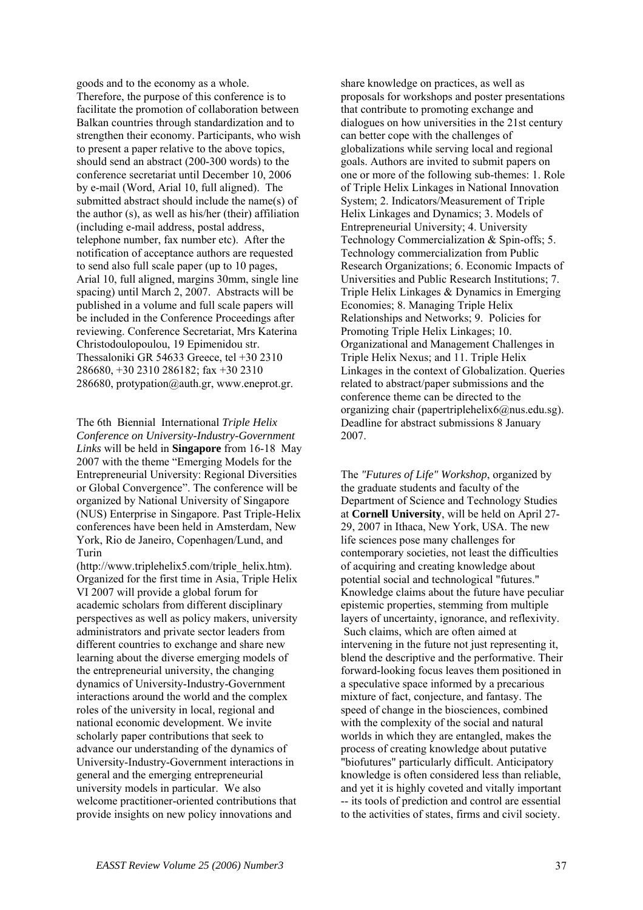goods and to the economy as a whole. Therefore, the purpose of this conference is to facilitate the promotion of collaboration between Balkan countries through standardization and to strengthen their economy. Participants, who wish to present a paper relative to the above topics, should send an abstract (200-300 words) to the conference secretariat until December 10, 2006 by e-mail (Word, Arial 10, full aligned). The submitted abstract should include the name(s) of the author (s), as well as his/her (their) affiliation (including e-mail address, postal address, telephone number, fax number etc). After the notification of acceptance authors are requested to send also full scale paper (up to 10 pages, Arial 10, full aligned, margins 30mm, single line spacing) until March 2, 2007. Abstracts will be published in a volume and full scale papers will be included in the Conference Proceedings after reviewing. Conference Secretariat, Mrs Katerina Christodoulopoulou, 19 Epimenidou str. Thessaloniki GR 54633 Greece, tel +30 2310 286680, +30 2310 286182; fax +30 2310 286680, protypation@auth.gr, www.eneprot.gr.

The 6th Biennial International *Triple Helix Conference on University-Industry-Government Links* will be held in **Singapore** from 16-18 May 2007 with the theme "Emerging Models for the Entrepreneurial University: Regional Diversities or Global Convergence". The conference will be organized by National University of Singapore (NUS) Enterprise in Singapore. Past Triple-Helix conferences have been held in Amsterdam, New York, Rio de Janeiro, Copenhagen/Lund, and Turin (http://www.triplehelix5.com/triple_helix.htm). Organized for the first time in Asia, Triple Helix VI 2007 will provide a global forum for academic scholars from different disciplinary perspectives as well as policy makers, university administrators and private sector leaders from different countries to exchange and share new learning about the diverse emerging models of the entrepreneurial university, the changing dynamics of University-Industry-Government interactions around the world and the complex roles of the university in local, regional and national economic development. We invite scholarly paper contributions that seek to advance our understanding of the dynamics of University-Industry-Government interactions in general and the emerging entrepreneurial university models in particular. We also welcome practitioner-oriented contributions that provide insights on new policy innovations and share knowledge on practices, as well as proposals for workshops and poster presentations that contribute to promoting exchange and dialogues on how universities in the 21st century can better cope with the challenges of globalizations while serving local and regional goals. Authors are invited to submit papers on one or more of the following sub-themes: 1. Role of Triple Helix Linkages in National Innovation System; 2. Indicators/Measurement of Triple Helix Linkages and Dynamics; 3. Models of Entrepreneurial University; 4. University Technology Commercialization & Spin-offs; 5. Technology commercialization from Public Research Organizations; 6. Economic Impacts of Universities and Public Research Institutions; 7. Triple Helix Linkages & Dynamics in Emerging Economies; 8. Managing Triple Helix Relationships and Networks; 9. Policies for Promoting Triple Helix Linkages; 10. Organizational and Management Challenges in Triple Helix Nexus; and 11. Triple Helix Linkages in the context of Globalization. Queries related to abstract/paper submissions and the conference theme can be directed to the organizing chair (papertriplehelix6@nus.edu.sg). Deadline for abstract submissions 8 January 2007.

The *"Futures of Life" Workshop*, organized by the graduate students and faculty of the Department of Science and Technology Studies at **Cornell University**, will be held on April 27-29, 2007 in Ithaca, New York, USA. The new life sciences pose many challenges for contemporary societies, not least the difficulties of acquiring and creating knowledge about potential social and technological "futures." Knowledge claims about the future have peculiar epistemic properties, stemming from multiple layers of uncertainty, ignorance, and reflexivity. Such claims, which are often aimed at intervening in the future not just representing it, blend the descriptive and the performative. Their forward-looking focus leaves them positioned in a speculative space informed by a precarious mixture of fact, conjecture, and fantasy. The speed of change in the biosciences, combined with the complexity of the social and natural worlds in which they are entangled, makes the process of creating knowledge about putative "biofutures" particularly difficult. Anticipatory knowledge is often considered less than reliable, and yet it is highly coveted and vitally important -- its tools of prediction and control are essential to the activities of states, firms and civil society.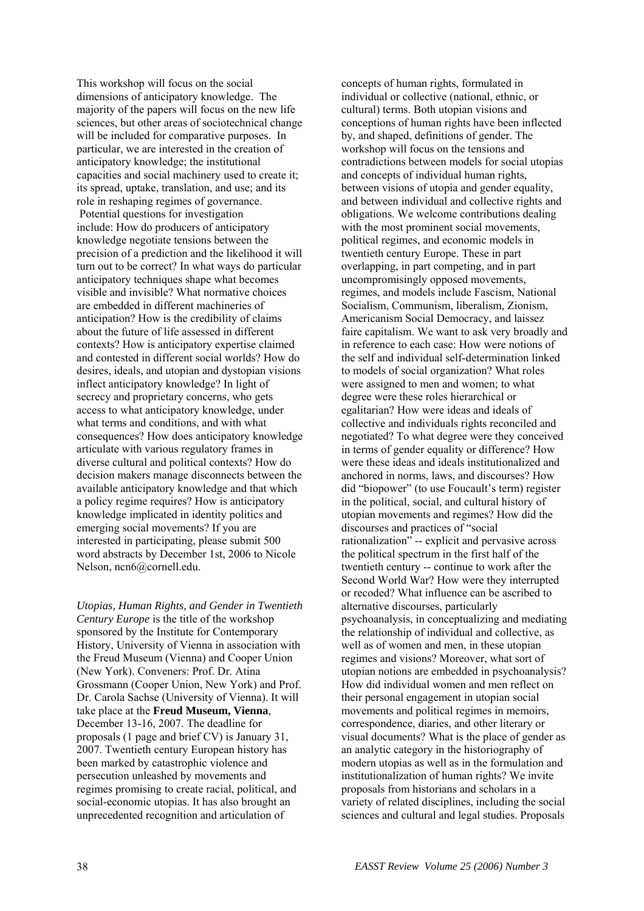This workshop will focus on the social dimensions of anticipatory knowledge. The majority of the papers will focus on the new life sciences, but other areas of sociotechnical change will be included for comparative purposes. In particular, we are interested in the creation of anticipatory knowledge; the institutional capacities and social machinery used to create it; its spread, uptake, translation, and use; and its role in reshaping regimes of governance. Potential questions for investigation include: How do producers of anticipatory knowledge negotiate tensions between the precision of a prediction and the likelihood it will turn out to be correct? In what ways do particular anticipatory techniques shape what becomes visible and invisible? What normative choices are embedded in different machineries of anticipation? How is the credibility of claims about the future of life assessed in different contexts? How is anticipatory expertise claimed and contested in different social worlds? How do desires, ideals, and utopian and dystopian visions inflect anticipatory knowledge? In light of secrecy and proprietary concerns, who gets access to what anticipatory knowledge, under what terms and conditions, and with what consequences? How does anticipatory knowledge articulate with various regulatory frames in diverse cultural and political contexts? How do decision makers manage disconnects between the available anticipatory knowledge and that which a policy regime requires? How is anticipatory knowledge implicated in identity politics and emerging social movements? If you are interested in participating, please submit 500 word abstracts by December 1st, 2006 to Nicole Nelson, ncn6@cornell.edu.

*Utopias, Human Rights, and Gender in Twentieth Century Europe* is the title of the workshop sponsored by the Institute for Contemporary History, University of Vienna in association with the Freud Museum (Vienna) and Cooper Union (New York). Conveners: Prof. Dr. Atina Grossmann (Cooper Union, New York) and Prof. Dr. Carola Sachse (University of Vienna). It will take place at the **Freud Museum, Vienna**, December 13-16, 2007. The deadline for proposals (1 page and brief CV) is January 31, 2007. Twentieth century European history has been marked by catastrophic violence and persecution unleashed by movements and regimes promising to create racial, political, and social-economic utopias. It has also brought an unprecedented recognition and articulation of concepts of human rights, formulated in individual or collective (national, ethnic, or cultural) terms. Both utopian visions and conceptions of human rights have been inflected by, and shaped, definitions of gender. The workshop will focus on the tensions and contradictions between models for social utopias and concepts of individual human rights, between visions of utopia and gender equality, and between individual and collective rights and obligations. We welcome contributions dealing with the most prominent social movements, political regimes, and economic models in twentieth century Europe. These in part overlapping, in part competing, and in part uncompromisingly opposed movements, regimes, and models include Fascism, National Socialism, Communism, liberalism, Zionism, Americanism Social Democracy, and laissez faire capitalism. We want to ask very broadly and in reference to each case: How were notions of the self and individual self-determination linked to models of social organization? What roles were assigned to men and women; to what degree were these roles hierarchical or egalitarian? How were ideas and ideals of collective and individuals rights reconciled and negotiated? To what degree were they conceived in terms of gender equality or difference? How were these ideas and ideals institutionalized and anchored in norms, laws, and discourses? How did "biopower" (to use Foucault's term) register in the political, social, and cultural history of utopian movements and regimes? How did the discourses and practices of "social rationalization" -- explicit and pervasive across the political spectrum in the first half of the twentieth century -- continue to work after the Second World War? How were they interrupted or recoded? What influence can be ascribed to alternative discourses, particularly psychoanalysis, in conceptualizing and mediating the relationship of individual and collective, as well as of women and men, in these utopian regimes and visions? Moreover, what sort of utopian notions are embedded in psychoanalysis? How did individual women and men reflect on their personal engagement in utopian social movements and political regimes in memoirs, correspondence, diaries, and other literary or visual documents? What is the place of gender as an analytic category in the historiography of modern utopias as well as in the formulation and institutionalization of human rights? We invite proposals from historians and scholars in a variety of related disciplines, including the social sciences and cultural and legal studies. Proposals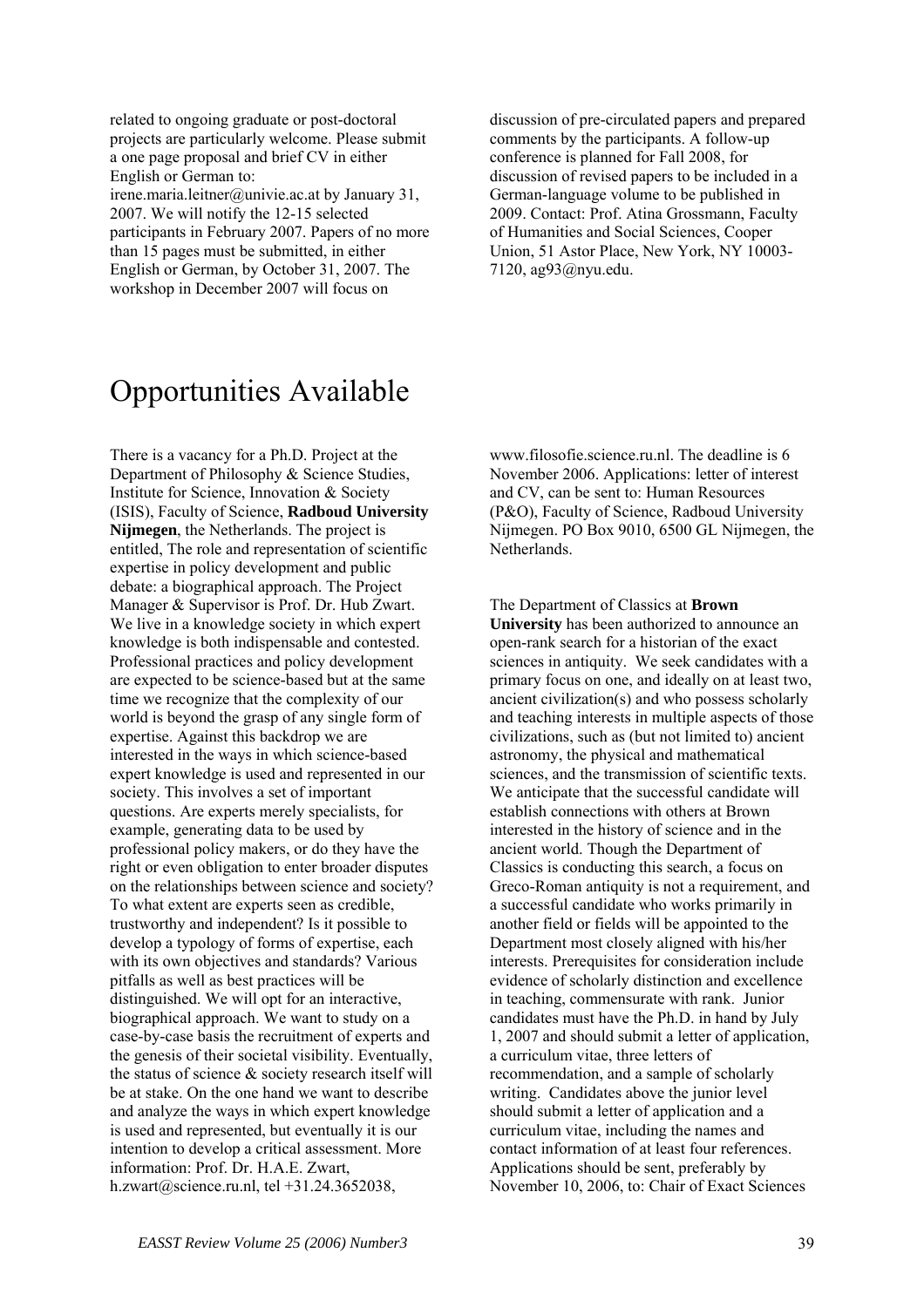related to ongoing graduate or post-doctoral projects are particularly welcome. Please submit a one page proposal and brief CV in either English or German to: irene.maria.leitner@univie.ac.at by January 31, 2007. We will notify the 12-15 selected participants in February 2007. Papers of no more than 15 pages must be submitted, in either English or German, by October 31, 2007. The workshop in December 2007 will focus on discussion of pre-circulated papers and prepared comments by the participants. A follow-up conference is planned for Fall 2008, for discussion of revised papers to be included in a German-language volume to be published in 2009. Contact: Prof. Atina Grossmann, Faculty of Humanities and Social Sciences, Cooper Union, 51 Astor Place, New York, NY 10003-7120, ag93@nyu.edu.

# Opportunities Available

There is a vacancy for a Ph.D. Project at the Department of Philosophy & Science Studies, Institute for Science, Innovation & Society (ISIS), Faculty of Science, **Radboud University Nijmegen**, the Netherlands. The project is entitled, The role and representation of scientific expertise in policy development and public debate: a biographical approach. The Project Manager & Supervisor is Prof. Dr. Hub Zwart. We live in a knowledge society in which expert knowledge is both indispensable and contested. Professional practices and policy development are expected to be science-based but at the same time we recognize that the complexity of our world is beyond the grasp of any single form of expertise. Against this backdrop we are interested in the ways in which science-based expert knowledge is used and represented in our society. This involves a set of important questions. Are experts merely specialists, for example, generating data to be used by professional policy makers, or do they have the right or even obligation to enter broader disputes on the relationships between science and society? To what extent are experts seen as credible, trustworthy and independent? Is it possible to develop a typology of forms of expertise, each with its own objectives and standards? Various pitfalls as well as best practices will be distinguished. We will opt for an interactive, biographical approach. We want to study on a case-by-case basis the recruitment of experts and the genesis of their societal visibility. Eventually, the status of science & society research itself will be at stake. On the one hand we want to describe and analyze the ways in which expert knowledge is used and represented, but eventually it is our intention to develop a critical assessment. More information: Prof. Dr. H.A.E. Zwart, h.zwart@science.ru.nl, tel +31.24.3652038, www.filosofie.science.ru.nl. The deadline is 6 November 2006. Applications: letter of interest and CV, can be sent to: Human Resources (P&O), Faculty of Science, Radboud University Nijmegen. PO Box 9010, 6500 GL Nijmegen, the Netherlands.

The Department of Classics at **Brown University** has been authorized to announce an open-rank search for a historian of the exact sciences in antiquity. We seek candidates with a primary focus on one, and ideally on at least two, ancient civilization(s) and who possess scholarly and teaching interests in multiple aspects of those civilizations, such as (but not limited to) ancient astronomy, the physical and mathematical sciences, and the transmission of scientific texts. We anticipate that the successful candidate will establish connections with others at Brown interested in the history of science and in the ancient world. Though the Department of Classics is conducting this search, a focus on Greco-Roman antiquity is not a requirement, and a successful candidate who works primarily in another field or fields will be appointed to the Department most closely aligned with his/her interests. Prerequisites for consideration include evidence of scholarly distinction and excellence in teaching, commensurate with rank. Junior candidates must have the Ph.D. in hand by July 1, 2007 and should submit a letter of application, a curriculum vitae, three letters of recommendation, and a sample of scholarly writing. Candidates above the junior level should submit a letter of application and a curriculum vitae, including the names and contact information of at least four references. Applications should be sent, preferably by November 10, 2006, to: Chair of Exact Sciences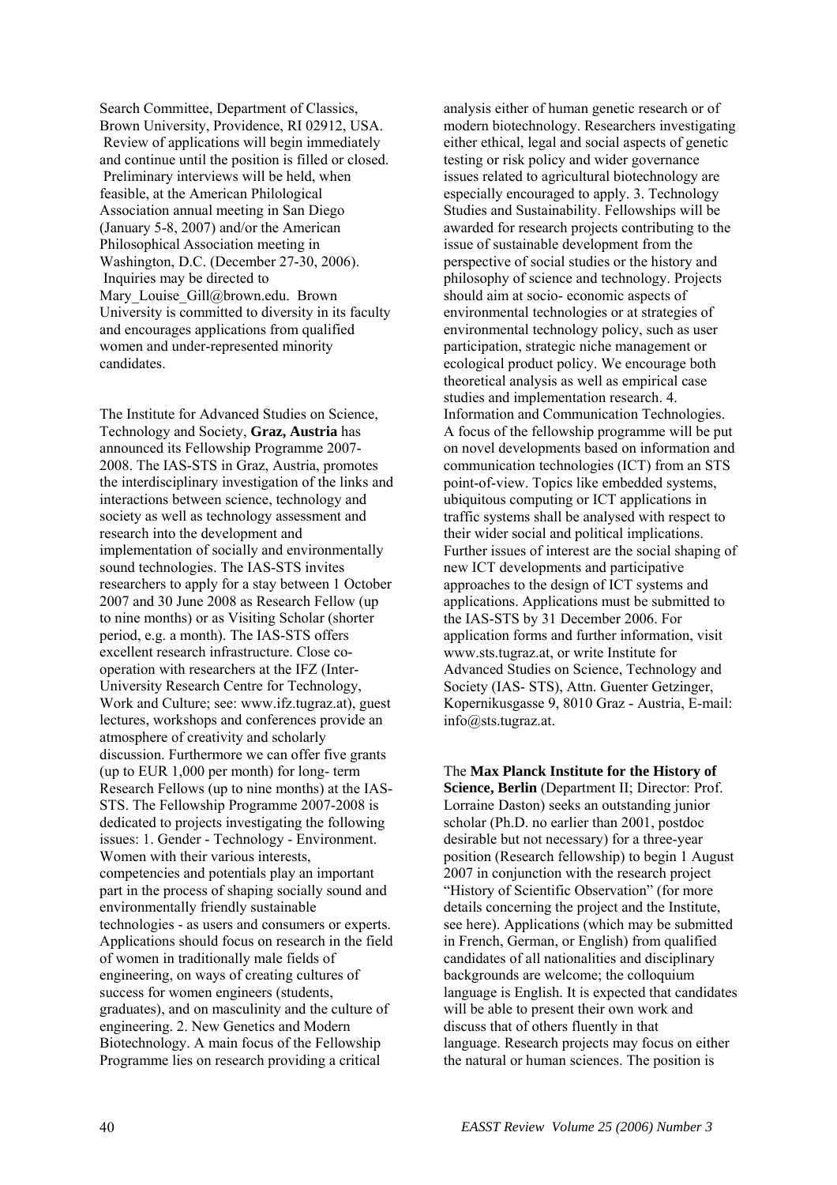Search Committee, Department of Classics, Brown University, Providence, RI 02912, USA. Review of applications will begin immediately and continue until the position is filled or closed. Preliminary interviews will be held, when feasible, at the American Philological Association annual meeting in San Diego (January 5-8, 2007) and/or the American Philosophical Association meeting in Washington, D.C. (December 27-30, 2006). Inquiries may be directed to Mary_Louise_Gill@brown.edu. Brown University is committed to diversity in its faculty and encourages applications from qualified women and under-represented minority candidates.

The Institute for Advanced Studies on Science, Technology and Society, **Graz, Austria** has announced its Fellowship Programme 2007-2008. The IAS-STS in Graz, Austria, promotes the interdisciplinary investigation of the links and interactions between science, technology and society as well as technology assessment and research into the development and implementation of socially and environmentally sound technologies. The IAS-STS invites researchers to apply for a stay between 1 October 2007 and 30 June 2008 as Research Fellow (up to nine months) or as Visiting Scholar (shorter period, e.g. a month). The IAS-STS offers excellent research infrastructure. Close co-operation with researchers at the IFZ (Inter-University Research Centre for Technology, Work and Culture; see: www.ifz.tugraz.at), guest lectures, workshops and conferences provide an atmosphere of creativity and scholarly discussion. Furthermore we can offer five grants (up to EUR 1,000 per month) for long- term Research Fellows (up to nine months) at the IAS-STS. The Fellowship Programme 2007-2008 is dedicated to projects investigating the following issues: 1. Gender - Technology - Environment. Women with their various interests, competencies and potentials play an important part in the process of shaping socially sound and environmentally friendly sustainable technologies - as users and consumers or experts. Applications should focus on research in the field of women in traditionally male fields of engineering, on ways of creating cultures of success for women engineers (students, graduates), and on masculinity and the culture of engineering. 2. New Genetics and Modern Biotechnology. A main focus of the Fellowship Programme lies on research providing a critical analysis either of human genetic research or of modern biotechnology. Researchers investigating either ethical, legal and social aspects of genetic testing or risk policy and wider governance issues related to agricultural biotechnology are especially encouraged to apply. 3. Technology Studies and Sustainability. Fellowships will be awarded for research projects contributing to the issue of sustainable development from the perspective of social studies or the history and philosophy of science and technology. Projects should aim at socio- economic aspects of environmental technologies or at strategies of environmental technology policy, such as user participation, strategic niche management or ecological product policy. We encourage both theoretical analysis as well as empirical case studies and implementation research. 4. Information and Communication Technologies. A focus of the fellowship programme will be put on novel developments based on information and communication technologies (ICT) from an STS point-of-view. Topics like embedded systems, ubiquitous computing or ICT applications in traffic systems shall be analysed with respect to their wider social and political implications. Further issues of interest are the social shaping of new ICT developments and participative approaches to the design of ICT systems and applications. Applications must be submitted to the IAS-STS by 31 December 2006. For application forms and further information, visit www.sts.tugraz.at, or write Institute for Advanced Studies on Science, Technology and Society (IAS- STS), Attn. Guenter Getzinger, Kopernikusgasse 9, 8010 Graz - Austria, E-mail: info@sts.tugraz.at.

The **Max Planck Institute for the History of Science, Berlin** (Department II; Director: Prof. Lorraine Daston) seeks an outstanding junior scholar (Ph.D. no earlier than 2001, postdoc desirable but not necessary) for a three-year position (Research fellowship) to begin 1 August 2007 in conjunction with the research project "History of Scientific Observation" (for more details concerning the project and the Institute, see here). Applications (which may be submitted in French, German, or English) from qualified candidates of all nationalities and disciplinary backgrounds are welcome; the colloquium language is English. It is expected that candidates will be able to present their own work and discuss that of others fluently in that language. Research projects may focus on either the natural or human sciences. The position is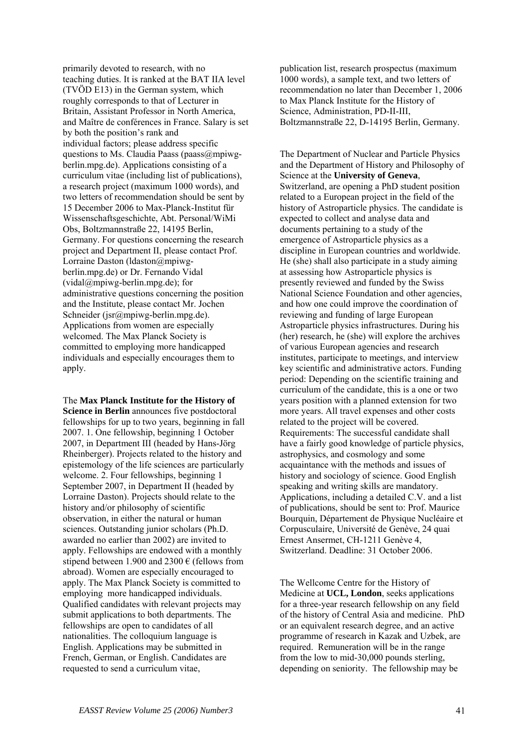primarily devoted to research, with no teaching duties. It is ranked at the BAT IIA level (TVÖD E13) in the German system, which roughly corresponds to that of Lecturer in Britain, Assistant Professor in North America, and Maître de conférences in France. Salary is set by both the position's rank and individual factors; please address specific questions to Ms. Claudia Paass (paass@mpiwg-berlin.mpg.de). Applications consisting of a curriculum vitae (including list of publications), a research project (maximum 1000 words), and two letters of recommendation should be sent by 15 December 2006 to Max-Planck-Institut für Wissenschaftsgeschichte, Abt. Personal/WiMi Obs, Boltzmannstraße 22, 14195 Berlin, Germany. For questions concerning the research project and Department II, please contact Prof. Lorraine Daston (ldaston@mpiwg-berlin.mpg.de) or Dr. Fernando Vidal (vidal@mpiwg-berlin.mpg.de); for administrative questions concerning the position and the Institute, please contact Mr. Jochen Schneider (jsr@mpiwg-berlin.mpg.de). Applications from women are especially welcomed. The Max Planck Society is committed to employing more handicapped individuals and especially encourages them to apply.

The **Max Planck Institute for the History of Science in Berlin** announces five postdoctoral fellowships for up to two years, beginning in fall 2007. 1. One fellowship, beginning 1 October 2007, in Department III (headed by Hans-Jörg Rheinberger). Projects related to the history and epistemology of the life sciences are particularly welcome. 2. Four fellowships, beginning 1 September 2007, in Department II (headed by Lorraine Daston). Projects should relate to the history and/or philosophy of scientific observation, in either the natural or human sciences. Outstanding junior scholars (Ph.D. awarded no earlier than 2002) are invited to apply. Fellowships are endowed with a monthly stipend between 1.900 and 2300 € (fellows from abroad). Women are especially encouraged to apply. The Max Planck Society is committed to employing more handicapped individuals. Qualified candidates with relevant projects may submit applications to both departments. The fellowships are open to candidates of all nationalities. The colloquium language is English. Applications may be submitted in French, German, or English. Candidates are requested to send a curriculum vitae, publication list, research prospectus (maximum 1000 words), a sample text, and two letters of recommendation no later than December 1, 2006 to Max Planck Institute for the History of Science, Administration, PD-II-III, Boltzmannstraße 22, D-14195 Berlin, Germany.

The Department of Nuclear and Particle Physics and the Department of History and Philosophy of Science at the **University of Geneva**, Switzerland, are opening a PhD student position related to a European project in the field of the history of Astroparticle physics. The candidate is expected to collect and analyse data and documents pertaining to a study of the emergence of Astroparticle physics as a discipline in European countries and worldwide. He (she) shall also participate in a study aiming at assessing how Astroparticle physics is presently reviewed and funded by the Swiss National Science Foundation and other agencies, and how one could improve the coordination of reviewing and funding of large European Astroparticle physics infrastructures. During his (her) research, he (she) will explore the archives of various European agencies and research institutes, participate to meetings, and interview key scientific and administrative actors. Funding period: Depending on the scientific training and curriculum of the candidate, this is a one or two years position with a planned extension for two more years. All travel expenses and other costs related to the project will be covered. Requirements: The successful candidate shall have a fairly good knowledge of particle physics, astrophysics, and cosmology and some acquaintance with the methods and issues of history and sociology of science. Good English speaking and writing skills are mandatory. Applications, including a detailed C.V. and a list of publications, should be sent to: Prof. Maurice Bourquin, Département de Physique Nucléaire et Corpusculaire, Université de Genève, 24 quai Ernest Ansermet, CH-1211 Genève 4, Switzerland. Deadline: 31 October 2006.

The Wellcome Centre for the History of Medicine at **UCL, London**, seeks applications for a three-year research fellowship on any field of the history of Central Asia and medicine. PhD or an equivalent research degree, and an active programme of research in Kazak and Uzbek, are required. Remuneration will be in the range from the low to mid-30,000 pounds sterling, depending on seniority. The fellowship may be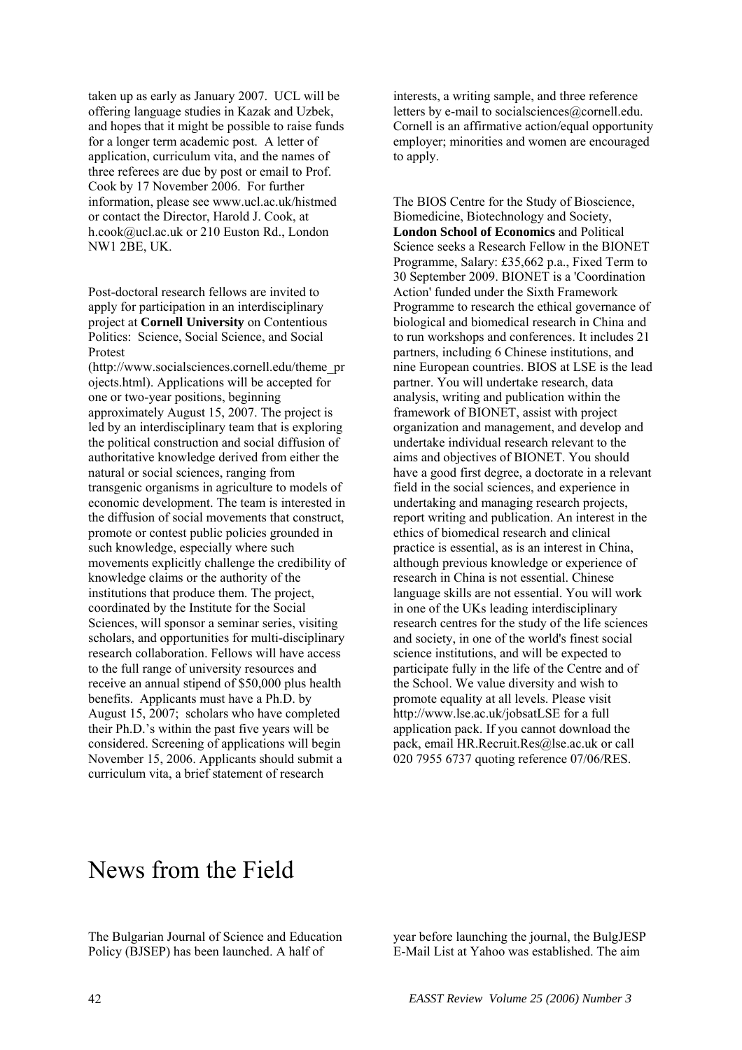taken up as early as January 2007. UCL will be offering language studies in Kazak and Uzbek, and hopes that it might be possible to raise funds for a longer term academic post. A letter of application, curriculum vita, and the names of three referees are due by post or email to Prof. Cook by 17 November 2006. For further information, please see www.ucl.ac.uk/histmed or contact the Director, Harold J. Cook, at h.cook@ucl.ac.uk or 210 Euston Rd., London NW1 2BE, UK.

Post-doctoral research fellows are invited to apply for participation in an interdisciplinary project at **Cornell University** on Contentious Politics: Science, Social Science, and Social Protest (http://www.socialsciences.cornell.edu/theme_projects.html). Applications will be accepted for one or two-year positions, beginning approximately August 15, 2007. The project is led by an interdisciplinary team that is exploring the political construction and social diffusion of authoritative knowledge derived from either the natural or social sciences, ranging from transgenic organisms in agriculture to models of economic development. The team is interested in the diffusion of social movements that construct, promote or contest public policies grounded in such knowledge, especially where such movements explicitly challenge the credibility of knowledge claims or the authority of the institutions that produce them. The project, coordinated by the Institute for the Social Sciences, will sponsor a seminar series, visiting scholars, and opportunities for multi-disciplinary research collaboration. Fellows will have access to the full range of university resources and receive an annual stipend of $50,000 plus health benefits. Applicants must have a Ph.D. by August 15, 2007; scholars who have completed their Ph.D.'s within the past five years will be considered. Screening of applications will begin November 15, 2006. Applicants should submit a curriculum vita, a brief statement of research interests, a writing sample, and three reference letters by e-mail to socialsciences@cornell.edu. Cornell is an affirmative action/equal opportunity employer; minorities and women are encouraged to apply.

The BIOS Centre for the Study of Bioscience, Biomedicine, Biotechnology and Society, **London School of Economics** and Political Science seeks a Research Fellow in the BIONET Programme, Salary: £35,662 p.a., Fixed Term to 30 September 2009. BIONET is a 'Coordination Action' funded under the Sixth Framework Programme to research the ethical governance of biological and biomedical research in China and to run workshops and conferences. It includes 21 partners, including 6 Chinese institutions, and nine European countries. BIOS at LSE is the lead partner. You will undertake research, data analysis, writing and publication within the framework of BIONET, assist with project organization and management, and develop and undertake individual research relevant to the aims and objectives of BIONET. You should have a good first degree, a doctorate in a relevant field in the social sciences, and experience in undertaking and managing research projects, report writing and publication. An interest in the ethics of biomedical research and clinical practice is essential, as is an interest in China, although previous knowledge or experience of research in China is not essential. Chinese language skills are not essential. You will work in one of the UKs leading interdisciplinary research centres for the study of the life sciences and society, in one of the world's finest social science institutions, and will be expected to participate fully in the life of the Centre and of the School. We value diversity and wish to promote equality at all levels. Please visit http://www.lse.ac.uk/jobsatLSE for a full application pack. If you cannot download the pack, email HR.Recruit.Res@lse.ac.uk or call 020 7955 6737 quoting reference 07/06/RES.

# News from the Field

The Bulgarian Journal of Science and Education Policy (BJSEP) has been launched. A half of year before launching the journal, the BulgJESP E-Mail List at Yahoo was established. The aim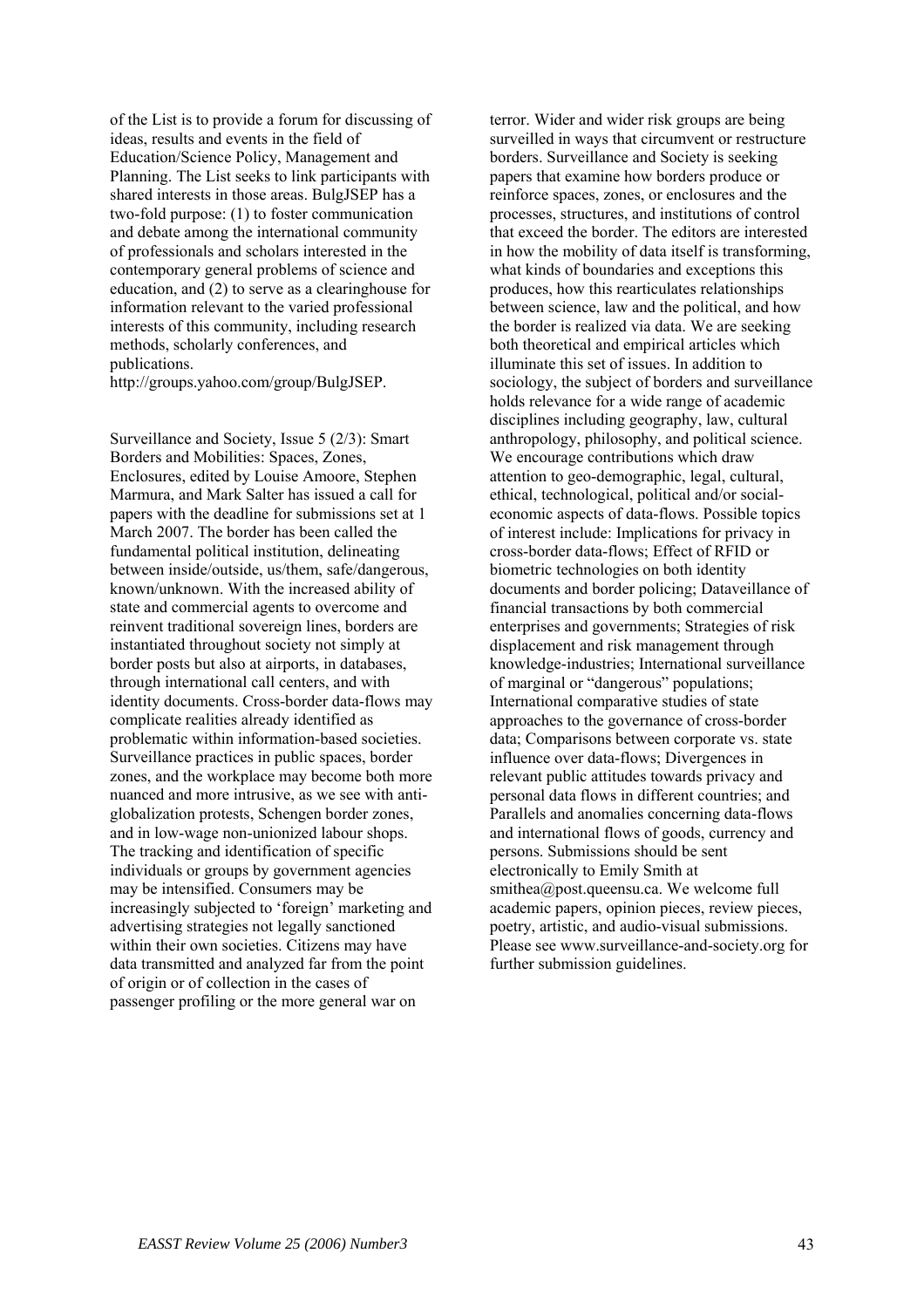of the List is to provide a forum for discussing of ideas, results and events in the field of Education/Science Policy, Management and Planning. The List seeks to link participants with shared interests in those areas. BulgJSEP has a two-fold purpose: (1) to foster communication and debate among the international community of professionals and scholars interested in the contemporary general problems of science and education, and (2) to serve as a clearinghouse for information relevant to the varied professional interests of this community, including research methods, scholarly conferences, and publications.
http://groups.yahoo.com/group/BulgJSEP.

Surveillance and Society, Issue 5 (2/3): Smart Borders and Mobilities: Spaces, Zones, Enclosures, edited by Louise Amoore, Stephen Marmura, and Mark Salter has issued a call for papers with the deadline for submissions set at 1 March 2007. The border has been called the fundamental political institution, delineating between inside/outside, us/them, safe/dangerous, known/unknown. With the increased ability of state and commercial agents to overcome and reinvent traditional sovereign lines, borders are instantiated throughout society not simply at border posts but also at airports, in databases, through international call centers, and with identity documents. Cross-border data-flows may complicate realities already identified as problematic within information-based societies. Surveillance practices in public spaces, border zones, and the workplace may become both more nuanced and more intrusive, as we see with anti-globalization protests, Schengen border zones, and in low-wage non-unionized labour shops. The tracking and identification of specific individuals or groups by government agencies may be intensified. Consumers may be increasingly subjected to 'foreign' marketing and advertising strategies not legally sanctioned within their own societies. Citizens may have data transmitted and analyzed far from the point of origin or of collection in the cases of passenger profiling or the more general war on terror. Wider and wider risk groups are being surveilled in ways that circumvent or restructure borders. Surveillance and Society is seeking papers that examine how borders produce or reinforce spaces, zones, or enclosures and the processes, structures, and institutions of control that exceed the border. The editors are interested in how the mobility of data itself is transforming, what kinds of boundaries and exceptions this produces, how this rearticulates relationships between science, law and the political, and how the border is realized via data. We are seeking both theoretical and empirical articles which illuminate this set of issues. In addition to sociology, the subject of borders and surveillance holds relevance for a wide range of academic disciplines including geography, law, cultural anthropology, philosophy, and political science. We encourage contributions which draw attention to geo-demographic, legal, cultural, ethical, technological, political and/or social-economic aspects of data-flows. Possible topics of interest include: Implications for privacy in cross-border data-flows; Effect of RFID or biometric technologies on both identity documents and border policing; Dataveillance of financial transactions by both commercial enterprises and governments; Strategies of risk displacement and risk management through knowledge-industries; International surveillance of marginal or "dangerous" populations; International comparative studies of state approaches to the governance of cross-border data; Comparisons between corporate vs. state influence over data-flows; Divergences in relevant public attitudes towards privacy and personal data flows in different countries; and Parallels and anomalies concerning data-flows and international flows of goods, currency and persons. Submissions should be sent electronically to Emily Smith at smithea@post.queensu.ca. We welcome full academic papers, opinion pieces, review pieces, poetry, artistic, and audio-visual submissions. Please see www.surveillance-and-society.org for further submission guidelines.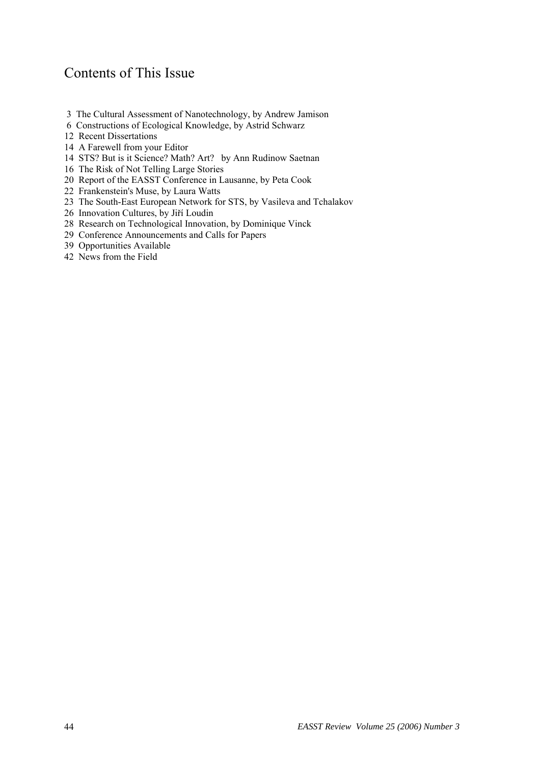# Contents of This Issue

3 The Cultural Assessment of Nanotechnology, by Andrew Jamison
6 Constructions of Ecological Knowledge, by Astrid Schwarz
12 Recent Dissertations
14 A Farewell from your Editor
14 STS? But is it Science? Math? Art? by Ann Rudinow Saetnan
16 The Risk of Not Telling Large Stories
20 Report of the EASST Conference in Lausanne, by Peta Cook
22 Frankenstein's Muse, by Laura Watts
23 The South-East European Network for STS, by Vasileva and Tchalakov
26 Innovation Cultures, by Jiří Loudin
28 Research on Technological Innovation, by Dominique Vinck
29 Conference Announcements and Calls for Papers
39 Opportunities Available
42 News from the Field